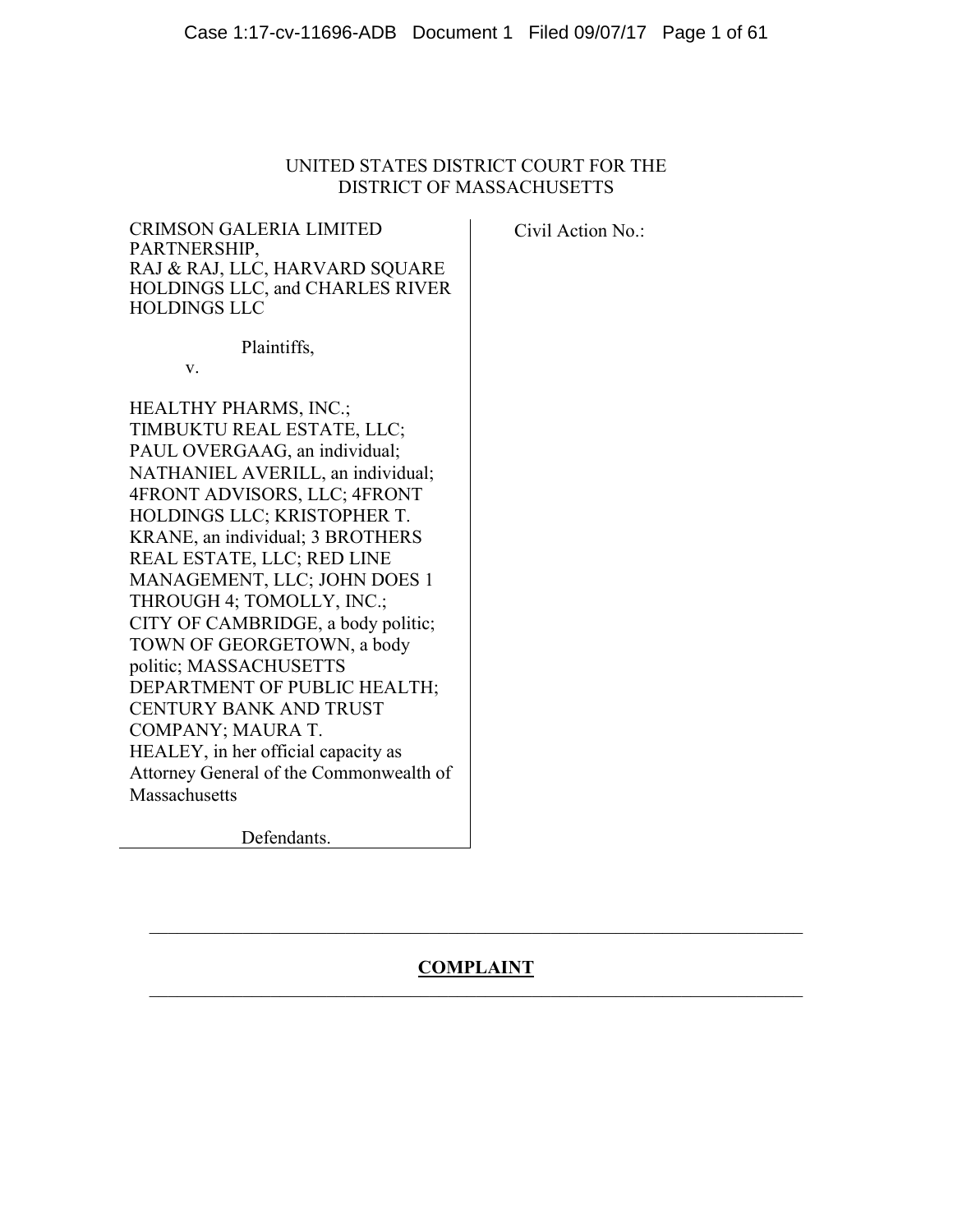UNITED STATES DISTRICT COURT FOR THE
DISTRICT OF MASSACHUSETTS

CRIMSON GALERIA LIMITED PARTNERSHIP,
RAJ & RAJ, LLC, HARVARD SQUARE HOLDINGS LLC, and CHARLES RIVER HOLDINGS LLC

Plaintiffs,

v.

HEALTHY PHARMS, INC.; TIMBUKTU REAL ESTATE, LLC; PAUL OVERGAAG, an individual; NATHANIEL AVERILL, an individual; 4FRONT ADVISORS, LLC; 4FRONT HOLDINGS LLC; KRISTOPHER T. KRANE, an individual; 3 BROTHERS REAL ESTATE, LLC; RED LINE MANAGEMENT, LLC; JOHN DOES 1 THROUGH 4; TOMOLLY, INC.; CITY OF CAMBRIDGE, a body politic; TOWN OF GEORGETOWN, a body politic; MASSACHUSETTS DEPARTMENT OF PUBLIC HEALTH; CENTURY BANK AND TRUST COMPANY; MAURA T. HEALEY, in her official capacity as Attorney General of the Commonwealth of Massachusetts

Defendants.

Civil Action No.:

# COMPLAINT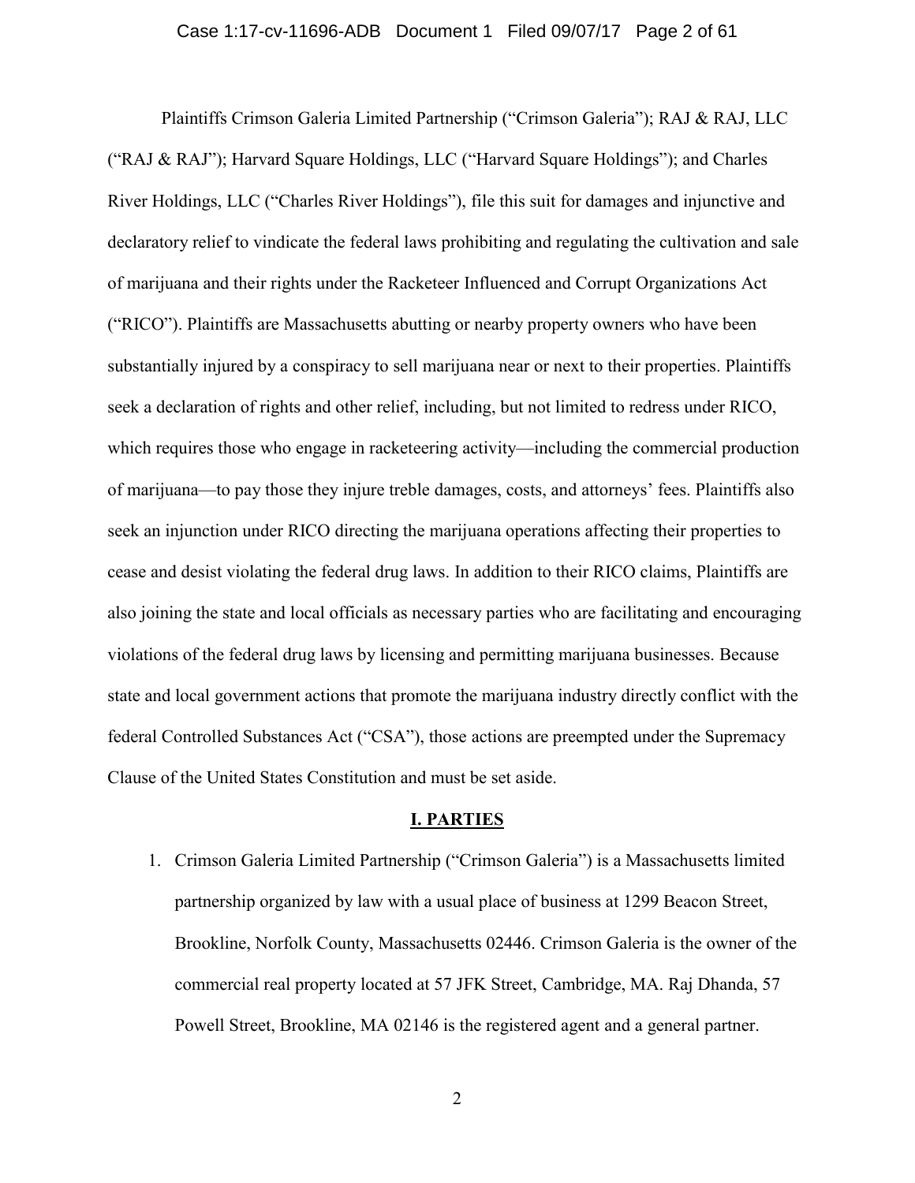Plaintiffs Crimson Galeria Limited Partnership ("Crimson Galeria"); RAJ & RAJ, LLC ("RAJ & RAJ"); Harvard Square Holdings, LLC ("Harvard Square Holdings"); and Charles River Holdings, LLC ("Charles River Holdings"), file this suit for damages and injunctive and declaratory relief to vindicate the federal laws prohibiting and regulating the cultivation and sale of marijuana and their rights under the Racketeer Influenced and Corrupt Organizations Act ("RICO"). Plaintiffs are Massachusetts abutting or nearby property owners who have been substantially injured by a conspiracy to sell marijuana near or next to their properties. Plaintiffs seek a declaration of rights and other relief, including, but not limited to redress under RICO, which requires those who engage in racketeering activity—including the commercial production of marijuana—to pay those they injure treble damages, costs, and attorneys' fees. Plaintiffs also seek an injunction under RICO directing the marijuana operations affecting their properties to cease and desist violating the federal drug laws. In addition to their RICO claims, Plaintiffs are also joining the state and local officials as necessary parties who are facilitating and encouraging violations of the federal drug laws by licensing and permitting marijuana businesses. Because state and local government actions that promote the marijuana industry directly conflict with the federal Controlled Substances Act ("CSA"), those actions are preempted under the Supremacy Clause of the United States Constitution and must be set aside.

## I. PARTIES

1. Crimson Galeria Limited Partnership ("Crimson Galeria") is a Massachusetts limited partnership organized by law with a usual place of business at 1299 Beacon Street, Brookline, Norfolk County, Massachusetts 02446. Crimson Galeria is the owner of the commercial real property located at 57 JFK Street, Cambridge, MA. Raj Dhanda, 57 Powell Street, Brookline, MA 02146 is the registered agent and a general partner.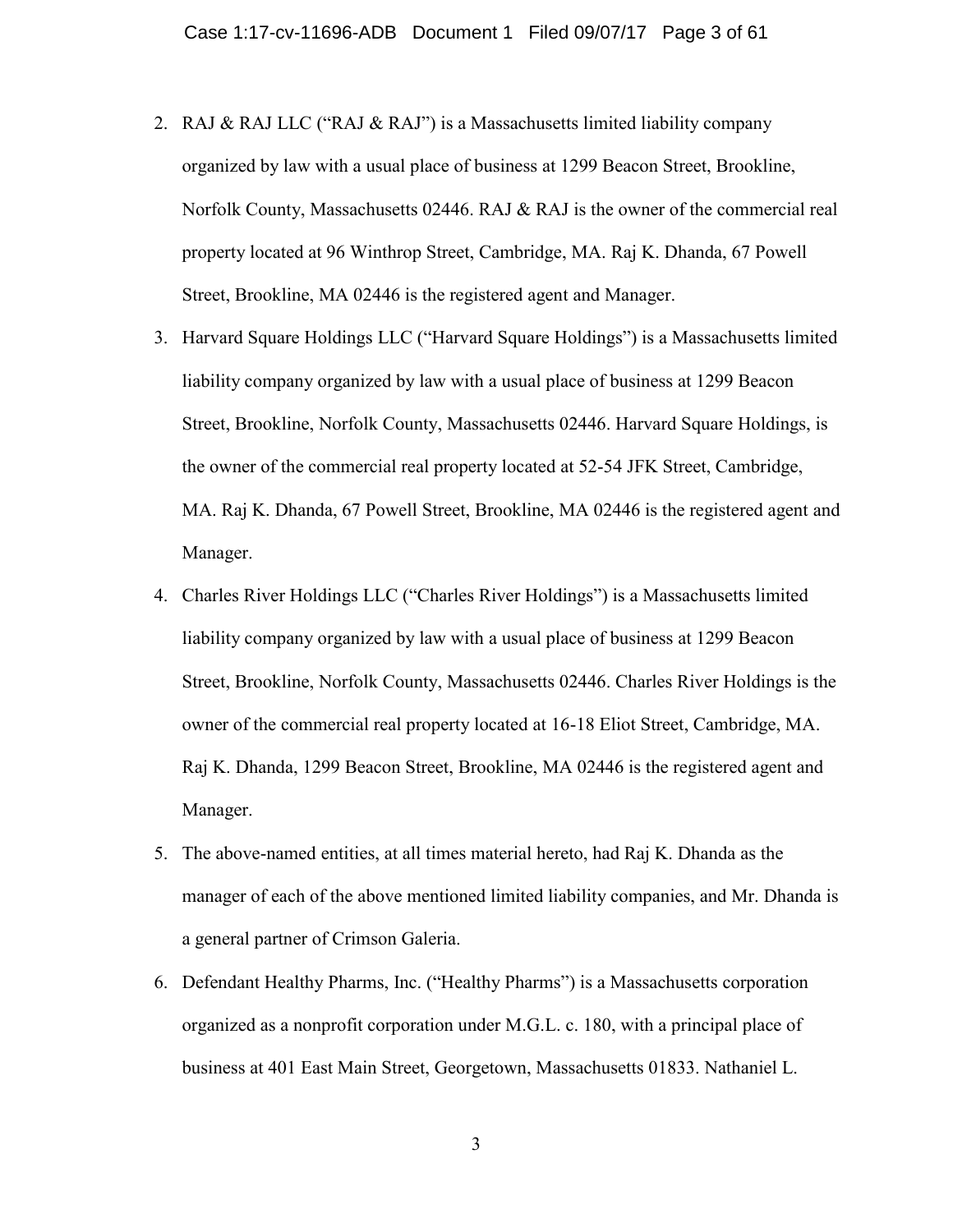2. RAJ & RAJ LLC ("RAJ & RAJ") is a Massachusetts limited liability company organized by law with a usual place of business at 1299 Beacon Street, Brookline, Norfolk County, Massachusetts 02446. RAJ & RAJ is the owner of the commercial real property located at 96 Winthrop Street, Cambridge, MA. Raj K. Dhanda, 67 Powell Street, Brookline, MA 02446 is the registered agent and Manager.
3. Harvard Square Holdings LLC ("Harvard Square Holdings") is a Massachusetts limited liability company organized by law with a usual place of business at 1299 Beacon Street, Brookline, Norfolk County, Massachusetts 02446. Harvard Square Holdings, is the owner of the commercial real property located at 52-54 JFK Street, Cambridge, MA. Raj K. Dhanda, 67 Powell Street, Brookline, MA 02446 is the registered agent and Manager.
4. Charles River Holdings LLC ("Charles River Holdings") is a Massachusetts limited liability company organized by law with a usual place of business at 1299 Beacon Street, Brookline, Norfolk County, Massachusetts 02446. Charles River Holdings is the owner of the commercial real property located at 16-18 Eliot Street, Cambridge, MA. Raj K. Dhanda, 1299 Beacon Street, Brookline, MA 02446 is the registered agent and Manager.
5. The above-named entities, at all times material hereto, had Raj K. Dhanda as the manager of each of the above mentioned limited liability companies, and Mr. Dhanda is a general partner of Crimson Galeria.
6. Defendant Healthy Pharms, Inc. ("Healthy Pharms") is a Massachusetts corporation organized as a nonprofit corporation under M.G.L. c. 180, with a principal place of business at 401 East Main Street, Georgetown, Massachusetts 01833. Nathaniel L.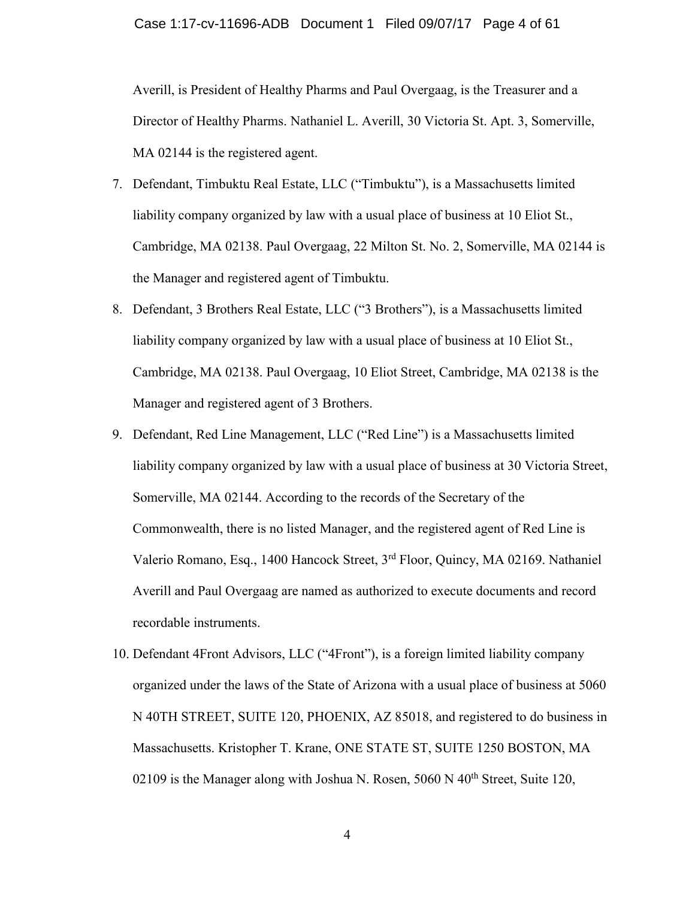Averill, is President of Healthy Pharms and Paul Overgaag, is the Treasurer and a Director of Healthy Pharms. Nathaniel L. Averill, 30 Victoria St. Apt. 3, Somerville, MA 02144 is the registered agent.

7. Defendant, Timbuktu Real Estate, LLC ("Timbuktu"), is a Massachusetts limited liability company organized by law with a usual place of business at 10 Eliot St., Cambridge, MA 02138. Paul Overgaag, 22 Milton St. No. 2, Somerville, MA 02144 is the Manager and registered agent of Timbuktu.

8. Defendant, 3 Brothers Real Estate, LLC ("3 Brothers"), is a Massachusetts limited liability company organized by law with a usual place of business at 10 Eliot St., Cambridge, MA 02138. Paul Overgaag, 10 Eliot Street, Cambridge, MA 02138 is the Manager and registered agent of 3 Brothers.

9. Defendant, Red Line Management, LLC ("Red Line") is a Massachusetts limited liability company organized by law with a usual place of business at 30 Victoria Street, Somerville, MA 02144. According to the records of the Secretary of the Commonwealth, there is no listed Manager, and the registered agent of Red Line is Valerio Romano, Esq., 1400 Hancock Street, 3rd Floor, Quincy, MA 02169. Nathaniel Averill and Paul Overgaag are named as authorized to execute documents and record recordable instruments.

10. Defendant 4Front Advisors, LLC ("4Front"), is a foreign limited liability company organized under the laws of the State of Arizona with a usual place of business at 5060 N 40TH STREET, SUITE 120, PHOENIX, AZ 85018, and registered to do business in Massachusetts. Kristopher T. Krane, ONE STATE ST, SUITE 1250 BOSTON, MA 02109 is the Manager along with Joshua N. Rosen, 5060 N 40th Street, Suite 120,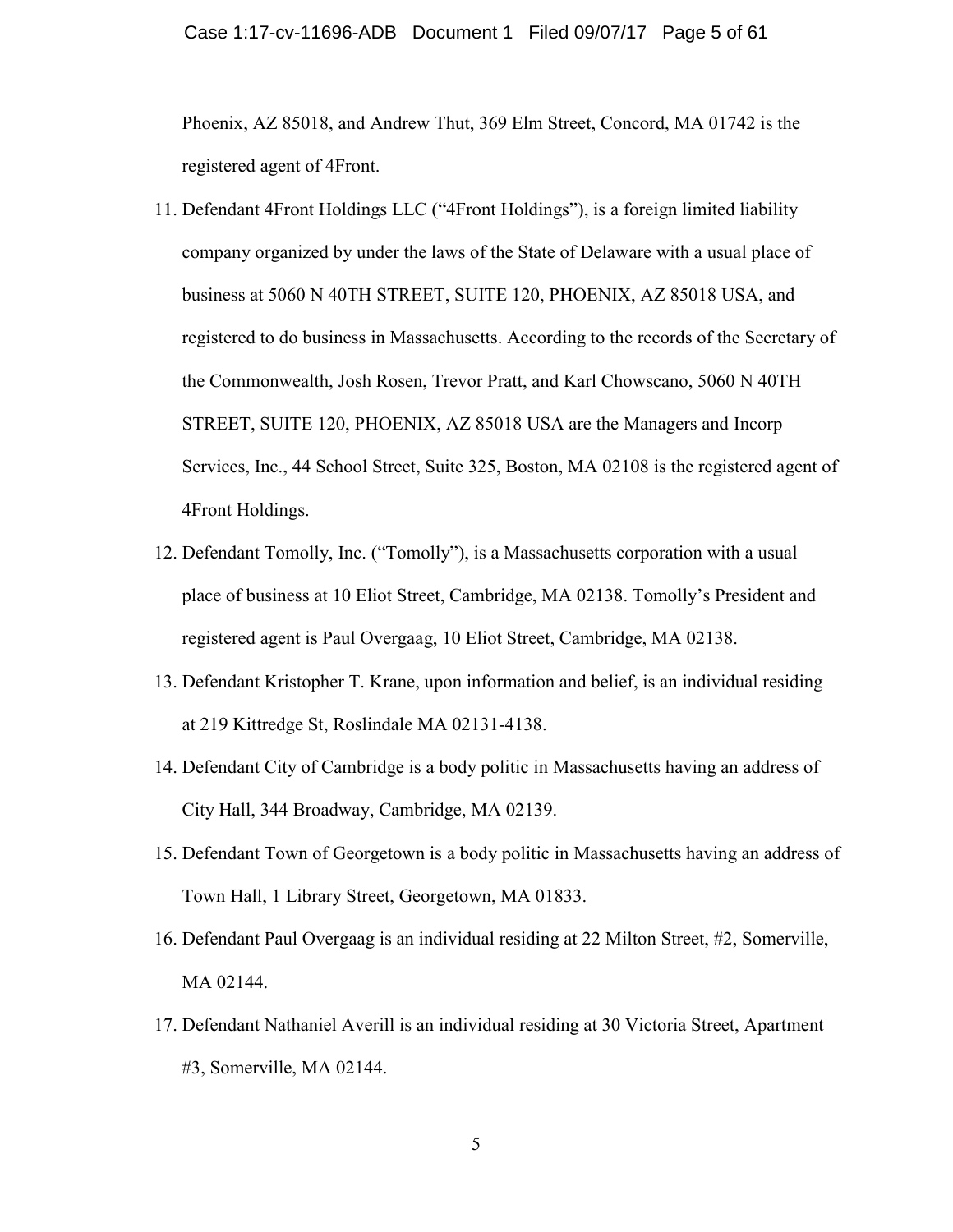Phoenix, AZ 85018, and Andrew Thut, 369 Elm Street, Concord, MA 01742 is the registered agent of 4Front.

11. Defendant 4Front Holdings LLC ("4Front Holdings"), is a foreign limited liability company organized by under the laws of the State of Delaware with a usual place of business at 5060 N 40TH STREET, SUITE 120, PHOENIX, AZ 85018 USA, and registered to do business in Massachusetts. According to the records of the Secretary of the Commonwealth, Josh Rosen, Trevor Pratt, and Karl Chowscano, 5060 N 40TH STREET, SUITE 120, PHOENIX, AZ 85018 USA are the Managers and Incorp Services, Inc., 44 School Street, Suite 325, Boston, MA 02108 is the registered agent of 4Front Holdings.
12. Defendant Tomolly, Inc. ("Tomolly"), is a Massachusetts corporation with a usual place of business at 10 Eliot Street, Cambridge, MA 02138. Tomolly's President and registered agent is Paul Overgaag, 10 Eliot Street, Cambridge, MA 02138.
13. Defendant Kristopher T. Krane, upon information and belief, is an individual residing at 219 Kittredge St, Roslindale MA 02131-4138.
14. Defendant City of Cambridge is a body politic in Massachusetts having an address of City Hall, 344 Broadway, Cambridge, MA 02139.
15. Defendant Town of Georgetown is a body politic in Massachusetts having an address of Town Hall, 1 Library Street, Georgetown, MA 01833.
16. Defendant Paul Overgaag is an individual residing at 22 Milton Street, #2, Somerville, MA 02144.
17. Defendant Nathaniel Averill is an individual residing at 30 Victoria Street, Apartment #3, Somerville, MA 02144.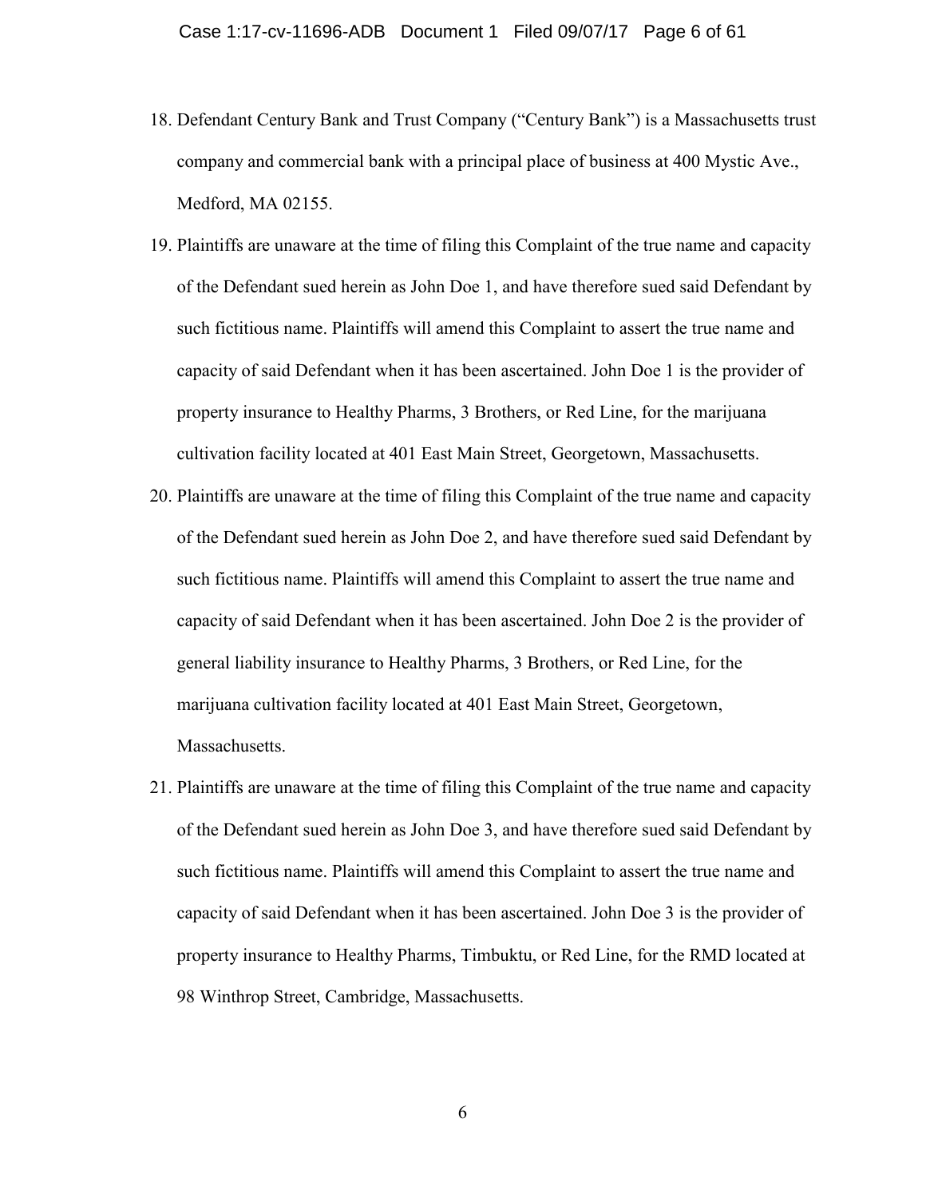18. Defendant Century Bank and Trust Company ("Century Bank") is a Massachusetts trust company and commercial bank with a principal place of business at 400 Mystic Ave., Medford, MA 02155.
19. Plaintiffs are unaware at the time of filing this Complaint of the true name and capacity of the Defendant sued herein as John Doe 1, and have therefore sued said Defendant by such fictitious name. Plaintiffs will amend this Complaint to assert the true name and capacity of said Defendant when it has been ascertained. John Doe 1 is the provider of property insurance to Healthy Pharms, 3 Brothers, or Red Line, for the marijuana cultivation facility located at 401 East Main Street, Georgetown, Massachusetts.
20. Plaintiffs are unaware at the time of filing this Complaint of the true name and capacity of the Defendant sued herein as John Doe 2, and have therefore sued said Defendant by such fictitious name. Plaintiffs will amend this Complaint to assert the true name and capacity of said Defendant when it has been ascertained. John Doe 2 is the provider of general liability insurance to Healthy Pharms, 3 Brothers, or Red Line, for the marijuana cultivation facility located at 401 East Main Street, Georgetown, Massachusetts.
21. Plaintiffs are unaware at the time of filing this Complaint of the true name and capacity of the Defendant sued herein as John Doe 3, and have therefore sued said Defendant by such fictitious name. Plaintiffs will amend this Complaint to assert the true name and capacity of said Defendant when it has been ascertained. John Doe 3 is the provider of property insurance to Healthy Pharms, Timbuktu, or Red Line, for the RMD located at 98 Winthrop Street, Cambridge, Massachusetts.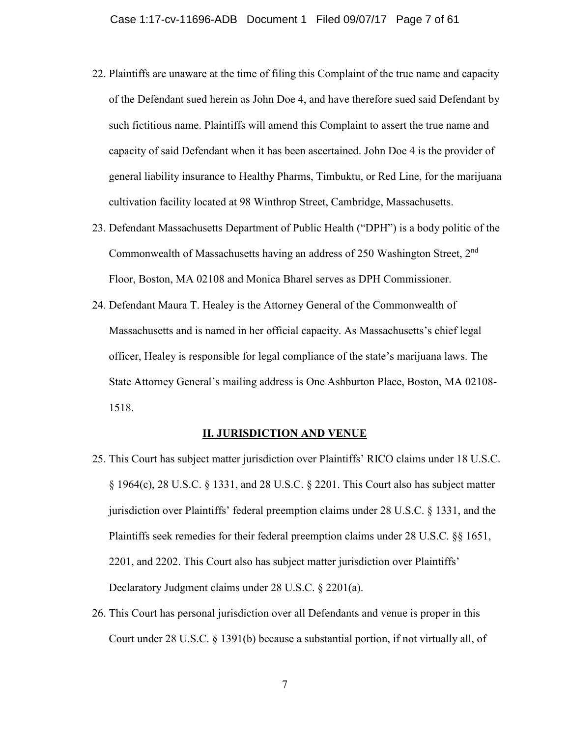22. Plaintiffs are unaware at the time of filing this Complaint of the true name and capacity of the Defendant sued herein as John Doe 4, and have therefore sued said Defendant by such fictitious name. Plaintiffs will amend this Complaint to assert the true name and capacity of said Defendant when it has been ascertained. John Doe 4 is the provider of general liability insurance to Healthy Pharms, Timbuktu, or Red Line, for the marijuana cultivation facility located at 98 Winthrop Street, Cambridge, Massachusetts.

23. Defendant Massachusetts Department of Public Health ("DPH") is a body politic of the Commonwealth of Massachusetts having an address of 250 Washington Street, 2nd Floor, Boston, MA 02108 and Monica Bharel serves as DPH Commissioner.

24. Defendant Maura T. Healey is the Attorney General of the Commonwealth of Massachusetts and is named in her official capacity. As Massachusetts's chief legal officer, Healey is responsible for legal compliance of the state's marijuana laws. The State Attorney General's mailing address is One Ashburton Place, Boston, MA 02108-1518.

## II. JURISDICTION AND VENUE

25. This Court has subject matter jurisdiction over Plaintiffs' RICO claims under 18 U.S.C. § 1964(c), 28 U.S.C. § 1331, and 28 U.S.C. § 2201. This Court also has subject matter jurisdiction over Plaintiffs' federal preemption claims under 28 U.S.C. § 1331, and the Plaintiffs seek remedies for their federal preemption claims under 28 U.S.C. §§ 1651, 2201, and 2202. This Court also has subject matter jurisdiction over Plaintiffs' Declaratory Judgment claims under 28 U.S.C. § 2201(a).

26. This Court has personal jurisdiction over all Defendants and venue is proper in this Court under 28 U.S.C. § 1391(b) because a substantial portion, if not virtually all, of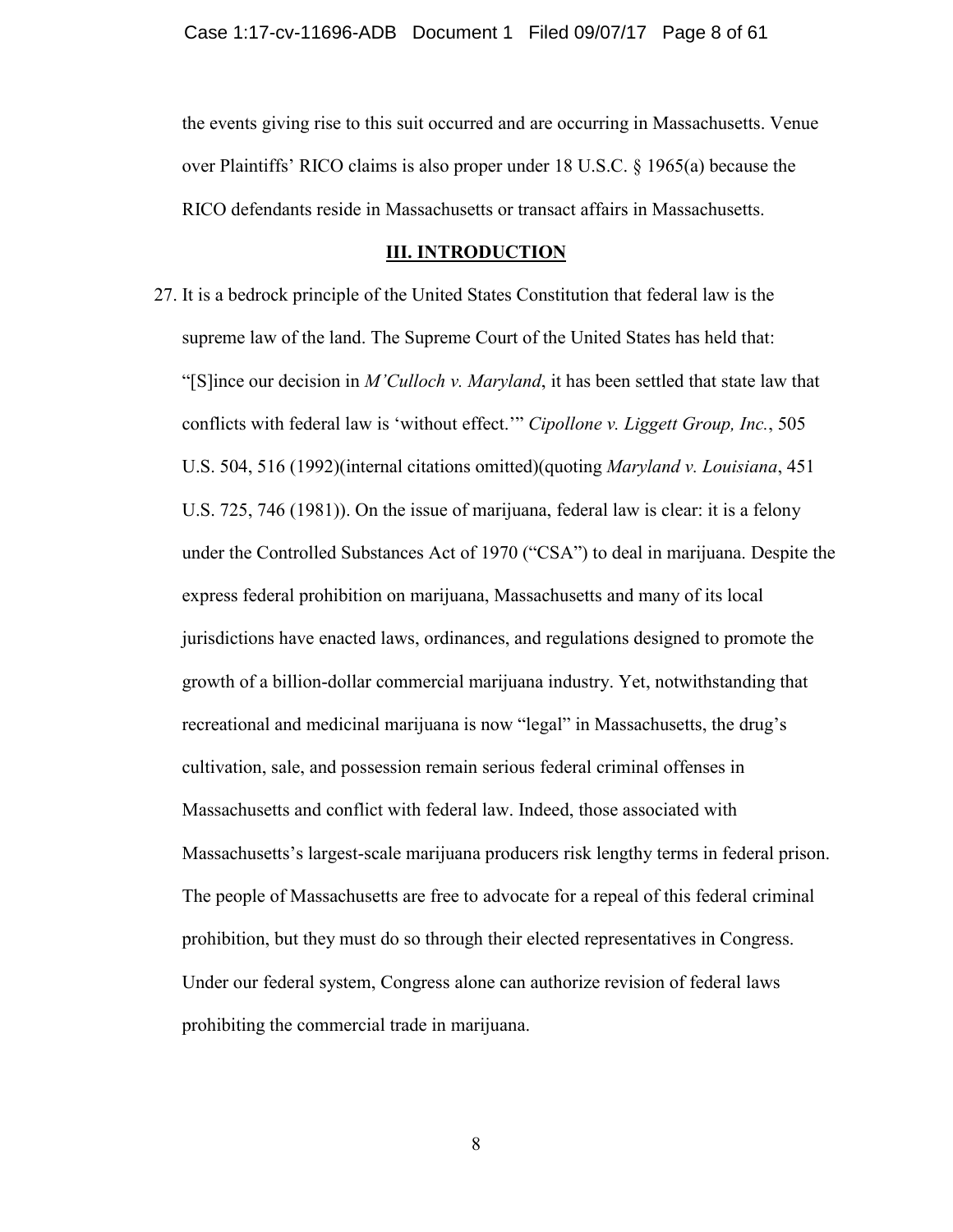the events giving rise to this suit occurred and are occurring in Massachusetts. Venue over Plaintiffs' RICO claims is also proper under 18 U.S.C. § 1965(a) because the RICO defendants reside in Massachusetts or transact affairs in Massachusetts.

## III. INTRODUCTION

27. It is a bedrock principle of the United States Constitution that federal law is the supreme law of the land. The Supreme Court of the United States has held that: "[S]ince our decision in *M'Culloch v. Maryland*, it has been settled that state law that conflicts with federal law is 'without effect.'" *Cipollone v. Liggett Group, Inc.*, 505 U.S. 504, 516 (1992)(internal citations omitted)(quoting *Maryland v. Louisiana*, 451 U.S. 725, 746 (1981)). On the issue of marijuana, federal law is clear: it is a felony under the Controlled Substances Act of 1970 ("CSA") to deal in marijuana. Despite the express federal prohibition on marijuana, Massachusetts and many of its local jurisdictions have enacted laws, ordinances, and regulations designed to promote the growth of a billion-dollar commercial marijuana industry. Yet, notwithstanding that recreational and medicinal marijuana is now "legal" in Massachusetts, the drug's cultivation, sale, and possession remain serious federal criminal offenses in Massachusetts and conflict with federal law. Indeed, those associated with Massachusetts's largest-scale marijuana producers risk lengthy terms in federal prison. The people of Massachusetts are free to advocate for a repeal of this federal criminal prohibition, but they must do so through their elected representatives in Congress. Under our federal system, Congress alone can authorize revision of federal laws prohibiting the commercial trade in marijuana.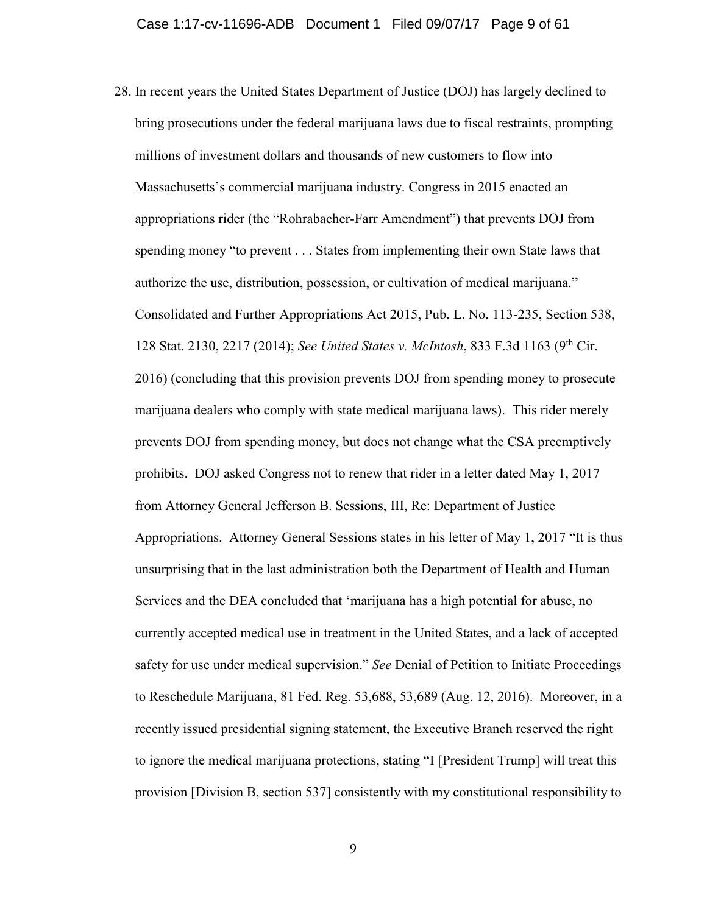28. In recent years the United States Department of Justice (DOJ) has largely declined to bring prosecutions under the federal marijuana laws due to fiscal restraints, prompting millions of investment dollars and thousands of new customers to flow into Massachusetts's commercial marijuana industry. Congress in 2015 enacted an appropriations rider (the "Rohrabacher-Farr Amendment") that prevents DOJ from spending money "to prevent . . . States from implementing their own State laws that authorize the use, distribution, possession, or cultivation of medical marijuana." Consolidated and Further Appropriations Act 2015, Pub. L. No. 113-235, Section 538, 128 Stat. 2130, 2217 (2014); *See United States v. McIntosh*, 833 F.3d 1163 (9th Cir. 2016) (concluding that this provision prevents DOJ from spending money to prosecute marijuana dealers who comply with state medical marijuana laws). This rider merely prevents DOJ from spending money, but does not change what the CSA preemptively prohibits. DOJ asked Congress not to renew that rider in a letter dated May 1, 2017 from Attorney General Jefferson B. Sessions, III, Re: Department of Justice Appropriations. Attorney General Sessions states in his letter of May 1, 2017 "It is thus unsurprising that in the last administration both the Department of Health and Human Services and the DEA concluded that 'marijuana has a high potential for abuse, no currently accepted medical use in treatment in the United States, and a lack of accepted safety for use under medical supervision." *See* Denial of Petition to Initiate Proceedings to Reschedule Marijuana, 81 Fed. Reg. 53,688, 53,689 (Aug. 12, 2016). Moreover, in a recently issued presidential signing statement, the Executive Branch reserved the right to ignore the medical marijuana protections, stating "I [President Trump] will treat this provision [Division B, section 537] consistently with my constitutional responsibility to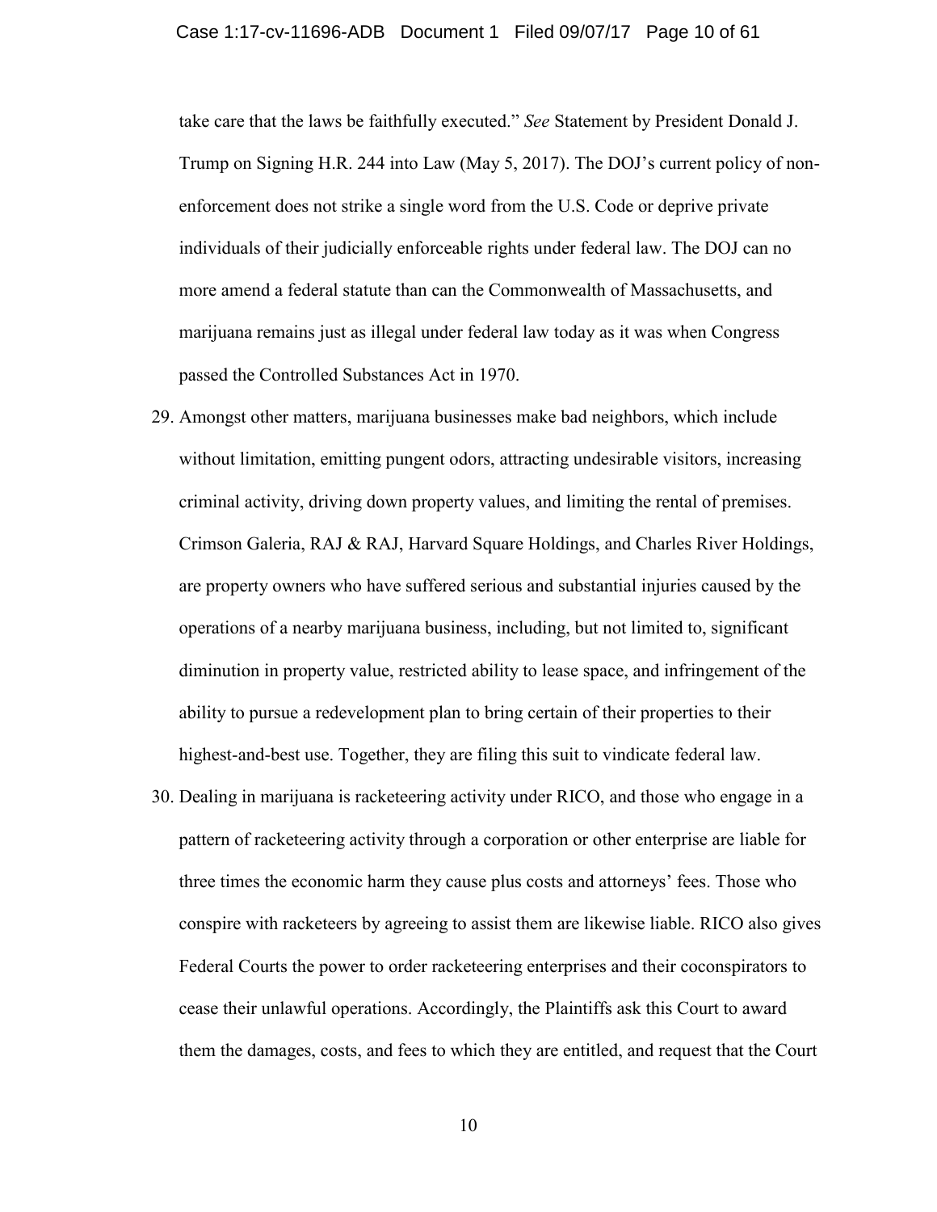take care that the laws be faithfully executed." *See* Statement by President Donald J. Trump on Signing H.R. 244 into Law (May 5, 2017). The DOJ's current policy of non-enforcement does not strike a single word from the U.S. Code or deprive private individuals of their judicially enforceable rights under federal law. The DOJ can no more amend a federal statute than can the Commonwealth of Massachusetts, and marijuana remains just as illegal under federal law today as it was when Congress passed the Controlled Substances Act in 1970.

29. Amongst other matters, marijuana businesses make bad neighbors, which include without limitation, emitting pungent odors, attracting undesirable visitors, increasing criminal activity, driving down property values, and limiting the rental of premises. Crimson Galeria, RAJ & RAJ, Harvard Square Holdings, and Charles River Holdings, are property owners who have suffered serious and substantial injuries caused by the operations of a nearby marijuana business, including, but not limited to, significant diminution in property value, restricted ability to lease space, and infringement of the ability to pursue a redevelopment plan to bring certain of their properties to their highest-and-best use. Together, they are filing this suit to vindicate federal law.

30. Dealing in marijuana is racketeering activity under RICO, and those who engage in a pattern of racketeering activity through a corporation or other enterprise are liable for three times the economic harm they cause plus costs and attorneys' fees. Those who conspire with racketeers by agreeing to assist them are likewise liable. RICO also gives Federal Courts the power to order racketeering enterprises and their coconspirators to cease their unlawful operations. Accordingly, the Plaintiffs ask this Court to award them the damages, costs, and fees to which they are entitled, and request that the Court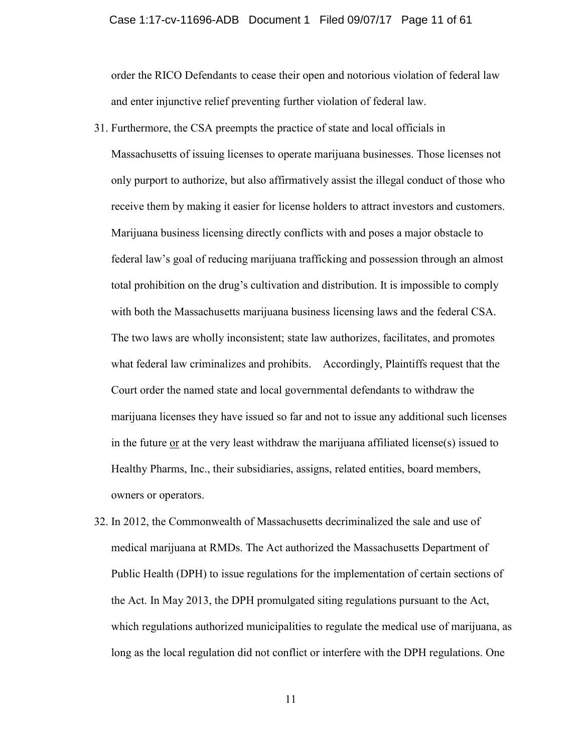order the RICO Defendants to cease their open and notorious violation of federal law and enter injunctive relief preventing further violation of federal law.

31. Furthermore, the CSA preempts the practice of state and local officials in Massachusetts of issuing licenses to operate marijuana businesses. Those licenses not only purport to authorize, but also affirmatively assist the illegal conduct of those who receive them by making it easier for license holders to attract investors and customers. Marijuana business licensing directly conflicts with and poses a major obstacle to federal law's goal of reducing marijuana trafficking and possession through an almost total prohibition on the drug's cultivation and distribution. It is impossible to comply with both the Massachusetts marijuana business licensing laws and the federal CSA. The two laws are wholly inconsistent; state law authorizes, facilitates, and promotes what federal law criminalizes and prohibits. Accordingly, Plaintiffs request that the Court order the named state and local governmental defendants to withdraw the marijuana licenses they have issued so far and not to issue any additional such licenses in the future <u>or</u> at the very least withdraw the marijuana affiliated license(s) issued to Healthy Pharms, Inc., their subsidiaries, assigns, related entities, board members, owners or operators.

32. In 2012, the Commonwealth of Massachusetts decriminalized the sale and use of medical marijuana at RMDs. The Act authorized the Massachusetts Department of Public Health (DPH) to issue regulations for the implementation of certain sections of the Act. In May 2013, the DPH promulgated siting regulations pursuant to the Act, which regulations authorized municipalities to regulate the medical use of marijuana, as long as the local regulation did not conflict or interfere with the DPH regulations. One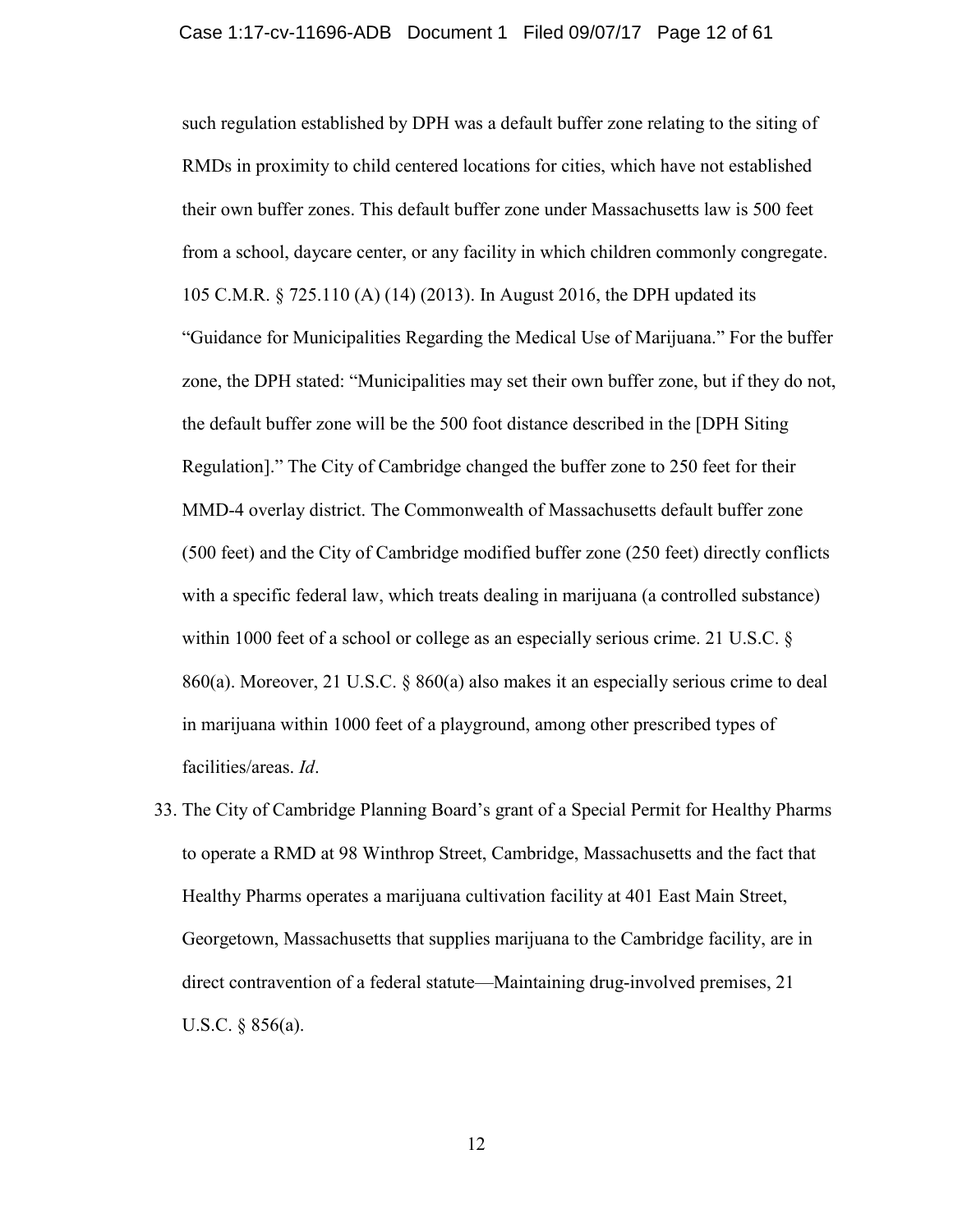such regulation established by DPH was a default buffer zone relating to the siting of RMDs in proximity to child centered locations for cities, which have not established their own buffer zones. This default buffer zone under Massachusetts law is 500 feet from a school, daycare center, or any facility in which children commonly congregate. 105 C.M.R. § 725.110 (A) (14) (2013). In August 2016, the DPH updated its "Guidance for Municipalities Regarding the Medical Use of Marijuana." For the buffer zone, the DPH stated: "Municipalities may set their own buffer zone, but if they do not, the default buffer zone will be the 500 foot distance described in the [DPH Siting Regulation]." The City of Cambridge changed the buffer zone to 250 feet for their MMD-4 overlay district. The Commonwealth of Massachusetts default buffer zone (500 feet) and the City of Cambridge modified buffer zone (250 feet) directly conflicts with a specific federal law, which treats dealing in marijuana (a controlled substance) within 1000 feet of a school or college as an especially serious crime. 21 U.S.C. § 860(a). Moreover, 21 U.S.C. § 860(a) also makes it an especially serious crime to deal in marijuana within 1000 feet of a playground, among other prescribed types of facilities/areas. *Id*.

33. The City of Cambridge Planning Board's grant of a Special Permit for Healthy Pharms to operate a RMD at 98 Winthrop Street, Cambridge, Massachusetts and the fact that Healthy Pharms operates a marijuana cultivation facility at 401 East Main Street, Georgetown, Massachusetts that supplies marijuana to the Cambridge facility, are in direct contravention of a federal statute—Maintaining drug-involved premises, 21 U.S.C. § 856(a).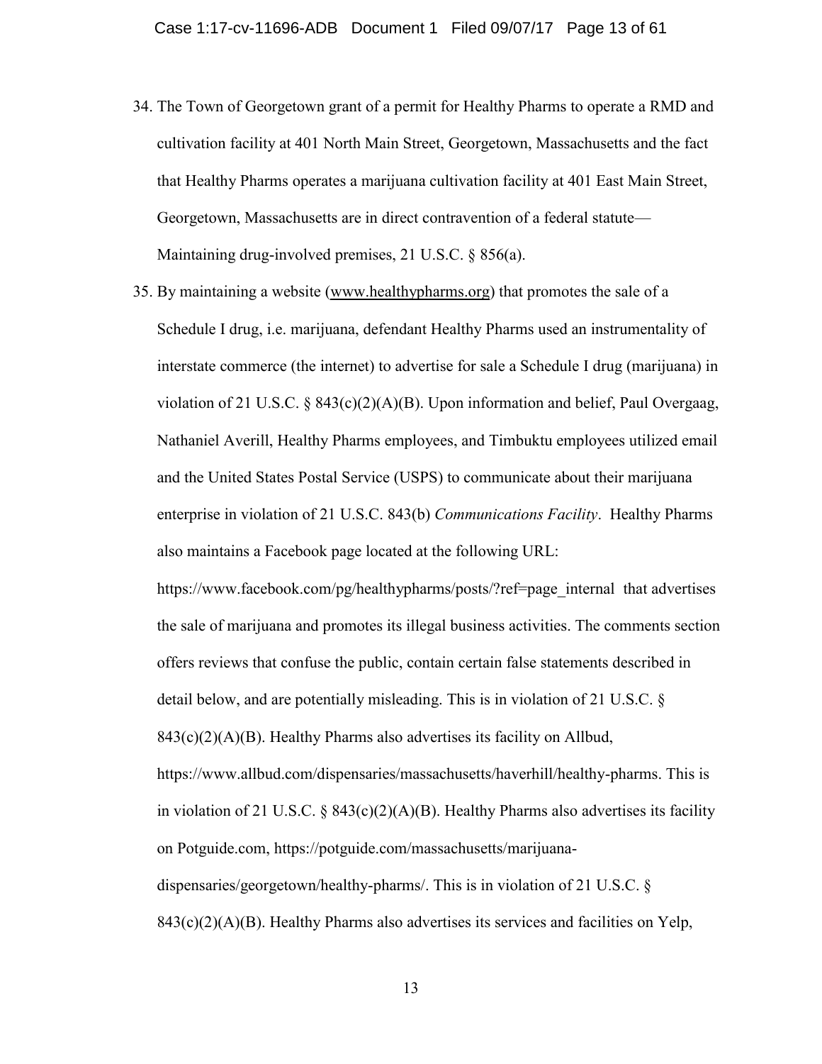34. The Town of Georgetown grant of a permit for Healthy Pharms to operate a RMD and cultivation facility at 401 North Main Street, Georgetown, Massachusetts and the fact that Healthy Pharms operates a marijuana cultivation facility at 401 East Main Street, Georgetown, Massachusetts are in direct contravention of a federal statute—Maintaining drug-involved premises, 21 U.S.C. § 856(a).

35. By maintaining a website (www.healthypharms.org) that promotes the sale of a Schedule I drug, i.e. marijuana, defendant Healthy Pharms used an instrumentality of interstate commerce (the internet) to advertise for sale a Schedule I drug (marijuana) in violation of 21 U.S.C. § 843(c)(2)(A)(B). Upon information and belief, Paul Overgaag, Nathaniel Averill, Healthy Pharms employees, and Timbuktu employees utilized email and the United States Postal Service (USPS) to communicate about their marijuana enterprise in violation of 21 U.S.C. 843(b) *Communications Facility*. Healthy Pharms also maintains a Facebook page located at the following URL: https://www.facebook.com/pg/healthypharms/posts/?ref=page_internal that advertises the sale of marijuana and promotes its illegal business activities. The comments section offers reviews that confuse the public, contain certain false statements described in detail below, and are potentially misleading. This is in violation of 21 U.S.C. § 843(c)(2)(A)(B). Healthy Pharms also advertises its facility on Allbud, https://www.allbud.com/dispensaries/massachusetts/haverhill/healthy-pharms. This is in violation of 21 U.S.C. § 843(c)(2)(A)(B). Healthy Pharms also advertises its facility on Potguide.com, https://potguide.com/massachusetts/marijuana-dispensaries/georgetown/healthy-pharms/. This is in violation of 21 U.S.C. § 843(c)(2)(A)(B). Healthy Pharms also advertises its services and facilities on Yelp,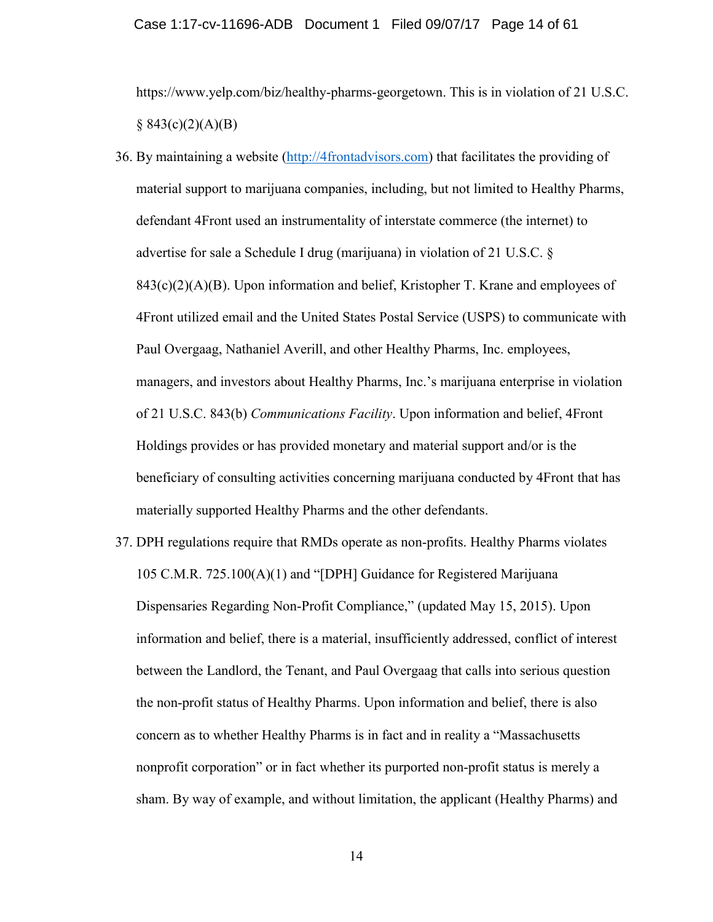https://www.yelp.com/biz/healthy-pharms-georgetown. This is in violation of 21 U.S.C. § 843(c)(2)(A)(B)

36. By maintaining a website (http://4frontadvisors.com) that facilitates the providing of material support to marijuana companies, including, but not limited to Healthy Pharms, defendant 4Front used an instrumentality of interstate commerce (the internet) to advertise for sale a Schedule I drug (marijuana) in violation of 21 U.S.C. § 843(c)(2)(A)(B). Upon information and belief, Kristopher T. Krane and employees of 4Front utilized email and the United States Postal Service (USPS) to communicate with Paul Overgaag, Nathaniel Averill, and other Healthy Pharms, Inc. employees, managers, and investors about Healthy Pharms, Inc.'s marijuana enterprise in violation of 21 U.S.C. 843(b) *Communications Facility*. Upon information and belief, 4Front Holdings provides or has provided monetary and material support and/or is the beneficiary of consulting activities concerning marijuana conducted by 4Front that has materially supported Healthy Pharms and the other defendants.

37. DPH regulations require that RMDs operate as non-profits. Healthy Pharms violates 105 C.M.R. 725.100(A)(1) and "[DPH] Guidance for Registered Marijuana Dispensaries Regarding Non-Profit Compliance," (updated May 15, 2015). Upon information and belief, there is a material, insufficiently addressed, conflict of interest between the Landlord, the Tenant, and Paul Overgaag that calls into serious question the non-profit status of Healthy Pharms. Upon information and belief, there is also concern as to whether Healthy Pharms is in fact and in reality a "Massachusetts nonprofit corporation" or in fact whether its purported non-profit status is merely a sham. By way of example, and without limitation, the applicant (Healthy Pharms) and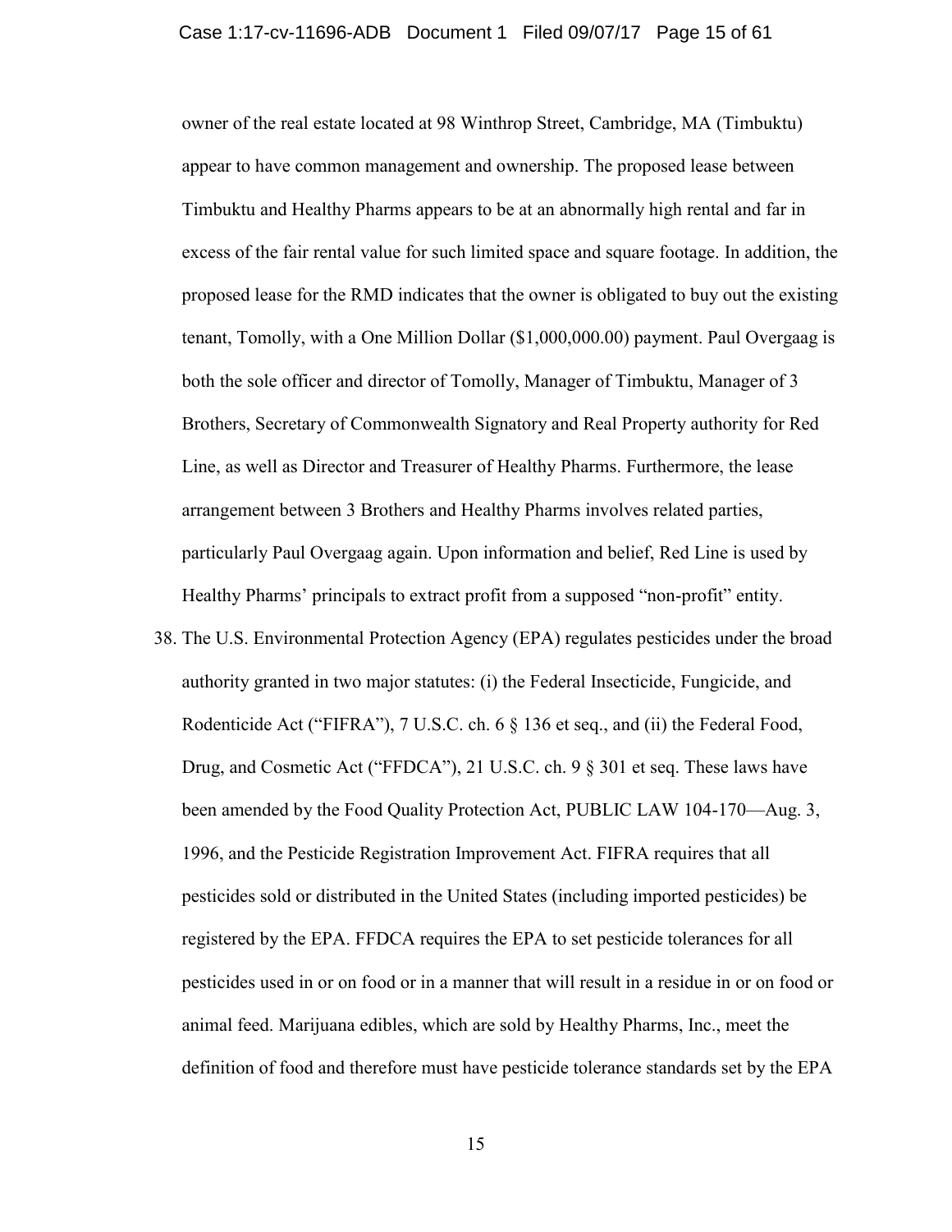owner of the real estate located at 98 Winthrop Street, Cambridge, MA (Timbuktu) appear to have common management and ownership. The proposed lease between Timbuktu and Healthy Pharms appears to be at an abnormally high rental and far in excess of the fair rental value for such limited space and square footage. In addition, the proposed lease for the RMD indicates that the owner is obligated to buy out the existing tenant, Tomolly, with a One Million Dollar ($1,000,000.00) payment. Paul Overgaag is both the sole officer and director of Tomolly, Manager of Timbuktu, Manager of 3 Brothers, Secretary of Commonwealth Signatory and Real Property authority for Red Line, as well as Director and Treasurer of Healthy Pharms. Furthermore, the lease arrangement between 3 Brothers and Healthy Pharms involves related parties, particularly Paul Overgaag again. Upon information and belief, Red Line is used by Healthy Pharms' principals to extract profit from a supposed "non-profit" entity.

38. The U.S. Environmental Protection Agency (EPA) regulates pesticides under the broad authority granted in two major statutes: (i) the Federal Insecticide, Fungicide, and Rodenticide Act ("FIFRA"), 7 U.S.C. ch. 6 § 136 et seq., and (ii) the Federal Food, Drug, and Cosmetic Act ("FFDCA"), 21 U.S.C. ch. 9 § 301 et seq. These laws have been amended by the Food Quality Protection Act, PUBLIC LAW 104-170—Aug. 3, 1996, and the Pesticide Registration Improvement Act. FIFRA requires that all pesticides sold or distributed in the United States (including imported pesticides) be registered by the EPA. FFDCA requires the EPA to set pesticide tolerances for all pesticides used in or on food or in a manner that will result in a residue in or on food or animal feed. Marijuana edibles, which are sold by Healthy Pharms, Inc., meet the definition of food and therefore must have pesticide tolerance standards set by the EPA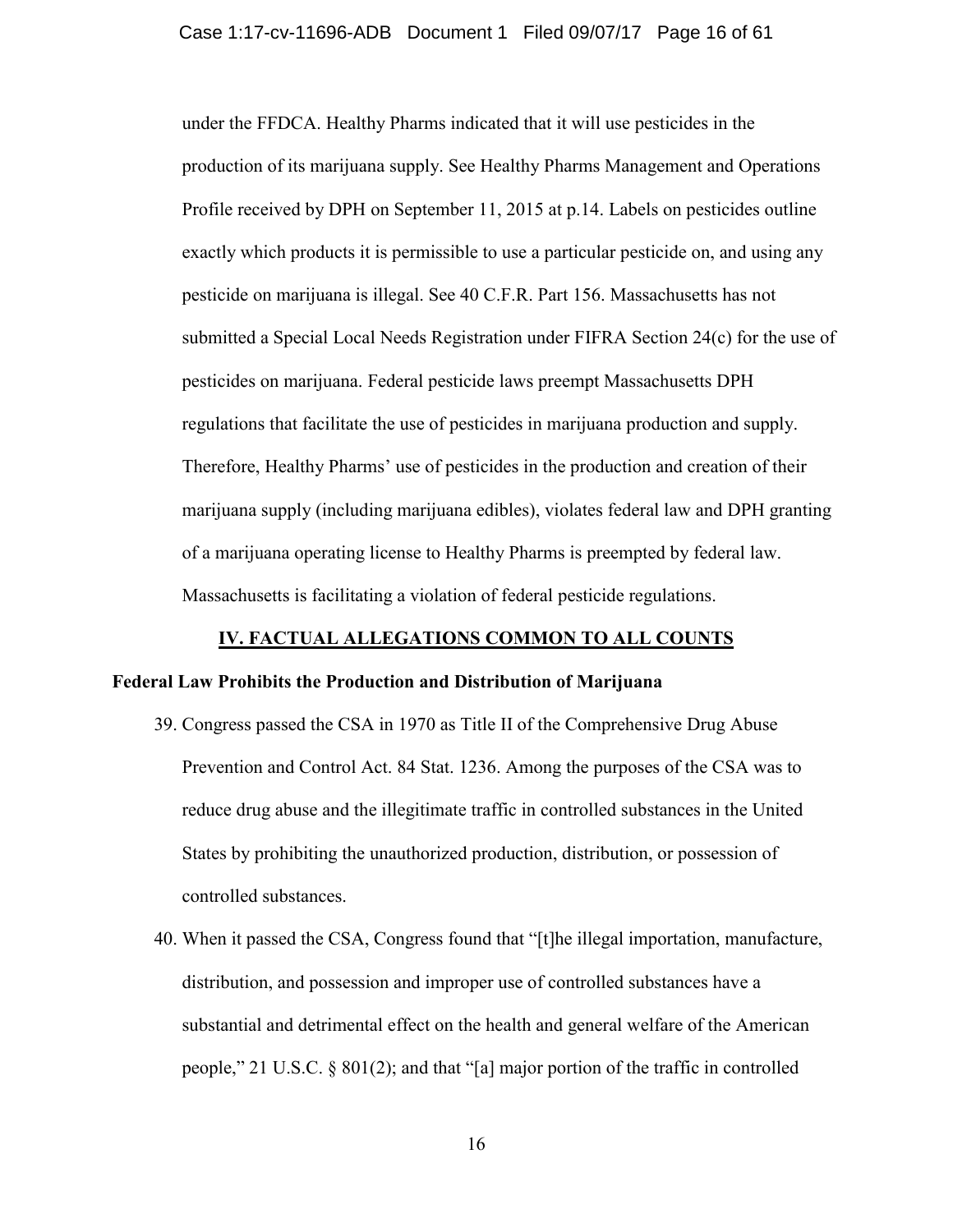under the FFDCA. Healthy Pharms indicated that it will use pesticides in the production of its marijuana supply. See Healthy Pharms Management and Operations Profile received by DPH on September 11, 2015 at p.14. Labels on pesticides outline exactly which products it is permissible to use a particular pesticide on, and using any pesticide on marijuana is illegal. See 40 C.F.R. Part 156. Massachusetts has not submitted a Special Local Needs Registration under FIFRA Section 24(c) for the use of pesticides on marijuana. Federal pesticide laws preempt Massachusetts DPH regulations that facilitate the use of pesticides in marijuana production and supply. Therefore, Healthy Pharms' use of pesticides in the production and creation of their marijuana supply (including marijuana edibles), violates federal law and DPH granting of a marijuana operating license to Healthy Pharms is preempted by federal law. Massachusetts is facilitating a violation of federal pesticide regulations.

## IV. FACTUAL ALLEGATIONS COMMON TO ALL COUNTS

### Federal Law Prohibits the Production and Distribution of Marijuana

39. Congress passed the CSA in 1970 as Title II of the Comprehensive Drug Abuse Prevention and Control Act. 84 Stat. 1236. Among the purposes of the CSA was to reduce drug abuse and the illegitimate traffic in controlled substances in the United States by prohibiting the unauthorized production, distribution, or possession of controlled substances.

40. When it passed the CSA, Congress found that "[t]he illegal importation, manufacture, distribution, and possession and improper use of controlled substances have a substantial and detrimental effect on the health and general welfare of the American people," 21 U.S.C. § 801(2); and that "[a] major portion of the traffic in controlled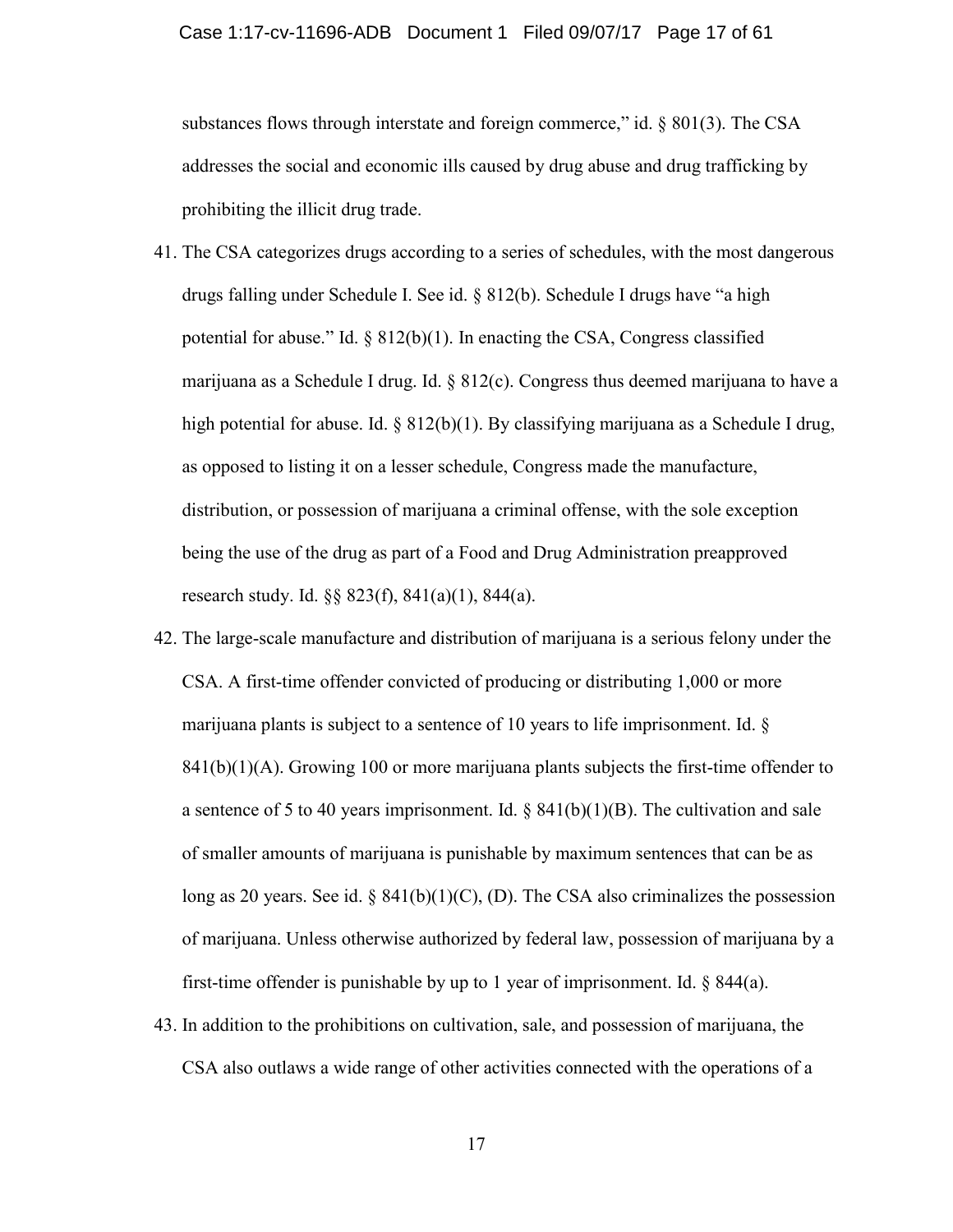substances flows through interstate and foreign commerce," id. § 801(3). The CSA addresses the social and economic ills caused by drug abuse and drug trafficking by prohibiting the illicit drug trade.

41. The CSA categorizes drugs according to a series of schedules, with the most dangerous drugs falling under Schedule I. See id. § 812(b). Schedule I drugs have "a high potential for abuse." Id. § 812(b)(1). In enacting the CSA, Congress classified marijuana as a Schedule I drug. Id. § 812(c). Congress thus deemed marijuana to have a high potential for abuse. Id. § 812(b)(1). By classifying marijuana as a Schedule I drug, as opposed to listing it on a lesser schedule, Congress made the manufacture, distribution, or possession of marijuana a criminal offense, with the sole exception being the use of the drug as part of a Food and Drug Administration preapproved research study. Id. §§ 823(f), 841(a)(1), 844(a).

42. The large-scale manufacture and distribution of marijuana is a serious felony under the CSA. A first-time offender convicted of producing or distributing 1,000 or more marijuana plants is subject to a sentence of 10 years to life imprisonment. Id. § 841(b)(1)(A). Growing 100 or more marijuana plants subjects the first-time offender to a sentence of 5 to 40 years imprisonment. Id. § 841(b)(1)(B). The cultivation and sale of smaller amounts of marijuana is punishable by maximum sentences that can be as long as 20 years. See id. § 841(b)(1)(C), (D). The CSA also criminalizes the possession of marijuana. Unless otherwise authorized by federal law, possession of marijuana by a first-time offender is punishable by up to 1 year of imprisonment. Id. § 844(a).

43. In addition to the prohibitions on cultivation, sale, and possession of marijuana, the CSA also outlaws a wide range of other activities connected with the operations of a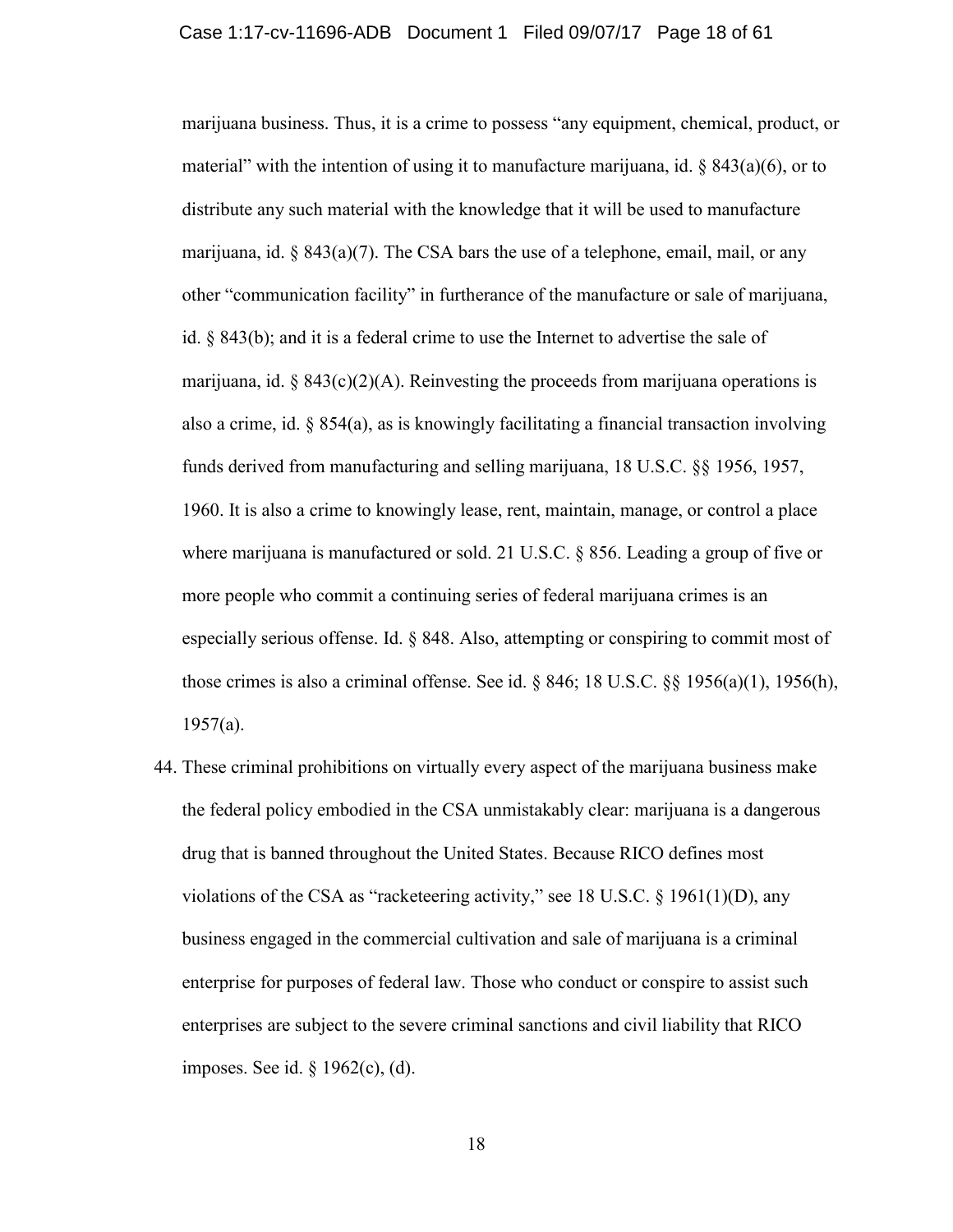marijuana business. Thus, it is a crime to possess "any equipment, chemical, product, or material" with the intention of using it to manufacture marijuana, id. § 843(a)(6), or to distribute any such material with the knowledge that it will be used to manufacture marijuana, id. § 843(a)(7). The CSA bars the use of a telephone, email, mail, or any other "communication facility" in furtherance of the manufacture or sale of marijuana, id. § 843(b); and it is a federal crime to use the Internet to advertise the sale of marijuana, id. § 843(c)(2)(A). Reinvesting the proceeds from marijuana operations is also a crime, id. § 854(a), as is knowingly facilitating a financial transaction involving funds derived from manufacturing and selling marijuana, 18 U.S.C. §§ 1956, 1957, 1960. It is also a crime to knowingly lease, rent, maintain, manage, or control a place where marijuana is manufactured or sold. 21 U.S.C. § 856. Leading a group of five or more people who commit a continuing series of federal marijuana crimes is an especially serious offense. Id. § 848. Also, attempting or conspiring to commit most of those crimes is also a criminal offense. See id. § 846; 18 U.S.C. §§ 1956(a)(1), 1956(h), 1957(a).

44. These criminal prohibitions on virtually every aspect of the marijuana business make the federal policy embodied in the CSA unmistakably clear: marijuana is a dangerous drug that is banned throughout the United States. Because RICO defines most violations of the CSA as "racketeering activity," see 18 U.S.C. § 1961(1)(D), any business engaged in the commercial cultivation and sale of marijuana is a criminal enterprise for purposes of federal law. Those who conduct or conspire to assist such enterprises are subject to the severe criminal sanctions and civil liability that RICO imposes. See id. § 1962(c), (d).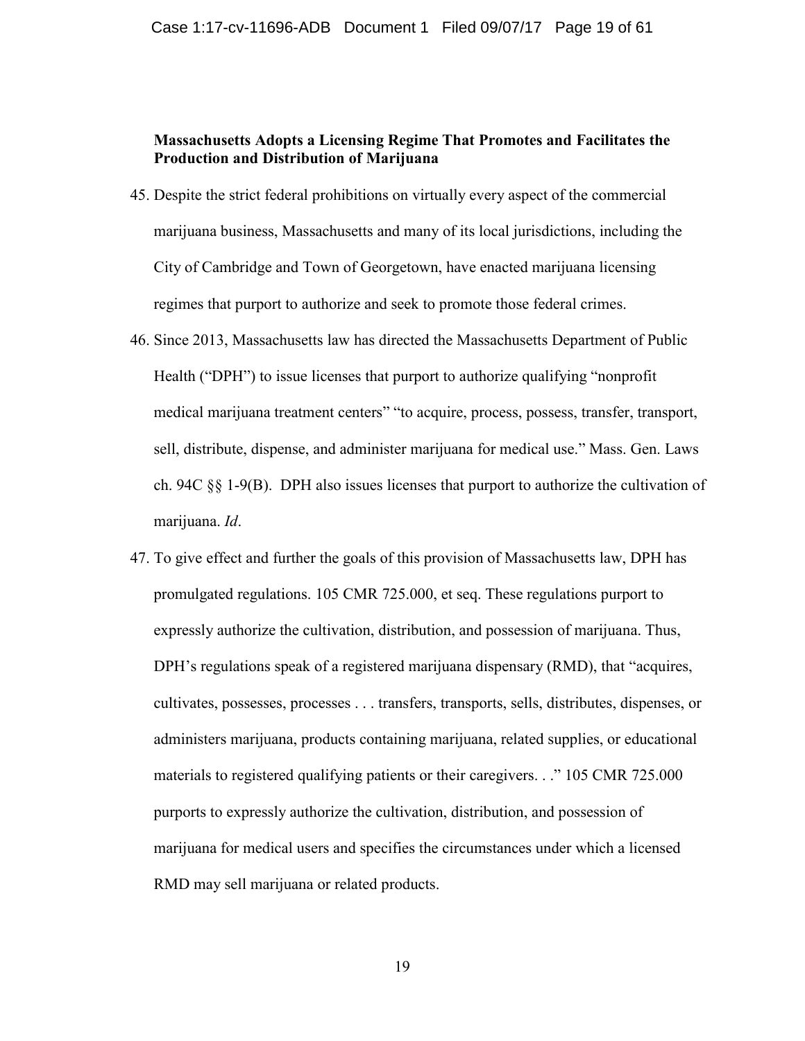**Massachusetts Adopts a Licensing Regime That Promotes and Facilitates the Production and Distribution of Marijuana**

45. Despite the strict federal prohibitions on virtually every aspect of the commercial marijuana business, Massachusetts and many of its local jurisdictions, including the City of Cambridge and Town of Georgetown, have enacted marijuana licensing regimes that purport to authorize and seek to promote those federal crimes.

46. Since 2013, Massachusetts law has directed the Massachusetts Department of Public Health ("DPH") to issue licenses that purport to authorize qualifying "nonprofit medical marijuana treatment centers" "to acquire, process, possess, transfer, transport, sell, distribute, dispense, and administer marijuana for medical use." Mass. Gen. Laws ch. 94C §§ 1-9(B). DPH also issues licenses that purport to authorize the cultivation of marijuana. *Id*.

47. To give effect and further the goals of this provision of Massachusetts law, DPH has promulgated regulations. 105 CMR 725.000, et seq. These regulations purport to expressly authorize the cultivation, distribution, and possession of marijuana. Thus, DPH's regulations speak of a registered marijuana dispensary (RMD), that "acquires, cultivates, possesses, processes . . . transfers, transports, sells, distributes, dispenses, or administers marijuana, products containing marijuana, related supplies, or educational materials to registered qualifying patients or their caregivers. . ." 105 CMR 725.000 purports to expressly authorize the cultivation, distribution, and possession of marijuana for medical users and specifies the circumstances under which a licensed RMD may sell marijuana or related products.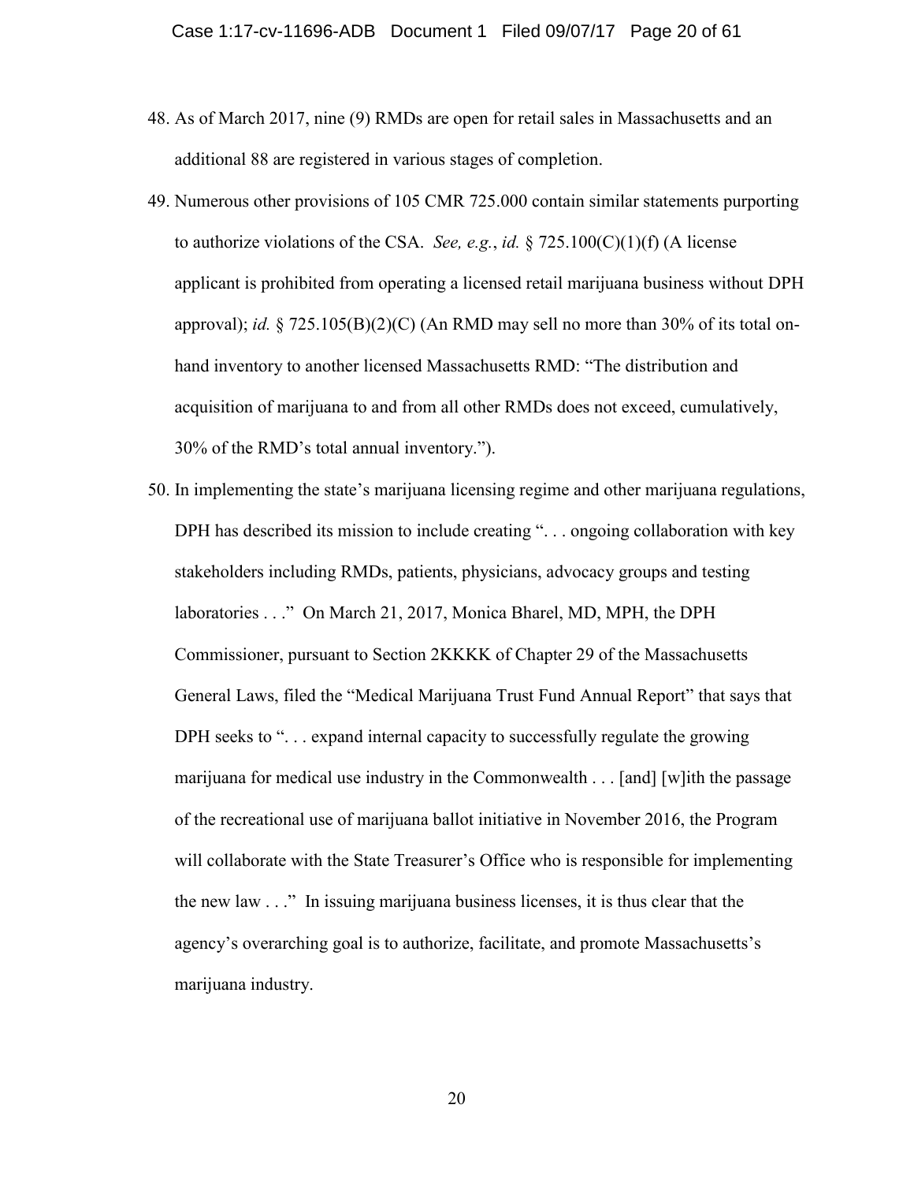48. As of March 2017, nine (9) RMDs are open for retail sales in Massachusetts and an additional 88 are registered in various stages of completion.

49. Numerous other provisions of 105 CMR 725.000 contain similar statements purporting to authorize violations of the CSA. *See, e.g.*, *id.* § 725.100(C)(1)(f) (A license applicant is prohibited from operating a licensed retail marijuana business without DPH approval); *id.* § 725.105(B)(2)(C) (An RMD may sell no more than 30% of its total on-hand inventory to another licensed Massachusetts RMD: "The distribution and acquisition of marijuana to and from all other RMDs does not exceed, cumulatively, 30% of the RMD's total annual inventory.").

50. In implementing the state's marijuana licensing regime and other marijuana regulations, DPH has described its mission to include creating ". . . ongoing collaboration with key stakeholders including RMDs, patients, physicians, advocacy groups and testing laboratories . . ." On March 21, 2017, Monica Bharel, MD, MPH, the DPH Commissioner, pursuant to Section 2KKKK of Chapter 29 of the Massachusetts General Laws, filed the "Medical Marijuana Trust Fund Annual Report" that says that DPH seeks to ". . . expand internal capacity to successfully regulate the growing marijuana for medical use industry in the Commonwealth . . . [and] [w]ith the passage of the recreational use of marijuana ballot initiative in November 2016, the Program will collaborate with the State Treasurer's Office who is responsible for implementing the new law . . ." In issuing marijuana business licenses, it is thus clear that the agency's overarching goal is to authorize, facilitate, and promote Massachusetts's marijuana industry.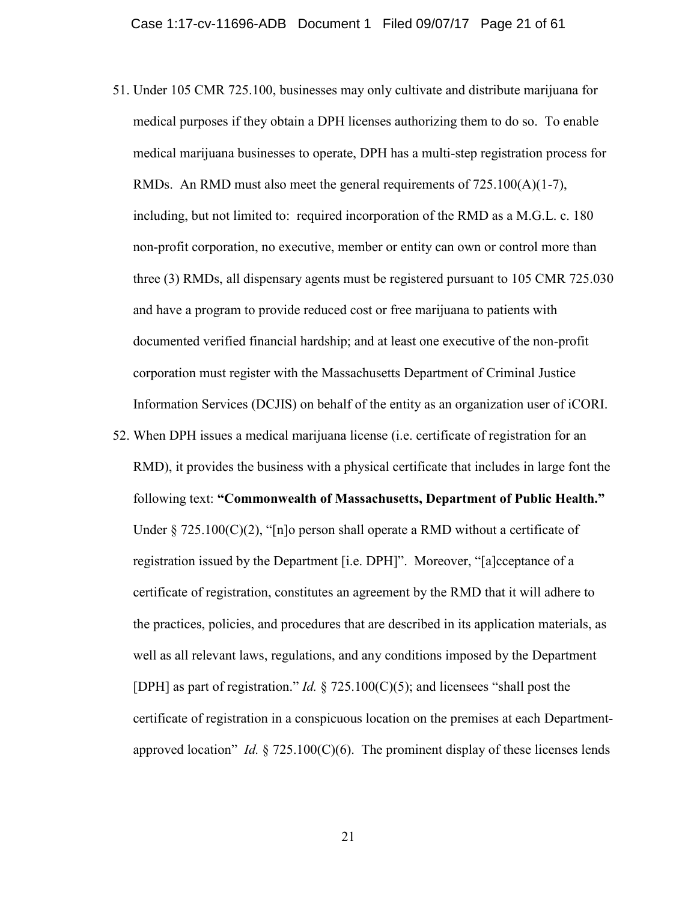51. Under 105 CMR 725.100, businesses may only cultivate and distribute marijuana for medical purposes if they obtain a DPH licenses authorizing them to do so. To enable medical marijuana businesses to operate, DPH has a multi-step registration process for RMDs. An RMD must also meet the general requirements of 725.100(A)(1-7), including, but not limited to: required incorporation of the RMD as a M.G.L. c. 180 non-profit corporation, no executive, member or entity can own or control more than three (3) RMDs, all dispensary agents must be registered pursuant to 105 CMR 725.030 and have a program to provide reduced cost or free marijuana to patients with documented verified financial hardship; and at least one executive of the non-profit corporation must register with the Massachusetts Department of Criminal Justice Information Services (DCJIS) on behalf of the entity as an organization user of iCORI.

52. When DPH issues a medical marijuana license (i.e. certificate of registration for an RMD), it provides the business with a physical certificate that includes in large font the following text: **"Commonwealth of Massachusetts, Department of Public Health."** Under § 725.100(C)(2), "[n]o person shall operate a RMD without a certificate of registration issued by the Department [i.e. DPH]". Moreover, "[a]cceptance of a certificate of registration, constitutes an agreement by the RMD that it will adhere to the practices, policies, and procedures that are described in its application materials, as well as all relevant laws, regulations, and any conditions imposed by the Department [DPH] as part of registration." *Id.* § 725.100(C)(5); and licensees "shall post the certificate of registration in a conspicuous location on the premises at each Department-approved location" *Id.* § 725.100(C)(6). The prominent display of these licenses lends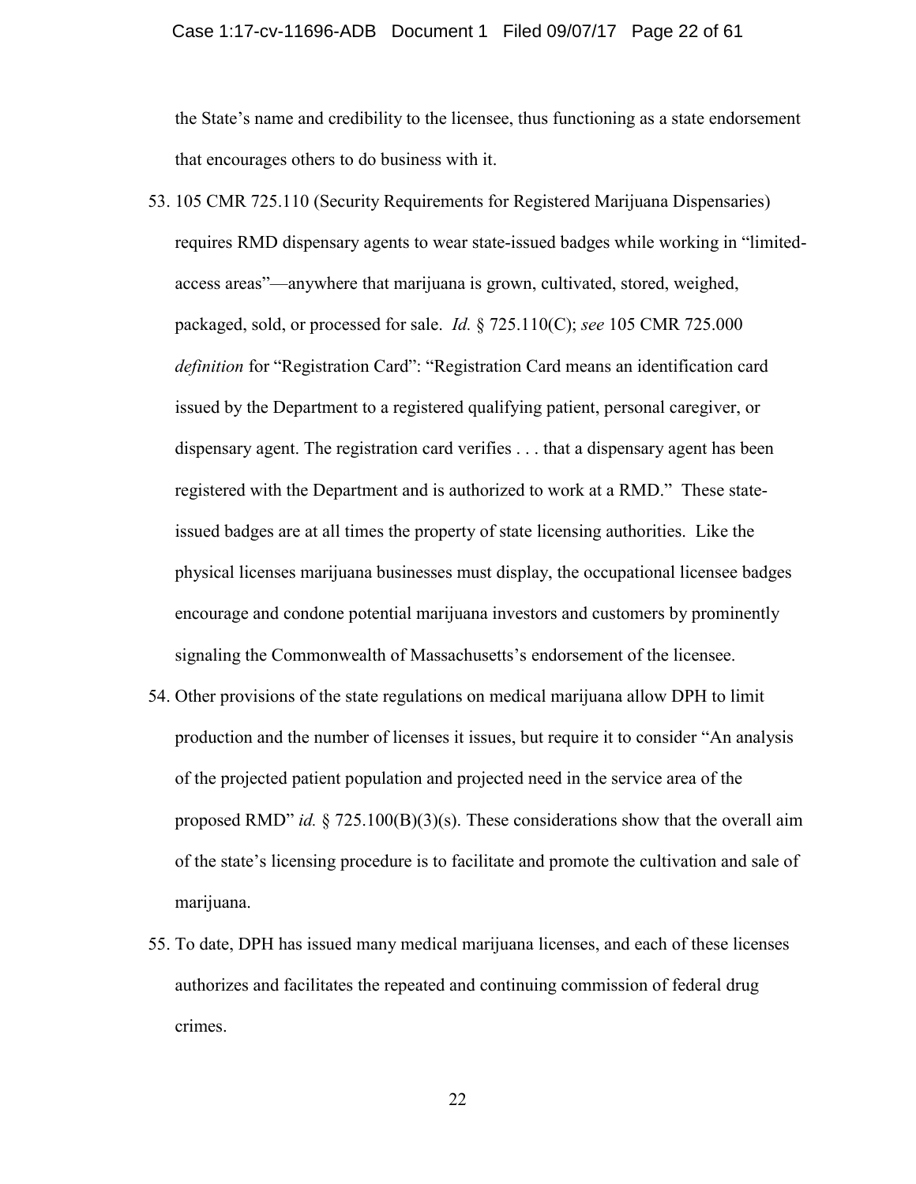the State's name and credibility to the licensee, thus functioning as a state endorsement that encourages others to do business with it.

53. 105 CMR 725.110 (Security Requirements for Registered Marijuana Dispensaries) requires RMD dispensary agents to wear state-issued badges while working in "limited-access areas"—anywhere that marijuana is grown, cultivated, stored, weighed, packaged, sold, or processed for sale. *Id.* § 725.110(C); *see* 105 CMR 725.000 *definition* for "Registration Card": "Registration Card means an identification card issued by the Department to a registered qualifying patient, personal caregiver, or dispensary agent. The registration card verifies . . . that a dispensary agent has been registered with the Department and is authorized to work at a RMD." These state-issued badges are at all times the property of state licensing authorities. Like the physical licenses marijuana businesses must display, the occupational licensee badges encourage and condone potential marijuana investors and customers by prominently signaling the Commonwealth of Massachusetts's endorsement of the licensee.

54. Other provisions of the state regulations on medical marijuana allow DPH to limit production and the number of licenses it issues, but require it to consider "An analysis of the projected patient population and projected need in the service area of the proposed RMD" *id.* § 725.100(B)(3)(s). These considerations show that the overall aim of the state's licensing procedure is to facilitate and promote the cultivation and sale of marijuana.

55. To date, DPH has issued many medical marijuana licenses, and each of these licenses authorizes and facilitates the repeated and continuing commission of federal drug crimes.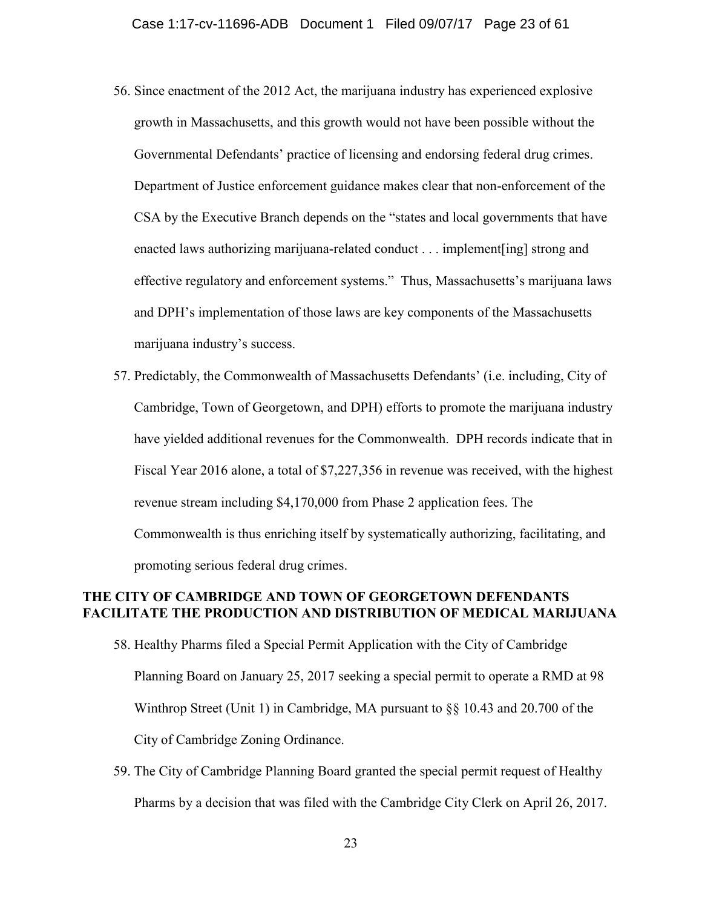56. Since enactment of the 2012 Act, the marijuana industry has experienced explosive growth in Massachusetts, and this growth would not have been possible without the Governmental Defendants' practice of licensing and endorsing federal drug crimes. Department of Justice enforcement guidance makes clear that non-enforcement of the CSA by the Executive Branch depends on the "states and local governments that have enacted laws authorizing marijuana-related conduct . . . implement[ing] strong and effective regulatory and enforcement systems." Thus, Massachusetts's marijuana laws and DPH's implementation of those laws are key components of the Massachusetts marijuana industry's success.

57. Predictably, the Commonwealth of Massachusetts Defendants' (i.e. including, City of Cambridge, Town of Georgetown, and DPH) efforts to promote the marijuana industry have yielded additional revenues for the Commonwealth. DPH records indicate that in Fiscal Year 2016 alone, a total of $7,227,356 in revenue was received, with the highest revenue stream including $4,170,000 from Phase 2 application fees. The Commonwealth is thus enriching itself by systematically authorizing, facilitating, and promoting serious federal drug crimes.

## THE CITY OF CAMBRIDGE AND TOWN OF GEORGETOWN DEFENDANTS FACILITATE THE PRODUCTION AND DISTRIBUTION OF MEDICAL MARIJUANA

58. Healthy Pharms filed a Special Permit Application with the City of Cambridge Planning Board on January 25, 2017 seeking a special permit to operate a RMD at 98 Winthrop Street (Unit 1) in Cambridge, MA pursuant to §§ 10.43 and 20.700 of the City of Cambridge Zoning Ordinance.

59. The City of Cambridge Planning Board granted the special permit request of Healthy Pharms by a decision that was filed with the Cambridge City Clerk on April 26, 2017.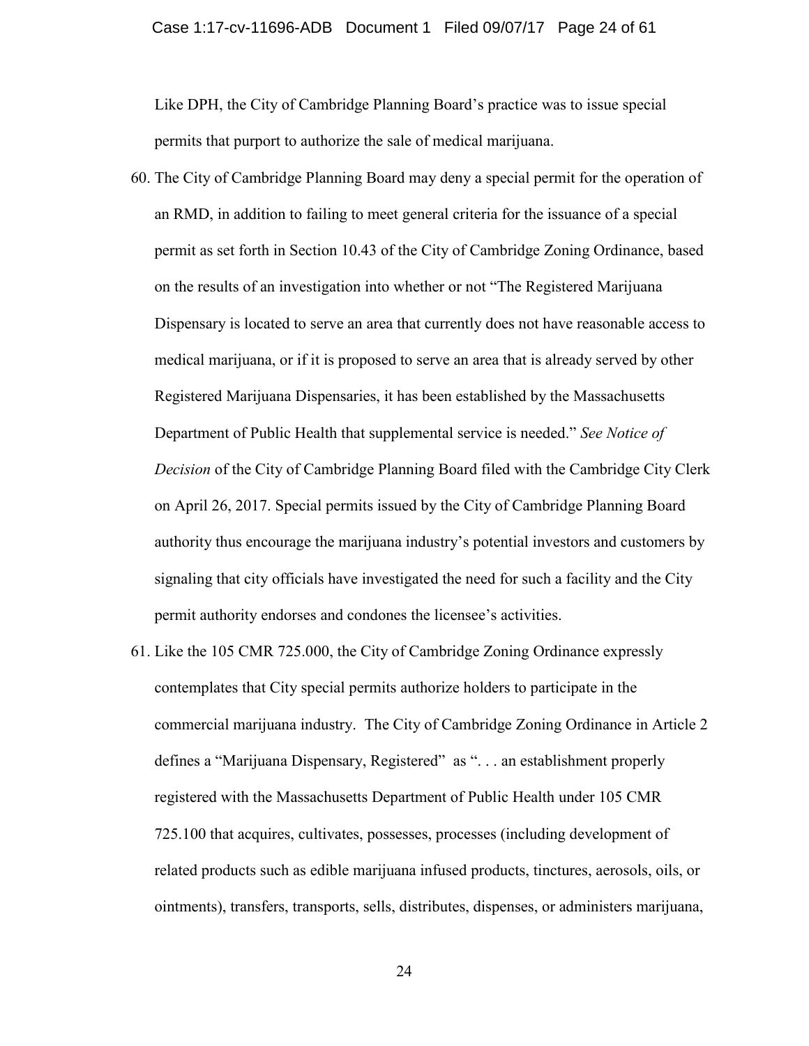Like DPH, the City of Cambridge Planning Board's practice was to issue special permits that purport to authorize the sale of medical marijuana.

60. The City of Cambridge Planning Board may deny a special permit for the operation of an RMD, in addition to failing to meet general criteria for the issuance of a special permit as set forth in Section 10.43 of the City of Cambridge Zoning Ordinance, based on the results of an investigation into whether or not "The Registered Marijuana Dispensary is located to serve an area that currently does not have reasonable access to medical marijuana, or if it is proposed to serve an area that is already served by other Registered Marijuana Dispensaries, it has been established by the Massachusetts Department of Public Health that supplemental service is needed." *See Notice of Decision* of the City of Cambridge Planning Board filed with the Cambridge City Clerk on April 26, 2017. Special permits issued by the City of Cambridge Planning Board authority thus encourage the marijuana industry's potential investors and customers by signaling that city officials have investigated the need for such a facility and the City permit authority endorses and condones the licensee's activities.

61. Like the 105 CMR 725.000, the City of Cambridge Zoning Ordinance expressly contemplates that City special permits authorize holders to participate in the commercial marijuana industry. The City of Cambridge Zoning Ordinance in Article 2 defines a "Marijuana Dispensary, Registered" as ". . . an establishment properly registered with the Massachusetts Department of Public Health under 105 CMR 725.100 that acquires, cultivates, possesses, processes (including development of related products such as edible marijuana infused products, tinctures, aerosols, oils, or ointments), transfers, transports, sells, distributes, dispenses, or administers marijuana,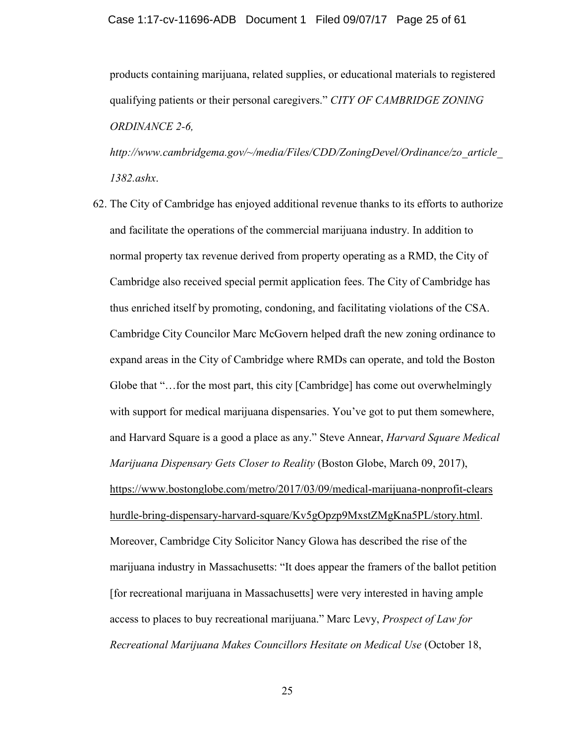products containing marijuana, related supplies, or educational materials to registered qualifying patients or their personal caregivers." *CITY OF CAMBRIDGE ZONING ORDINANCE 2-6, http://www.cambridgema.gov/~/media/Files/CDD/ZoningDevel/Ordinance/zo_article_1382.ashx*.

62. The City of Cambridge has enjoyed additional revenue thanks to its efforts to authorize and facilitate the operations of the commercial marijuana industry. In addition to normal property tax revenue derived from property operating as a RMD, the City of Cambridge also received special permit application fees. The City of Cambridge has thus enriched itself by promoting, condoning, and facilitating violations of the CSA. Cambridge City Councilor Marc McGovern helped draft the new zoning ordinance to expand areas in the City of Cambridge where RMDs can operate, and told the Boston Globe that "…for the most part, this city [Cambridge] has come out overwhelmingly with support for medical marijuana dispensaries. You've got to put them somewhere, and Harvard Square is a good a place as any." Steve Annear, *Harvard Square Medical Marijuana Dispensary Gets Closer to Reality* (Boston Globe, March 09, 2017), https://www.bostonglobe.com/metro/2017/03/09/medical-marijuana-nonprofit-clears hurdle-bring-dispensary-harvard-square/Kv5gOpzp9MxstZMgKna5PL/story.html. Moreover, Cambridge City Solicitor Nancy Glowa has described the rise of the marijuana industry in Massachusetts: "It does appear the framers of the ballot petition [for recreational marijuana in Massachusetts] were very interested in having ample access to places to buy recreational marijuana." Marc Levy, *Prospect of Law for Recreational Marijuana Makes Councillors Hesitate on Medical Use* (October 18,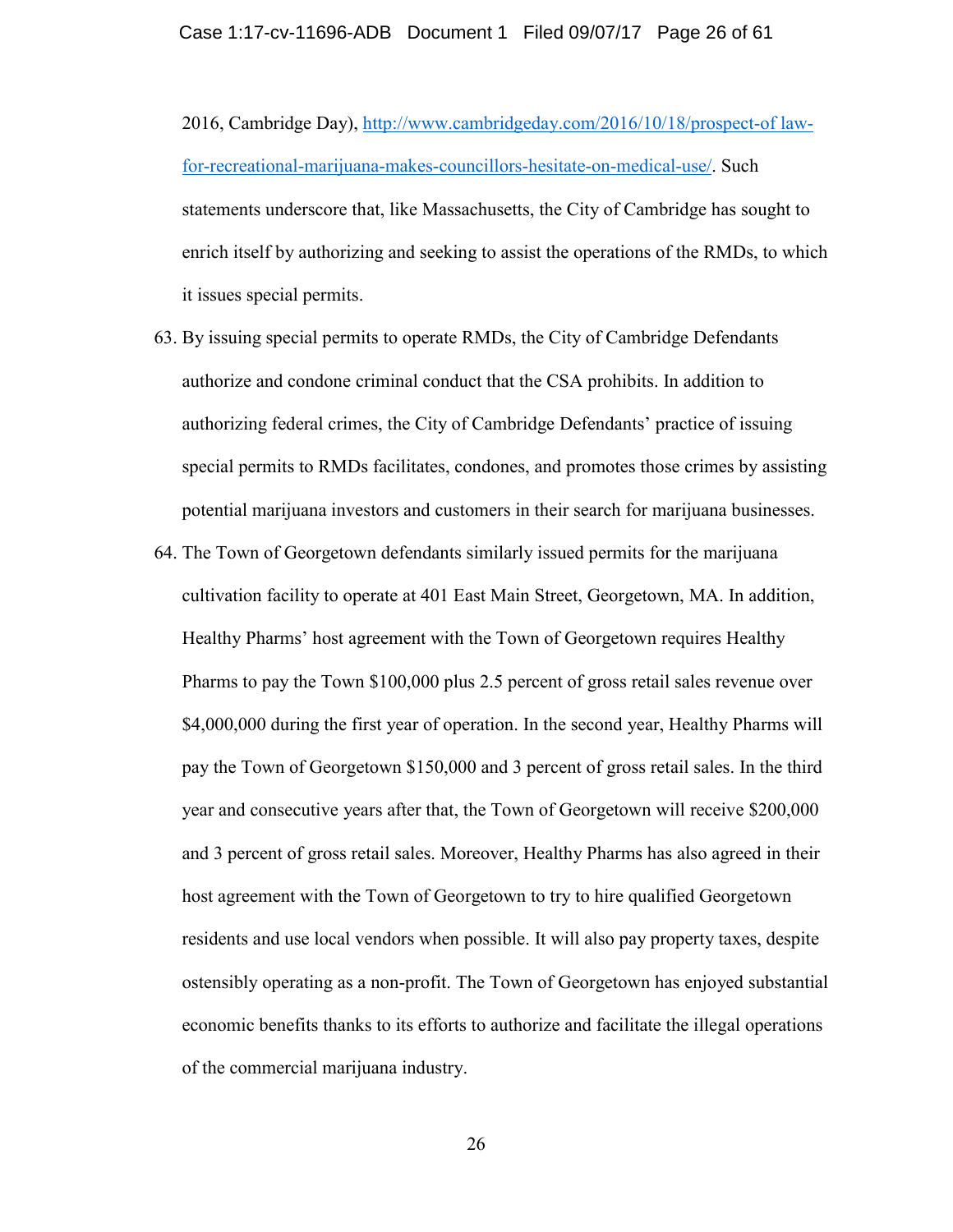2016, Cambridge Day), http://www.cambridgeday.com/2016/10/18/prospect-of law-for-recreational-marijuana-makes-councillors-hesitate-on-medical-use/. Such statements underscore that, like Massachusetts, the City of Cambridge has sought to enrich itself by authorizing and seeking to assist the operations of the RMDs, to which it issues special permits.

63. By issuing special permits to operate RMDs, the City of Cambridge Defendants authorize and condone criminal conduct that the CSA prohibits. In addition to authorizing federal crimes, the City of Cambridge Defendants' practice of issuing special permits to RMDs facilitates, condones, and promotes those crimes by assisting potential marijuana investors and customers in their search for marijuana businesses.

64. The Town of Georgetown defendants similarly issued permits for the marijuana cultivation facility to operate at 401 East Main Street, Georgetown, MA. In addition, Healthy Pharms' host agreement with the Town of Georgetown requires Healthy Pharms to pay the Town $100,000 plus 2.5 percent of gross retail sales revenue over $4,000,000 during the first year of operation. In the second year, Healthy Pharms will pay the Town of Georgetown $150,000 and 3 percent of gross retail sales. In the third year and consecutive years after that, the Town of Georgetown will receive $200,000 and 3 percent of gross retail sales. Moreover, Healthy Pharms has also agreed in their host agreement with the Town of Georgetown to try to hire qualified Georgetown residents and use local vendors when possible. It will also pay property taxes, despite ostensibly operating as a non-profit. The Town of Georgetown has enjoyed substantial economic benefits thanks to its efforts to authorize and facilitate the illegal operations of the commercial marijuana industry.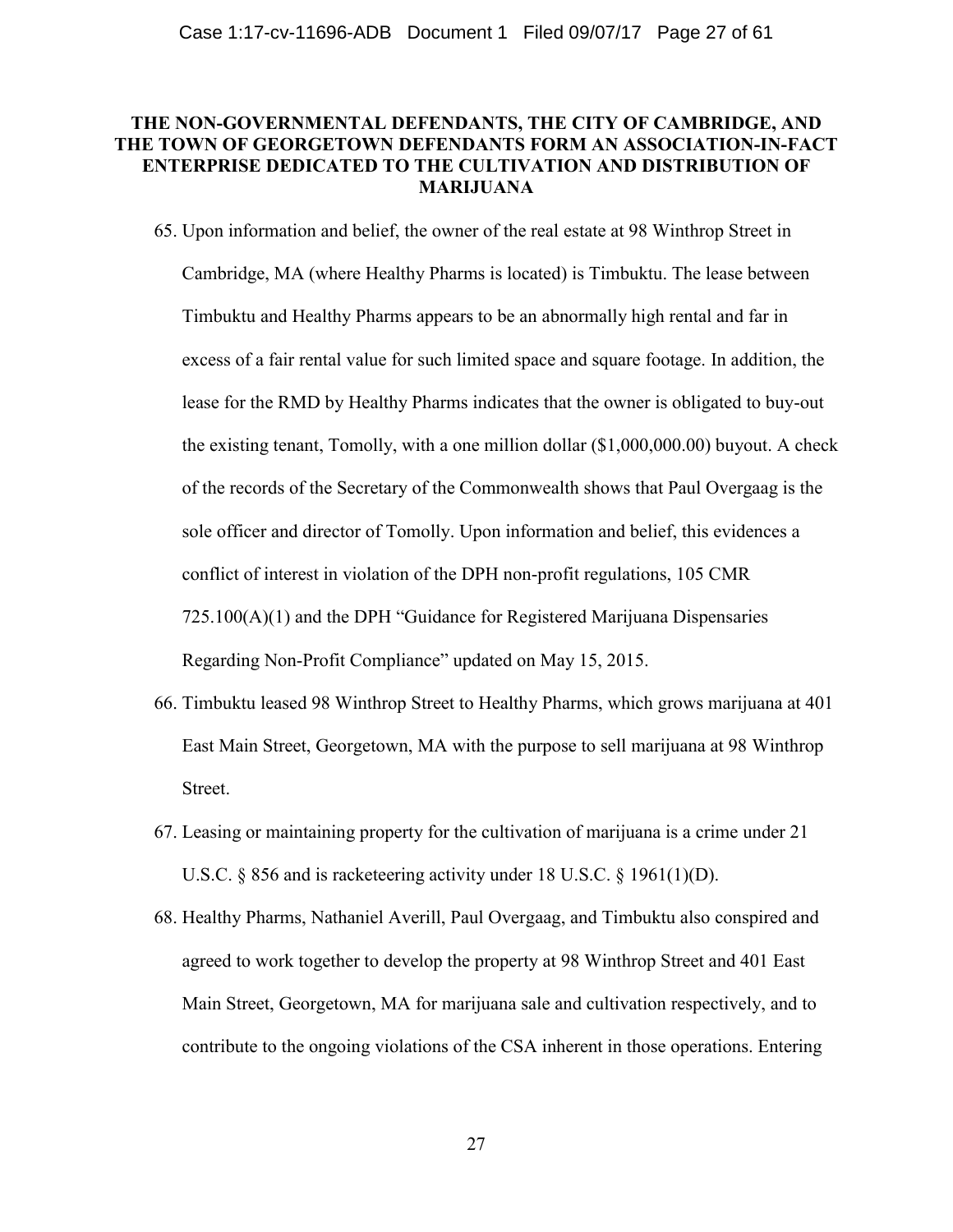## THE NON-GOVERNMENTAL DEFENDANTS, THE CITY OF CAMBRIDGE, AND THE TOWN OF GEORGETOWN DEFENDANTS FORM AN ASSOCIATION-IN-FACT ENTERPRISE DEDICATED TO THE CULTIVATION AND DISTRIBUTION OF MARIJUANA

65. Upon information and belief, the owner of the real estate at 98 Winthrop Street in Cambridge, MA (where Healthy Pharms is located) is Timbuktu. The lease between Timbuktu and Healthy Pharms appears to be an abnormally high rental and far in excess of a fair rental value for such limited space and square footage. In addition, the lease for the RMD by Healthy Pharms indicates that the owner is obligated to buy-out the existing tenant, Tomolly, with a one million dollar ($1,000,000.00) buyout. A check of the records of the Secretary of the Commonwealth shows that Paul Overgaag is the sole officer and director of Tomolly. Upon information and belief, this evidences a conflict of interest in violation of the DPH non-profit regulations, 105 CMR 725.100(A)(1) and the DPH "Guidance for Registered Marijuana Dispensaries Regarding Non-Profit Compliance" updated on May 15, 2015.

66. Timbuktu leased 98 Winthrop Street to Healthy Pharms, which grows marijuana at 401 East Main Street, Georgetown, MA with the purpose to sell marijuana at 98 Winthrop Street.

67. Leasing or maintaining property for the cultivation of marijuana is a crime under 21 U.S.C. § 856 and is racketeering activity under 18 U.S.C. § 1961(1)(D).

68. Healthy Pharms, Nathaniel Averill, Paul Overgaag, and Timbuktu also conspired and agreed to work together to develop the property at 98 Winthrop Street and 401 East Main Street, Georgetown, MA for marijuana sale and cultivation respectively, and to contribute to the ongoing violations of the CSA inherent in those operations. Entering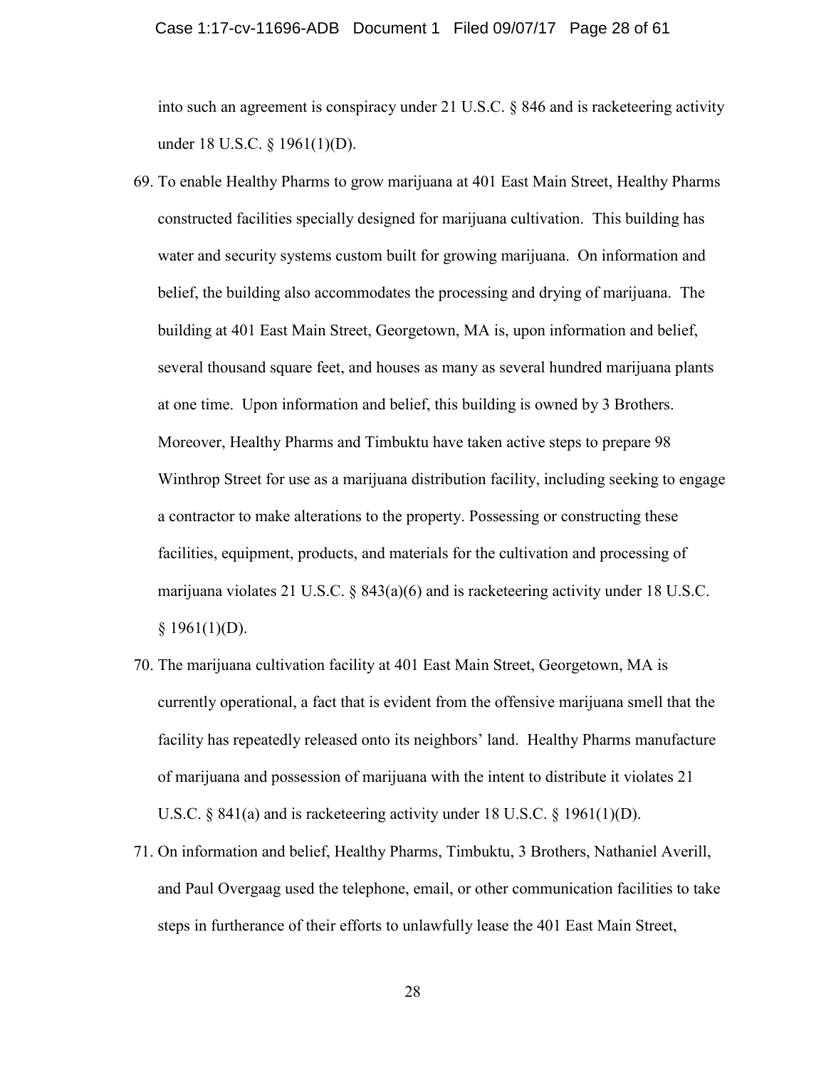into such an agreement is conspiracy under 21 U.S.C. § 846 and is racketeering activity under 18 U.S.C. § 1961(1)(D).

69. To enable Healthy Pharms to grow marijuana at 401 East Main Street, Healthy Pharms constructed facilities specially designed for marijuana cultivation. This building has water and security systems custom built for growing marijuana. On information and belief, the building also accommodates the processing and drying of marijuana. The building at 401 East Main Street, Georgetown, MA is, upon information and belief, several thousand square feet, and houses as many as several hundred marijuana plants at one time. Upon information and belief, this building is owned by 3 Brothers. Moreover, Healthy Pharms and Timbuktu have taken active steps to prepare 98 Winthrop Street for use as a marijuana distribution facility, including seeking to engage a contractor to make alterations to the property. Possessing or constructing these facilities, equipment, products, and materials for the cultivation and processing of marijuana violates 21 U.S.C. § 843(a)(6) and is racketeering activity under 18 U.S.C. § 1961(1)(D).

70. The marijuana cultivation facility at 401 East Main Street, Georgetown, MA is currently operational, a fact that is evident from the offensive marijuana smell that the facility has repeatedly released onto its neighbors' land. Healthy Pharms manufacture of marijuana and possession of marijuana with the intent to distribute it violates 21 U.S.C. § 841(a) and is racketeering activity under 18 U.S.C. § 1961(1)(D).

71. On information and belief, Healthy Pharms, Timbuktu, 3 Brothers, Nathaniel Averill, and Paul Overgaag used the telephone, email, or other communication facilities to take steps in furtherance of their efforts to unlawfully lease the 401 East Main Street,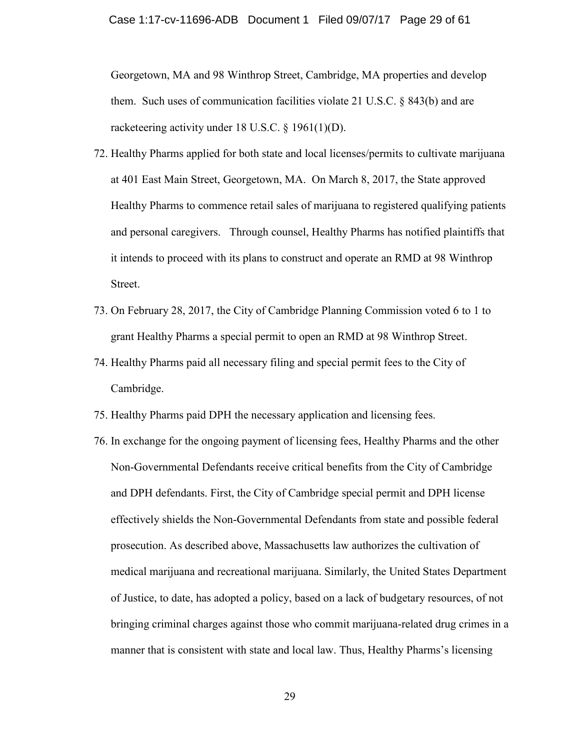Georgetown, MA and 98 Winthrop Street, Cambridge, MA properties and develop them. Such uses of communication facilities violate 21 U.S.C. § 843(b) and are racketeering activity under 18 U.S.C. § 1961(1)(D).

72. Healthy Pharms applied for both state and local licenses/permits to cultivate marijuana at 401 East Main Street, Georgetown, MA. On March 8, 2017, the State approved Healthy Pharms to commence retail sales of marijuana to registered qualifying patients and personal caregivers. Through counsel, Healthy Pharms has notified plaintiffs that it intends to proceed with its plans to construct and operate an RMD at 98 Winthrop Street.

73. On February 28, 2017, the City of Cambridge Planning Commission voted 6 to 1 to grant Healthy Pharms a special permit to open an RMD at 98 Winthrop Street.

74. Healthy Pharms paid all necessary filing and special permit fees to the City of Cambridge.

75. Healthy Pharms paid DPH the necessary application and licensing fees.

76. In exchange for the ongoing payment of licensing fees, Healthy Pharms and the other Non-Governmental Defendants receive critical benefits from the City of Cambridge and DPH defendants. First, the City of Cambridge special permit and DPH license effectively shields the Non-Governmental Defendants from state and possible federal prosecution. As described above, Massachusetts law authorizes the cultivation of medical marijuana and recreational marijuana. Similarly, the United States Department of Justice, to date, has adopted a policy, based on a lack of budgetary resources, of not bringing criminal charges against those who commit marijuana-related drug crimes in a manner that is consistent with state and local law. Thus, Healthy Pharms's licensing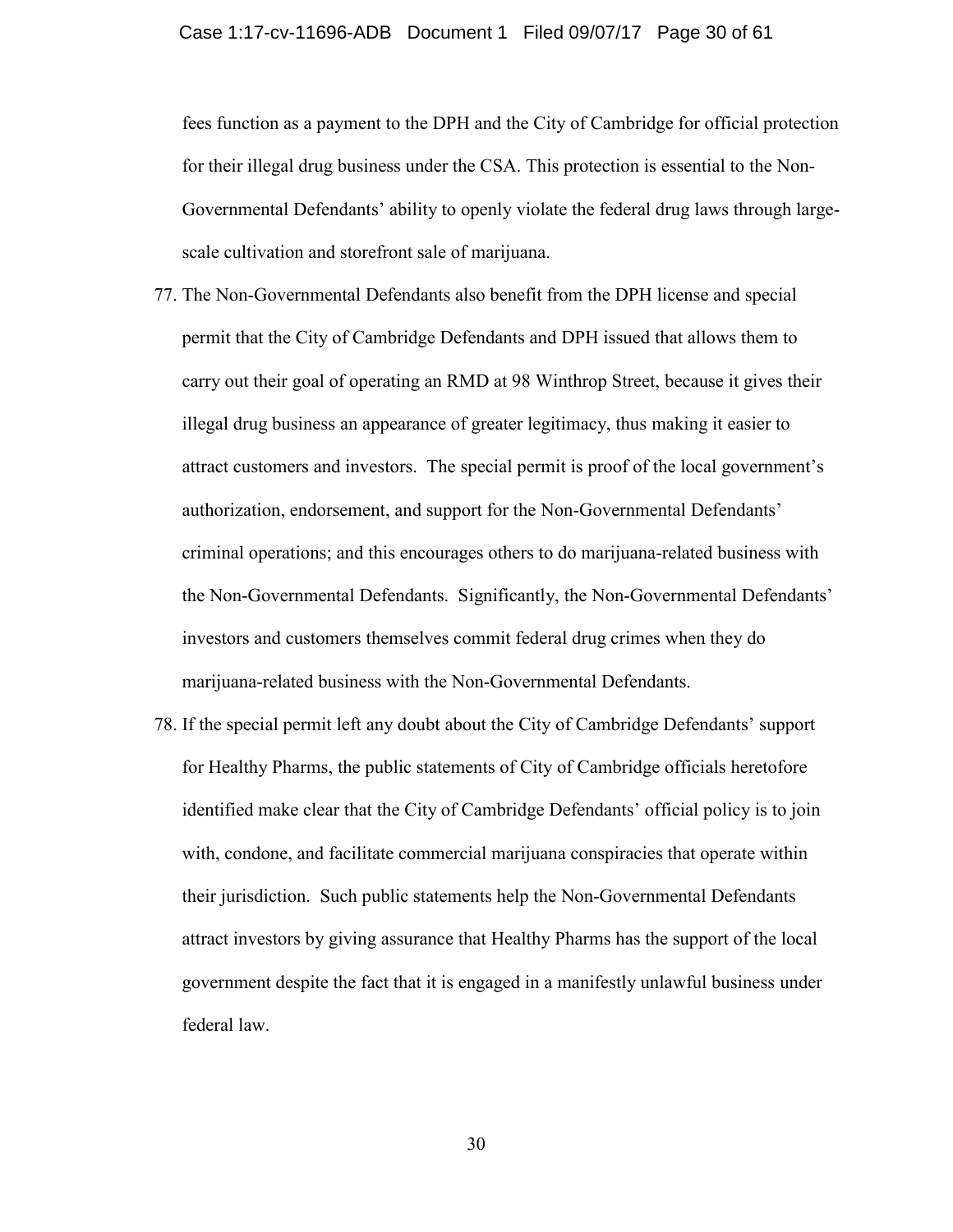fees function as a payment to the DPH and the City of Cambridge for official protection for their illegal drug business under the CSA. This protection is essential to the Non-Governmental Defendants' ability to openly violate the federal drug laws through large-scale cultivation and storefront sale of marijuana.

77. The Non-Governmental Defendants also benefit from the DPH license and special permit that the City of Cambridge Defendants and DPH issued that allows them to carry out their goal of operating an RMD at 98 Winthrop Street, because it gives their illegal drug business an appearance of greater legitimacy, thus making it easier to attract customers and investors. The special permit is proof of the local government's authorization, endorsement, and support for the Non-Governmental Defendants' criminal operations; and this encourages others to do marijuana-related business with the Non-Governmental Defendants. Significantly, the Non-Governmental Defendants' investors and customers themselves commit federal drug crimes when they do marijuana-related business with the Non-Governmental Defendants.

78. If the special permit left any doubt about the City of Cambridge Defendants' support for Healthy Pharms, the public statements of City of Cambridge officials heretofore identified make clear that the City of Cambridge Defendants' official policy is to join with, condone, and facilitate commercial marijuana conspiracies that operate within their jurisdiction. Such public statements help the Non-Governmental Defendants attract investors by giving assurance that Healthy Pharms has the support of the local government despite the fact that it is engaged in a manifestly unlawful business under federal law.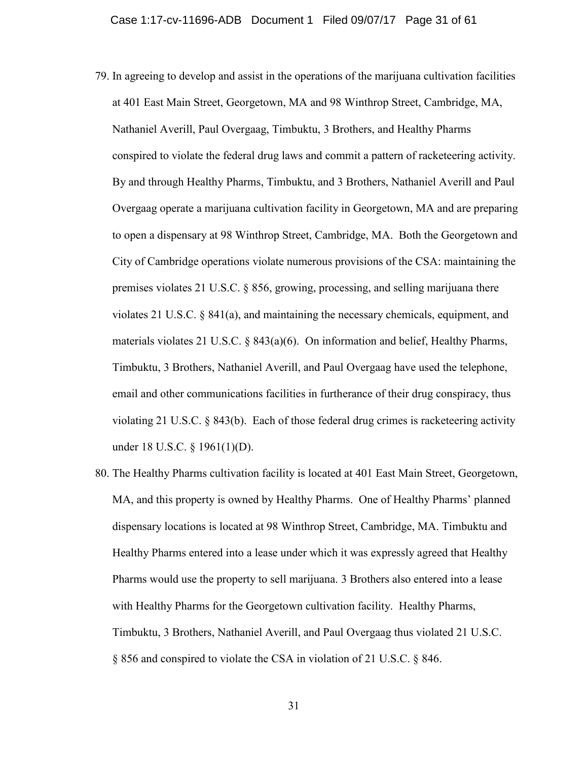79. In agreeing to develop and assist in the operations of the marijuana cultivation facilities at 401 East Main Street, Georgetown, MA and 98 Winthrop Street, Cambridge, MA, Nathaniel Averill, Paul Overgaag, Timbuktu, 3 Brothers, and Healthy Pharms conspired to violate the federal drug laws and commit a pattern of racketeering activity. By and through Healthy Pharms, Timbuktu, and 3 Brothers, Nathaniel Averill and Paul Overgaag operate a marijuana cultivation facility in Georgetown, MA and are preparing to open a dispensary at 98 Winthrop Street, Cambridge, MA. Both the Georgetown and City of Cambridge operations violate numerous provisions of the CSA: maintaining the premises violates 21 U.S.C. § 856, growing, processing, and selling marijuana there violates 21 U.S.C. § 841(a), and maintaining the necessary chemicals, equipment, and materials violates 21 U.S.C. § 843(a)(6). On information and belief, Healthy Pharms, Timbuktu, 3 Brothers, Nathaniel Averill, and Paul Overgaag have used the telephone, email and other communications facilities in furtherance of their drug conspiracy, thus violating 21 U.S.C. § 843(b). Each of those federal drug crimes is racketeering activity under 18 U.S.C. § 1961(1)(D).

80. The Healthy Pharms cultivation facility is located at 401 East Main Street, Georgetown, MA, and this property is owned by Healthy Pharms. One of Healthy Pharms' planned dispensary locations is located at 98 Winthrop Street, Cambridge, MA. Timbuktu and Healthy Pharms entered into a lease under which it was expressly agreed that Healthy Pharms would use the property to sell marijuana. 3 Brothers also entered into a lease with Healthy Pharms for the Georgetown cultivation facility. Healthy Pharms, Timbuktu, 3 Brothers, Nathaniel Averill, and Paul Overgaag thus violated 21 U.S.C. § 856 and conspired to violate the CSA in violation of 21 U.S.C. § 846.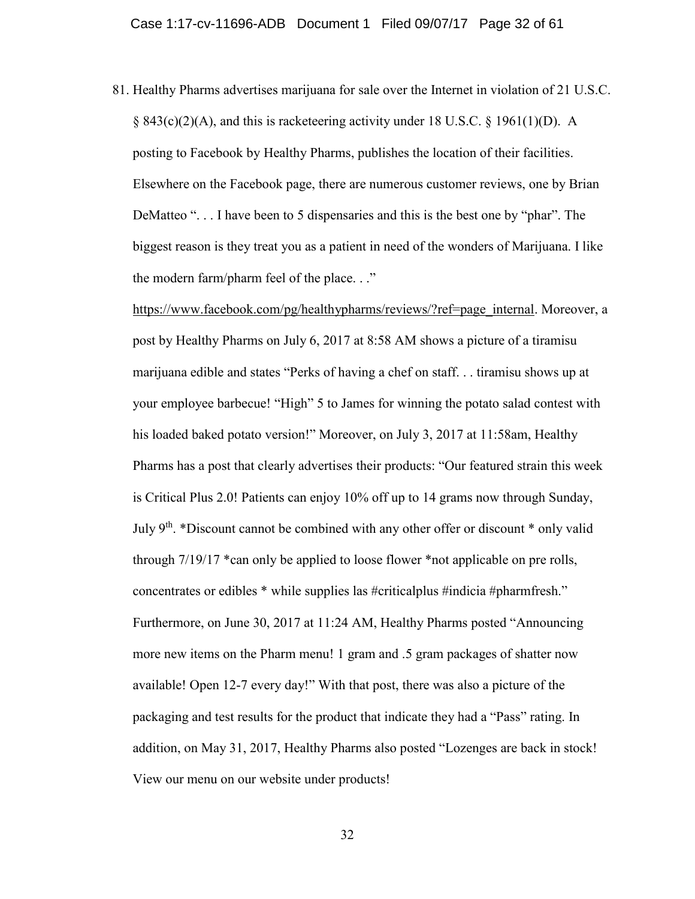81. Healthy Pharms advertises marijuana for sale over the Internet in violation of 21 U.S.C. § 843(c)(2)(A), and this is racketeering activity under 18 U.S.C. § 1961(1)(D). A posting to Facebook by Healthy Pharms, publishes the location of their facilities. Elsewhere on the Facebook page, there are numerous customer reviews, one by Brian DeMatteo ". . . I have been to 5 dispensaries and this is the best one by "phar". The biggest reason is they treat you as a patient in need of the wonders of Marijuana. I like the modern farm/pharm feel of the place. . ." https://www.facebook.com/pg/healthypharms/reviews/?ref=page_internal. Moreover, a post by Healthy Pharms on July 6, 2017 at 8:58 AM shows a picture of a tiramisu marijuana edible and states "Perks of having a chef on staff. . . tiramisu shows up at your employee barbecue! "High" 5 to James for winning the potato salad contest with his loaded baked potato version!" Moreover, on July 3, 2017 at 11:58am, Healthy Pharms has a post that clearly advertises their products: "Our featured strain this week is Critical Plus 2.0! Patients can enjoy 10% off up to 14 grams now through Sunday, July 9th. *Discount cannot be combined with any other offer or discount * only valid through 7/19/17 *can only be applied to loose flower *not applicable on pre rolls, concentrates or edibles * while supplies las #criticalplus #indicia #pharmfresh." Furthermore, on June 30, 2017 at 11:24 AM, Healthy Pharms posted "Announcing more new items on the Pharm menu! 1 gram and .5 gram packages of shatter now available! Open 12-7 every day!" With that post, there was also a picture of the packaging and test results for the product that indicate they had a "Pass" rating. In addition, on May 31, 2017, Healthy Pharms also posted "Lozenges are back in stock! View our menu on our website under products!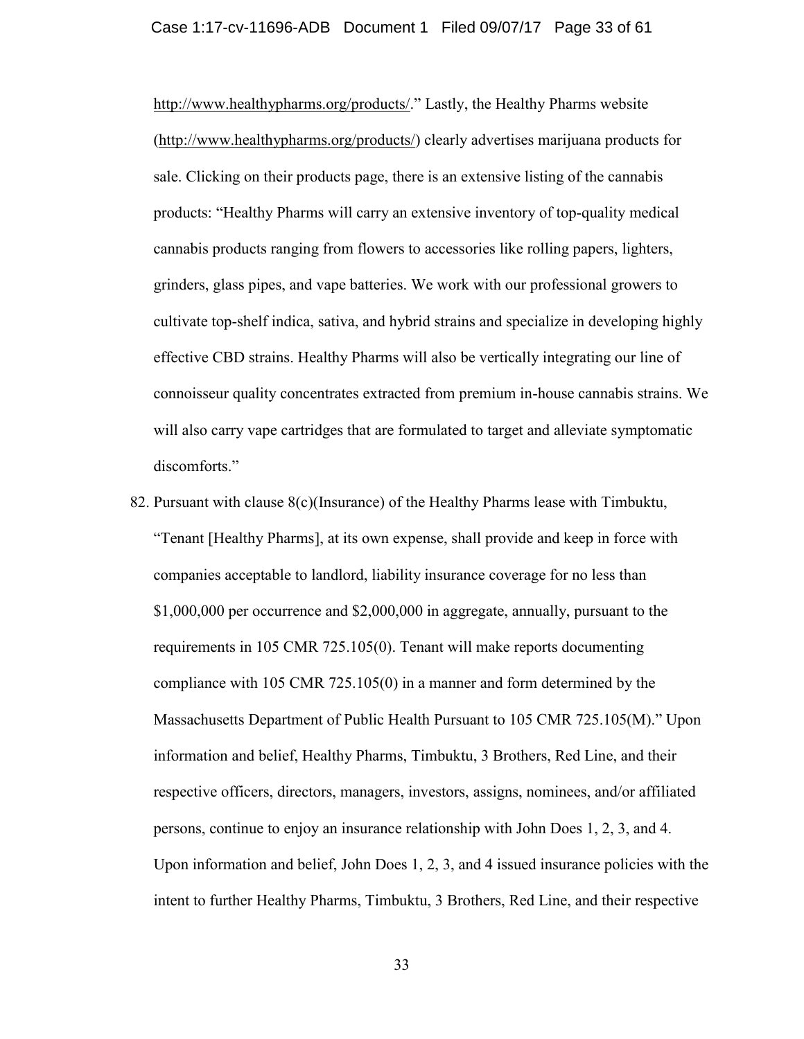http://www.healthypharms.org/products/." Lastly, the Healthy Pharms website (http://www.healthypharms.org/products/) clearly advertises marijuana products for sale. Clicking on their products page, there is an extensive listing of the cannabis products: "Healthy Pharms will carry an extensive inventory of top-quality medical cannabis products ranging from flowers to accessories like rolling papers, lighters, grinders, glass pipes, and vape batteries. We work with our professional growers to cultivate top-shelf indica, sativa, and hybrid strains and specialize in developing highly effective CBD strains. Healthy Pharms will also be vertically integrating our line of connoisseur quality concentrates extracted from premium in-house cannabis strains. We will also carry vape cartridges that are formulated to target and alleviate symptomatic discomforts."

82. Pursuant with clause 8(c)(Insurance) of the Healthy Pharms lease with Timbuktu, "Tenant [Healthy Pharms], at its own expense, shall provide and keep in force with companies acceptable to landlord, liability insurance coverage for no less than $1,000,000 per occurrence and $2,000,000 in aggregate, annually, pursuant to the requirements in 105 CMR 725.105(0). Tenant will make reports documenting compliance with 105 CMR 725.105(0) in a manner and form determined by the Massachusetts Department of Public Health Pursuant to 105 CMR 725.105(M)." Upon information and belief, Healthy Pharms, Timbuktu, 3 Brothers, Red Line, and their respective officers, directors, managers, investors, assigns, nominees, and/or affiliated persons, continue to enjoy an insurance relationship with John Does 1, 2, 3, and 4. Upon information and belief, John Does 1, 2, 3, and 4 issued insurance policies with the intent to further Healthy Pharms, Timbuktu, 3 Brothers, Red Line, and their respective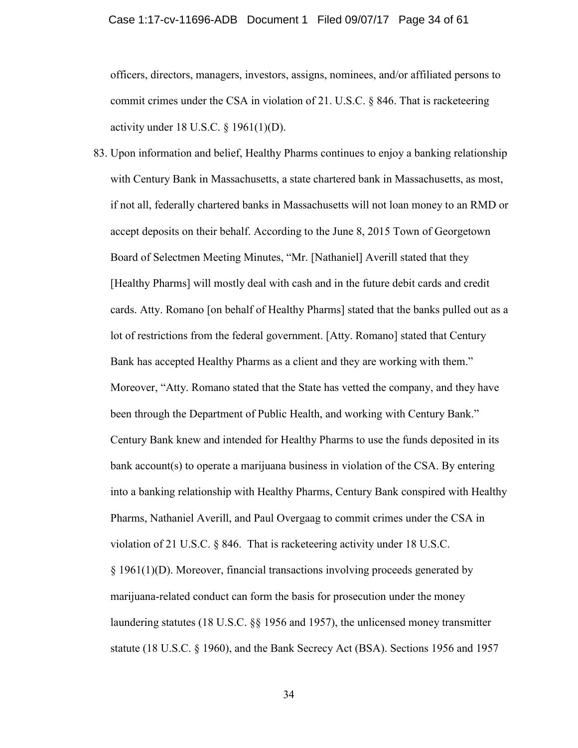officers, directors, managers, investors, assigns, nominees, and/or affiliated persons to commit crimes under the CSA in violation of 21. U.S.C. § 846. That is racketeering activity under 18 U.S.C. § 1961(1)(D).

83. Upon information and belief, Healthy Pharms continues to enjoy a banking relationship with Century Bank in Massachusetts, a state chartered bank in Massachusetts, as most, if not all, federally chartered banks in Massachusetts will not loan money to an RMD or accept deposits on their behalf. According to the June 8, 2015 Town of Georgetown Board of Selectmen Meeting Minutes, "Mr. [Nathaniel] Averill stated that they [Healthy Pharms] will mostly deal with cash and in the future debit cards and credit cards. Atty. Romano [on behalf of Healthy Pharms] stated that the banks pulled out as a lot of restrictions from the federal government. [Atty. Romano] stated that Century Bank has accepted Healthy Pharms as a client and they are working with them." Moreover, "Atty. Romano stated that the State has vetted the company, and they have been through the Department of Public Health, and working with Century Bank." Century Bank knew and intended for Healthy Pharms to use the funds deposited in its bank account(s) to operate a marijuana business in violation of the CSA. By entering into a banking relationship with Healthy Pharms, Century Bank conspired with Healthy Pharms, Nathaniel Averill, and Paul Overgaag to commit crimes under the CSA in violation of 21 U.S.C. § 846. That is racketeering activity under 18 U.S.C. § 1961(1)(D). Moreover, financial transactions involving proceeds generated by marijuana-related conduct can form the basis for prosecution under the money laundering statutes (18 U.S.C. §§ 1956 and 1957), the unlicensed money transmitter statute (18 U.S.C. § 1960), and the Bank Secrecy Act (BSA). Sections 1956 and 1957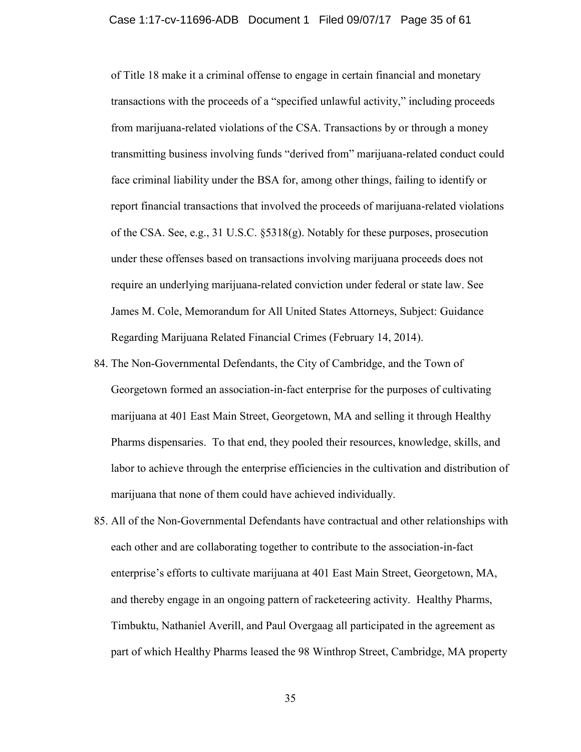of Title 18 make it a criminal offense to engage in certain financial and monetary transactions with the proceeds of a "specified unlawful activity," including proceeds from marijuana-related violations of the CSA. Transactions by or through a money transmitting business involving funds "derived from" marijuana-related conduct could face criminal liability under the BSA for, among other things, failing to identify or report financial transactions that involved the proceeds of marijuana-related violations of the CSA. See, e.g., 31 U.S.C. §5318(g). Notably for these purposes, prosecution under these offenses based on transactions involving marijuana proceeds does not require an underlying marijuana-related conviction under federal or state law. See James M. Cole, Memorandum for All United States Attorneys, Subject: Guidance Regarding Marijuana Related Financial Crimes (February 14, 2014).

84. The Non-Governmental Defendants, the City of Cambridge, and the Town of Georgetown formed an association-in-fact enterprise for the purposes of cultivating marijuana at 401 East Main Street, Georgetown, MA and selling it through Healthy Pharms dispensaries. To that end, they pooled their resources, knowledge, skills, and labor to achieve through the enterprise efficiencies in the cultivation and distribution of marijuana that none of them could have achieved individually.

85. All of the Non-Governmental Defendants have contractual and other relationships with each other and are collaborating together to contribute to the association-in-fact enterprise's efforts to cultivate marijuana at 401 East Main Street, Georgetown, MA, and thereby engage in an ongoing pattern of racketeering activity. Healthy Pharms, Timbuktu, Nathaniel Averill, and Paul Overgaag all participated in the agreement as part of which Healthy Pharms leased the 98 Winthrop Street, Cambridge, MA property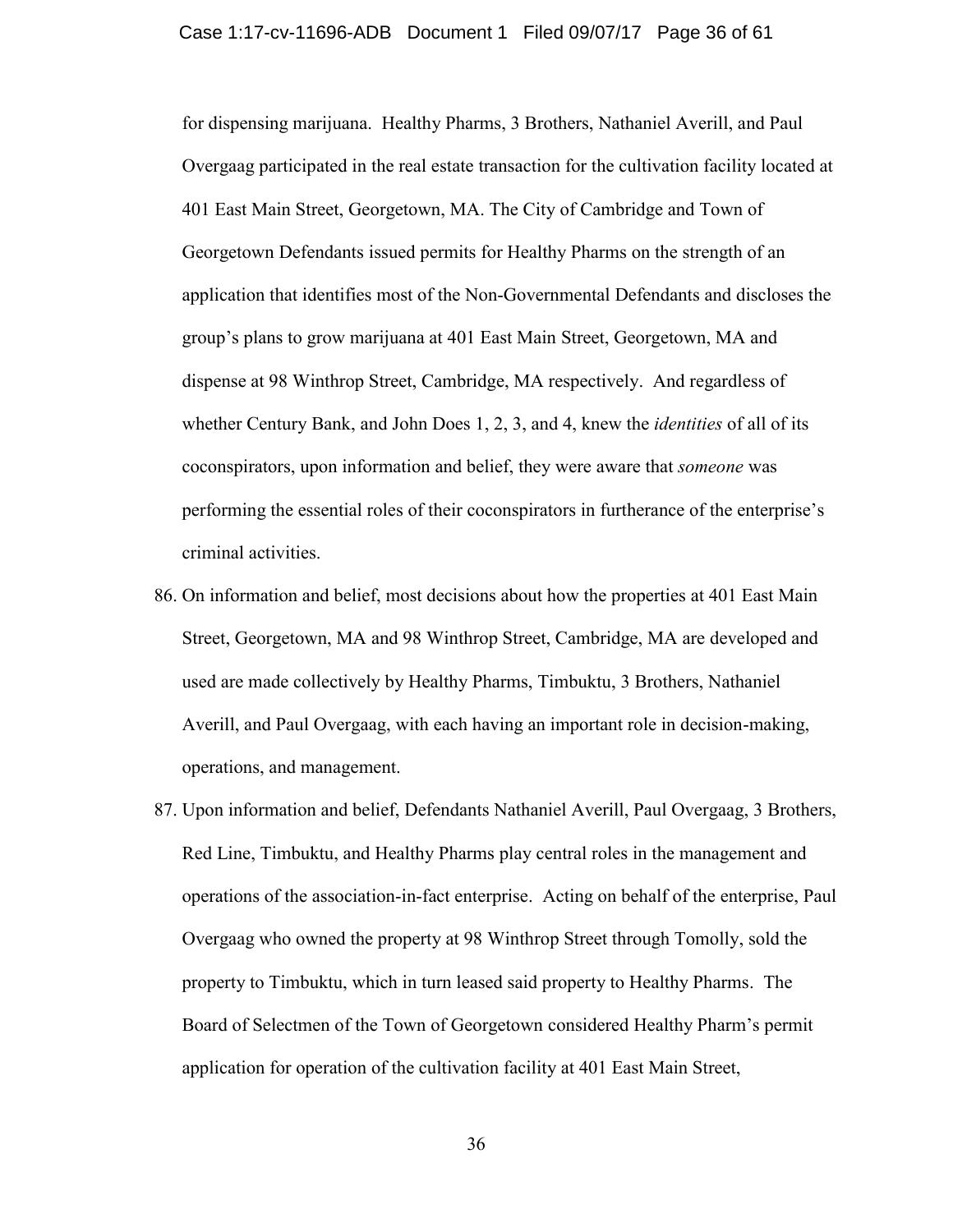for dispensing marijuana. Healthy Pharms, 3 Brothers, Nathaniel Averill, and Paul Overgaag participated in the real estate transaction for the cultivation facility located at 401 East Main Street, Georgetown, MA. The City of Cambridge and Town of Georgetown Defendants issued permits for Healthy Pharms on the strength of an application that identifies most of the Non-Governmental Defendants and discloses the group's plans to grow marijuana at 401 East Main Street, Georgetown, MA and dispense at 98 Winthrop Street, Cambridge, MA respectively. And regardless of whether Century Bank, and John Does 1, 2, 3, and 4, knew the *identities* of all of its coconspirators, upon information and belief, they were aware that *someone* was performing the essential roles of their coconspirators in furtherance of the enterprise's criminal activities.

86. On information and belief, most decisions about how the properties at 401 East Main Street, Georgetown, MA and 98 Winthrop Street, Cambridge, MA are developed and used are made collectively by Healthy Pharms, Timbuktu, 3 Brothers, Nathaniel Averill, and Paul Overgaag, with each having an important role in decision-making, operations, and management.

87. Upon information and belief, Defendants Nathaniel Averill, Paul Overgaag, 3 Brothers, Red Line, Timbuktu, and Healthy Pharms play central roles in the management and operations of the association-in-fact enterprise. Acting on behalf of the enterprise, Paul Overgaag who owned the property at 98 Winthrop Street through Tomolly, sold the property to Timbuktu, which in turn leased said property to Healthy Pharms. The Board of Selectmen of the Town of Georgetown considered Healthy Pharm's permit application for operation of the cultivation facility at 401 East Main Street,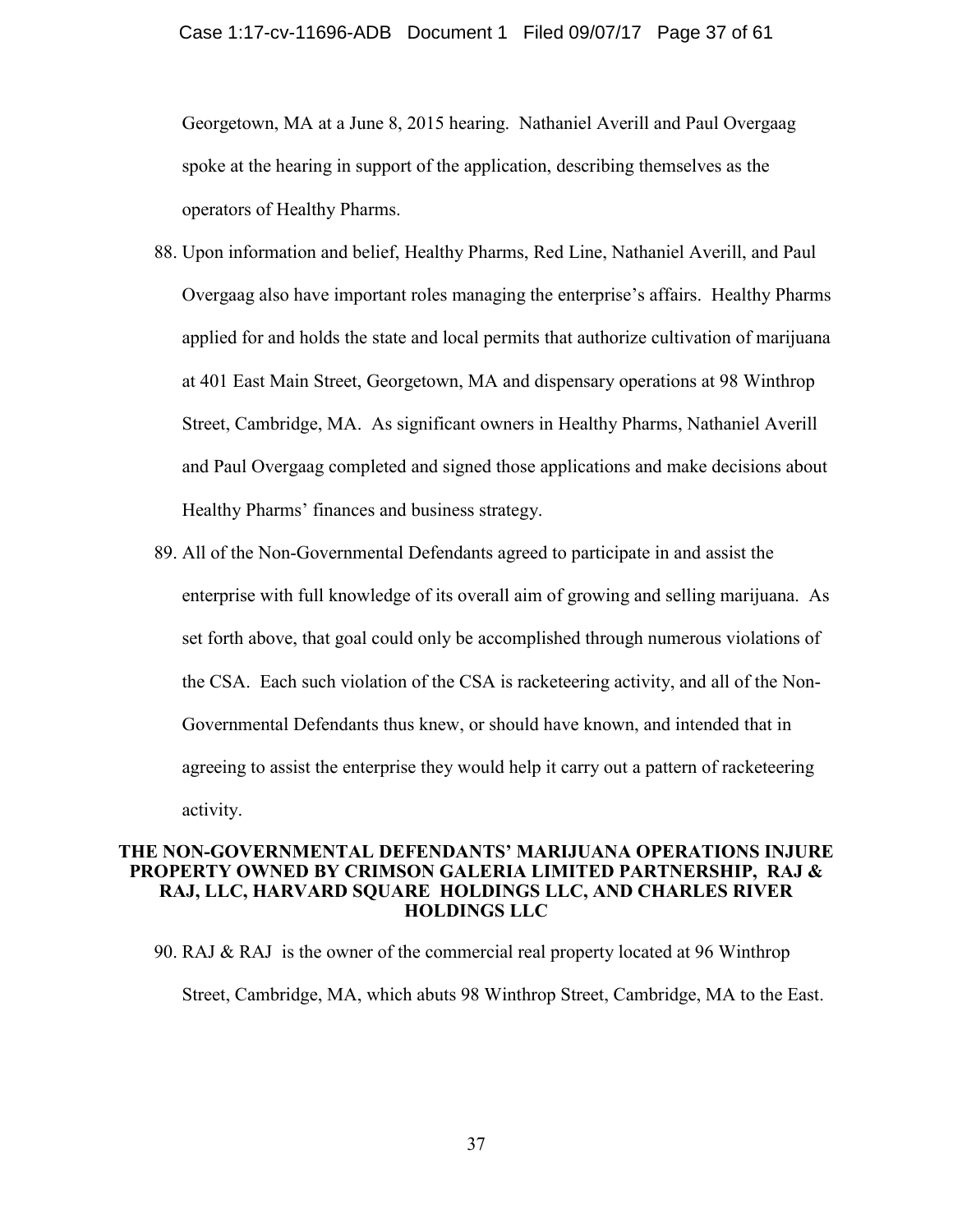Georgetown, MA at a June 8, 2015 hearing. Nathaniel Averill and Paul Overgaag spoke at the hearing in support of the application, describing themselves as the operators of Healthy Pharms.

88. Upon information and belief, Healthy Pharms, Red Line, Nathaniel Averill, and Paul Overgaag also have important roles managing the enterprise's affairs. Healthy Pharms applied for and holds the state and local permits that authorize cultivation of marijuana at 401 East Main Street, Georgetown, MA and dispensary operations at 98 Winthrop Street, Cambridge, MA. As significant owners in Healthy Pharms, Nathaniel Averill and Paul Overgaag completed and signed those applications and make decisions about Healthy Pharms' finances and business strategy.

89. All of the Non-Governmental Defendants agreed to participate in and assist the enterprise with full knowledge of its overall aim of growing and selling marijuana. As set forth above, that goal could only be accomplished through numerous violations of the CSA. Each such violation of the CSA is racketeering activity, and all of the Non-Governmental Defendants thus knew, or should have known, and intended that in agreeing to assist the enterprise they would help it carry out a pattern of racketeering activity.

**THE NON-GOVERNMENTAL DEFENDANTS' MARIJUANA OPERATIONS INJURE PROPERTY OWNED BY CRIMSON GALERIA LIMITED PARTNERSHIP, RAJ & RAJ, LLC, HARVARD SQUARE HOLDINGS LLC, AND CHARLES RIVER HOLDINGS LLC**

90. RAJ & RAJ is the owner of the commercial real property located at 96 Winthrop Street, Cambridge, MA, which abuts 98 Winthrop Street, Cambridge, MA to the East.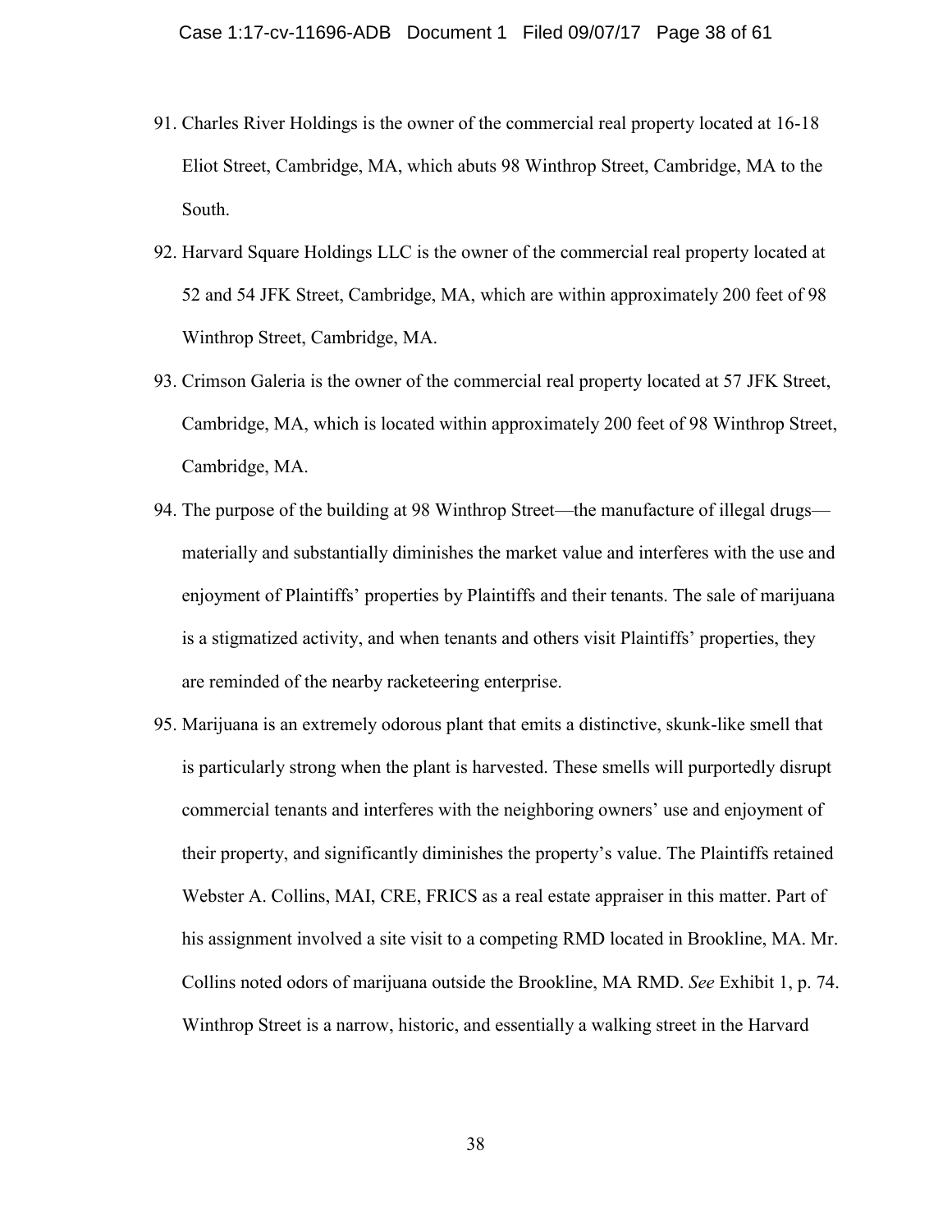91. Charles River Holdings is the owner of the commercial real property located at 16-18 Eliot Street, Cambridge, MA, which abuts 98 Winthrop Street, Cambridge, MA to the South.

92. Harvard Square Holdings LLC is the owner of the commercial real property located at 52 and 54 JFK Street, Cambridge, MA, which are within approximately 200 feet of 98 Winthrop Street, Cambridge, MA.

93. Crimson Galeria is the owner of the commercial real property located at 57 JFK Street, Cambridge, MA, which is located within approximately 200 feet of 98 Winthrop Street, Cambridge, MA.

94. The purpose of the building at 98 Winthrop Street—the manufacture of illegal drugs—materially and substantially diminishes the market value and interferes with the use and enjoyment of Plaintiffs' properties by Plaintiffs and their tenants. The sale of marijuana is a stigmatized activity, and when tenants and others visit Plaintiffs' properties, they are reminded of the nearby racketeering enterprise.

95. Marijuana is an extremely odorous plant that emits a distinctive, skunk-like smell that is particularly strong when the plant is harvested. These smells will purportedly disrupt commercial tenants and interferes with the neighboring owners' use and enjoyment of their property, and significantly diminishes the property's value. The Plaintiffs retained Webster A. Collins, MAI, CRE, FRICS as a real estate appraiser in this matter. Part of his assignment involved a site visit to a competing RMD located in Brookline, MA. Mr. Collins noted odors of marijuana outside the Brookline, MA RMD. *See* Exhibit 1, p. 74. Winthrop Street is a narrow, historic, and essentially a walking street in the Harvard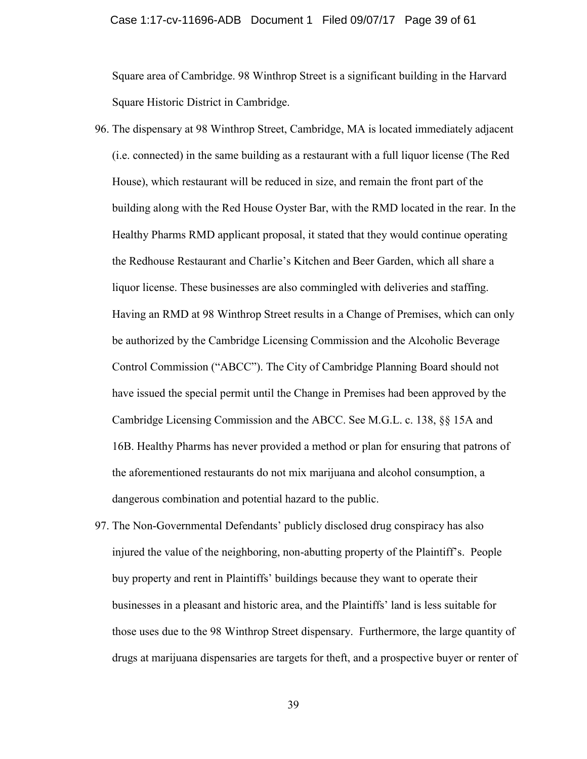Square area of Cambridge. 98 Winthrop Street is a significant building in the Harvard Square Historic District in Cambridge.

96. The dispensary at 98 Winthrop Street, Cambridge, MA is located immediately adjacent (i.e. connected) in the same building as a restaurant with a full liquor license (The Red House), which restaurant will be reduced in size, and remain the front part of the building along with the Red House Oyster Bar, with the RMD located in the rear. In the Healthy Pharms RMD applicant proposal, it stated that they would continue operating the Redhouse Restaurant and Charlie's Kitchen and Beer Garden, which all share a liquor license. These businesses are also commingled with deliveries and staffing. Having an RMD at 98 Winthrop Street results in a Change of Premises, which can only be authorized by the Cambridge Licensing Commission and the Alcoholic Beverage Control Commission ("ABCC"). The City of Cambridge Planning Board should not have issued the special permit until the Change in Premises had been approved by the Cambridge Licensing Commission and the ABCC. See M.G.L. c. 138, §§ 15A and 16B. Healthy Pharms has never provided a method or plan for ensuring that patrons of the aforementioned restaurants do not mix marijuana and alcohol consumption, a dangerous combination and potential hazard to the public.

97. The Non-Governmental Defendants' publicly disclosed drug conspiracy has also injured the value of the neighboring, non-abutting property of the Plaintiff's. People buy property and rent in Plaintiffs' buildings because they want to operate their businesses in a pleasant and historic area, and the Plaintiffs' land is less suitable for those uses due to the 98 Winthrop Street dispensary. Furthermore, the large quantity of drugs at marijuana dispensaries are targets for theft, and a prospective buyer or renter of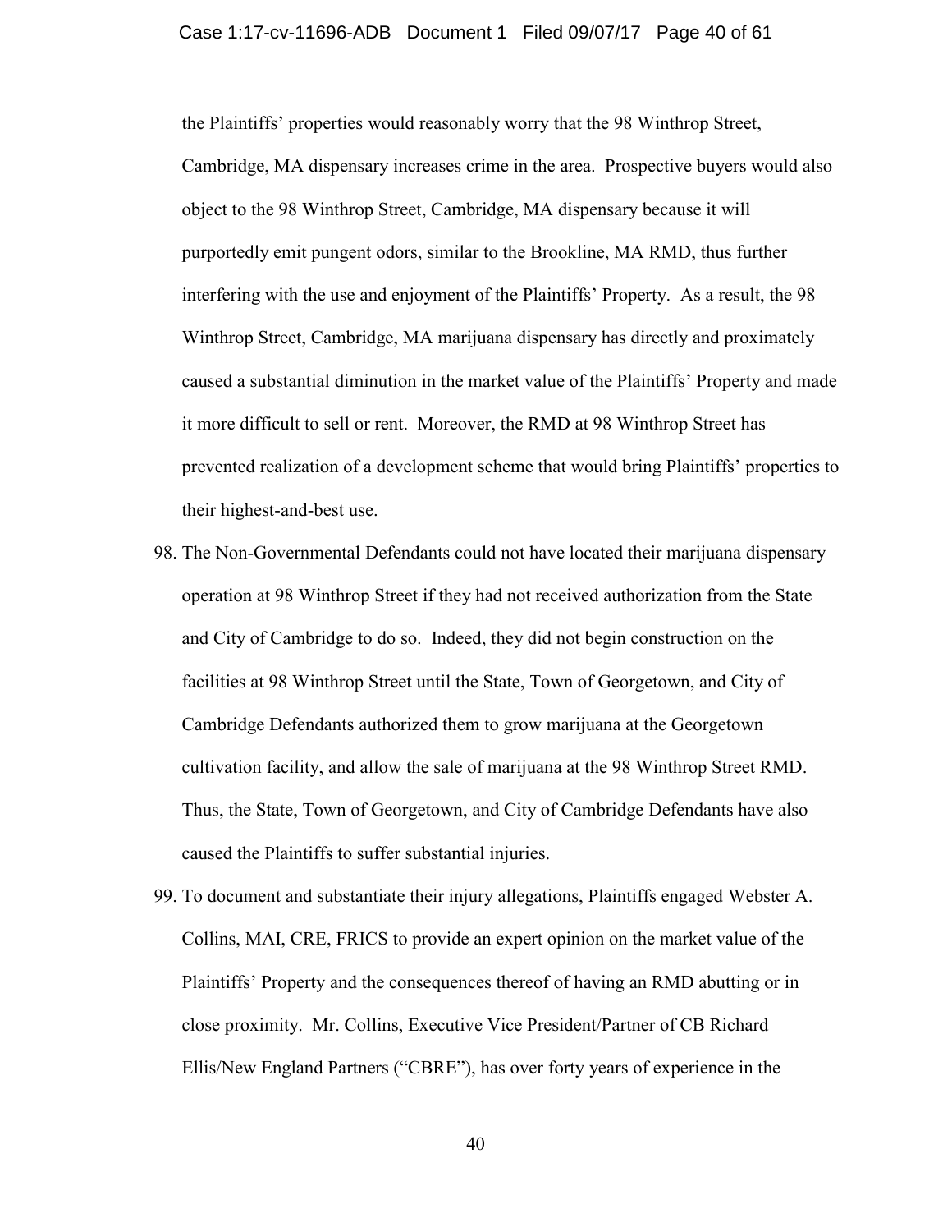the Plaintiffs' properties would reasonably worry that the 98 Winthrop Street, Cambridge, MA dispensary increases crime in the area. Prospective buyers would also object to the 98 Winthrop Street, Cambridge, MA dispensary because it will purportedly emit pungent odors, similar to the Brookline, MA RMD, thus further interfering with the use and enjoyment of the Plaintiffs' Property. As a result, the 98 Winthrop Street, Cambridge, MA marijuana dispensary has directly and proximately caused a substantial diminution in the market value of the Plaintiffs' Property and made it more difficult to sell or rent. Moreover, the RMD at 98 Winthrop Street has prevented realization of a development scheme that would bring Plaintiffs' properties to their highest-and-best use.

98. The Non-Governmental Defendants could not have located their marijuana dispensary operation at 98 Winthrop Street if they had not received authorization from the State and City of Cambridge to do so. Indeed, they did not begin construction on the facilities at 98 Winthrop Street until the State, Town of Georgetown, and City of Cambridge Defendants authorized them to grow marijuana at the Georgetown cultivation facility, and allow the sale of marijuana at the 98 Winthrop Street RMD. Thus, the State, Town of Georgetown, and City of Cambridge Defendants have also caused the Plaintiffs to suffer substantial injuries.

99. To document and substantiate their injury allegations, Plaintiffs engaged Webster A. Collins, MAI, CRE, FRICS to provide an expert opinion on the market value of the Plaintiffs' Property and the consequences thereof of having an RMD abutting or in close proximity. Mr. Collins, Executive Vice President/Partner of CB Richard Ellis/New England Partners ("CBRE"), has over forty years of experience in the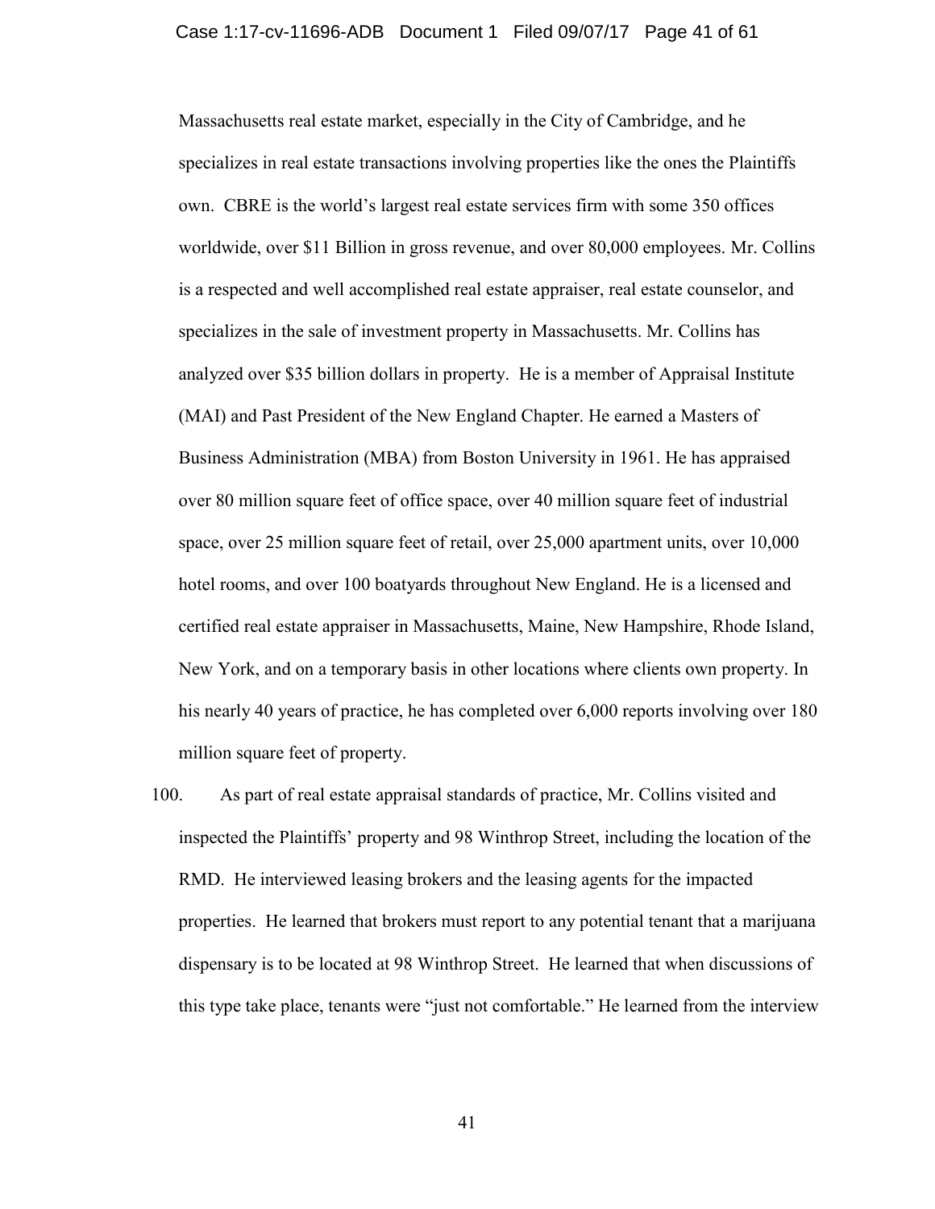Massachusetts real estate market, especially in the City of Cambridge, and he specializes in real estate transactions involving properties like the ones the Plaintiffs own. CBRE is the world's largest real estate services firm with some 350 offices worldwide, over $11 Billion in gross revenue, and over 80,000 employees. Mr. Collins is a respected and well accomplished real estate appraiser, real estate counselor, and specializes in the sale of investment property in Massachusetts. Mr. Collins has analyzed over $35 billion dollars in property. He is a member of Appraisal Institute (MAI) and Past President of the New England Chapter. He earned a Masters of Business Administration (MBA) from Boston University in 1961. He has appraised over 80 million square feet of office space, over 40 million square feet of industrial space, over 25 million square feet of retail, over 25,000 apartment units, over 10,000 hotel rooms, and over 100 boatyards throughout New England. He is a licensed and certified real estate appraiser in Massachusetts, Maine, New Hampshire, Rhode Island, New York, and on a temporary basis in other locations where clients own property. In his nearly 40 years of practice, he has completed over 6,000 reports involving over 180 million square feet of property.

100. As part of real estate appraisal standards of practice, Mr. Collins visited and inspected the Plaintiffs' property and 98 Winthrop Street, including the location of the RMD. He interviewed leasing brokers and the leasing agents for the impacted properties. He learned that brokers must report to any potential tenant that a marijuana dispensary is to be located at 98 Winthrop Street. He learned that when discussions of this type take place, tenants were "just not comfortable." He learned from the interview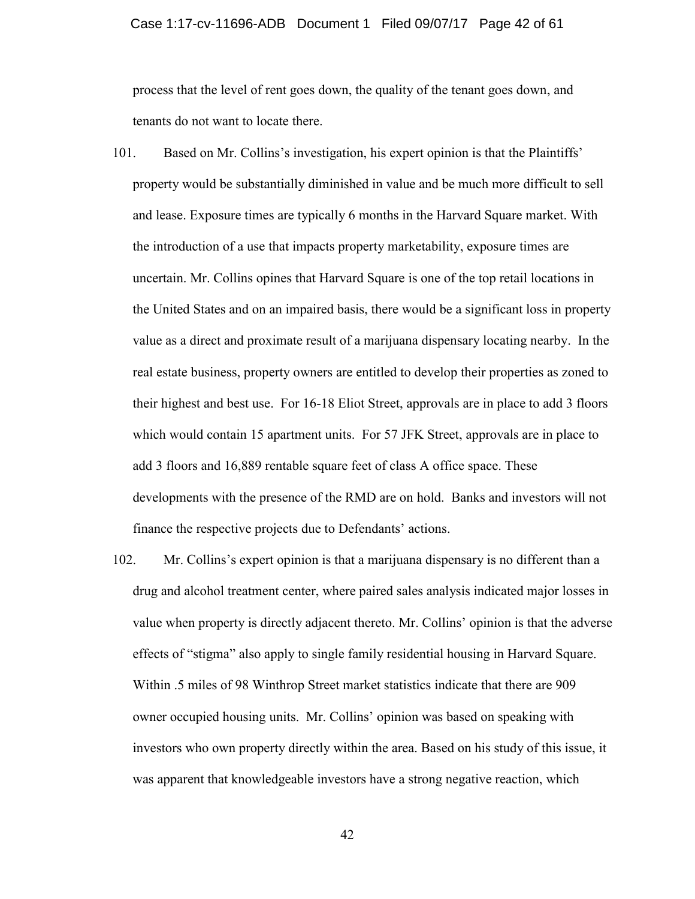process that the level of rent goes down, the quality of the tenant goes down, and tenants do not want to locate there.

101. Based on Mr. Collins's investigation, his expert opinion is that the Plaintiffs' property would be substantially diminished in value and be much more difficult to sell and lease. Exposure times are typically 6 months in the Harvard Square market. With the introduction of a use that impacts property marketability, exposure times are uncertain. Mr. Collins opines that Harvard Square is one of the top retail locations in the United States and on an impaired basis, there would be a significant loss in property value as a direct and proximate result of a marijuana dispensary locating nearby. In the real estate business, property owners are entitled to develop their properties as zoned to their highest and best use. For 16-18 Eliot Street, approvals are in place to add 3 floors which would contain 15 apartment units. For 57 JFK Street, approvals are in place to add 3 floors and 16,889 rentable square feet of class A office space. These developments with the presence of the RMD are on hold. Banks and investors will not finance the respective projects due to Defendants' actions.

102. Mr. Collins's expert opinion is that a marijuana dispensary is no different than a drug and alcohol treatment center, where paired sales analysis indicated major losses in value when property is directly adjacent thereto. Mr. Collins' opinion is that the adverse effects of "stigma" also apply to single family residential housing in Harvard Square. Within .5 miles of 98 Winthrop Street market statistics indicate that there are 909 owner occupied housing units. Mr. Collins' opinion was based on speaking with investors who own property directly within the area. Based on his study of this issue, it was apparent that knowledgeable investors have a strong negative reaction, which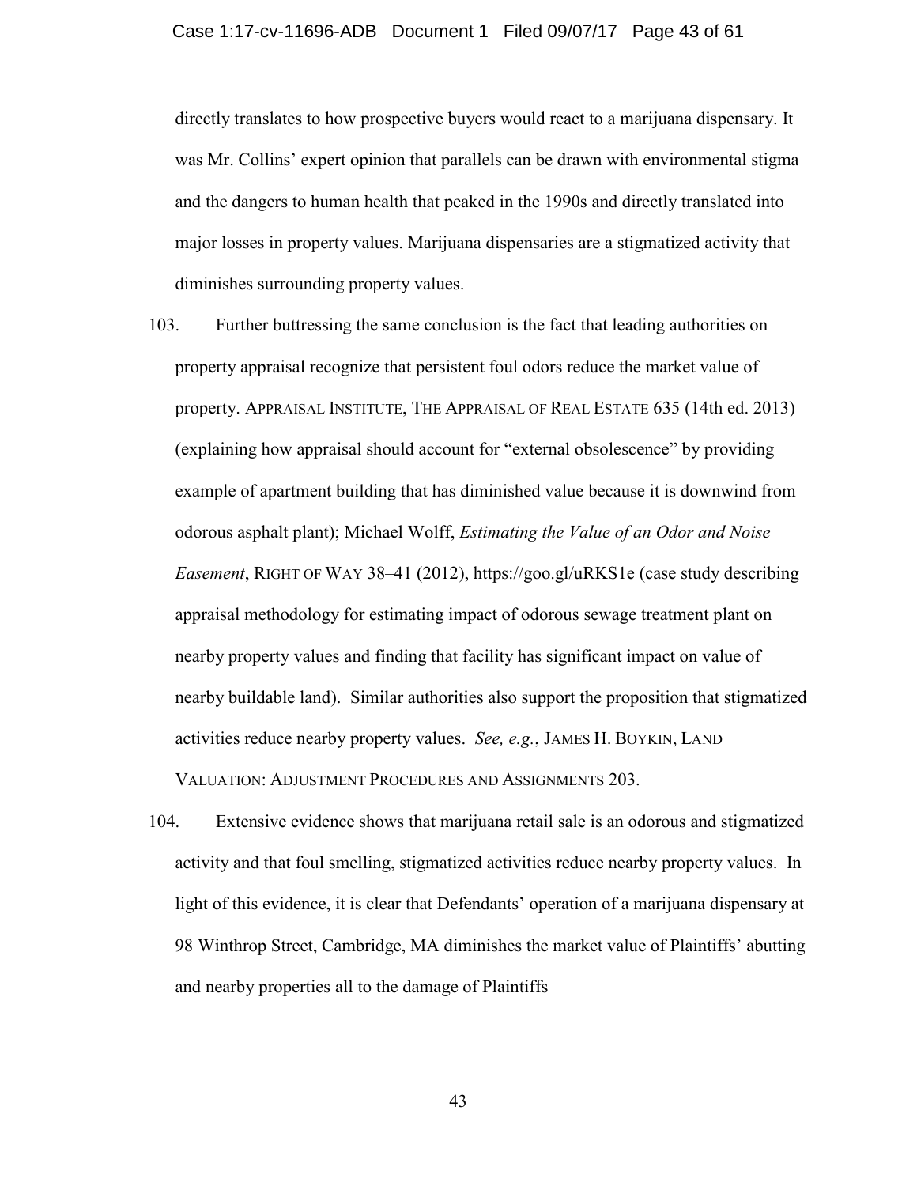directly translates to how prospective buyers would react to a marijuana dispensary. It was Mr. Collins' expert opinion that parallels can be drawn with environmental stigma and the dangers to human health that peaked in the 1990s and directly translated into major losses in property values. Marijuana dispensaries are a stigmatized activity that diminishes surrounding property values.

103. Further buttressing the same conclusion is the fact that leading authorities on property appraisal recognize that persistent foul odors reduce the market value of property. APPRAISAL INSTITUTE, THE APPRAISAL OF REAL ESTATE 635 (14th ed. 2013) (explaining how appraisal should account for "external obsolescence" by providing example of apartment building that has diminished value because it is downwind from odorous asphalt plant); Michael Wolff, *Estimating the Value of an Odor and Noise Easement*, RIGHT OF WAY 38–41 (2012), https://goo.gl/uRKS1e (case study describing appraisal methodology for estimating impact of odorous sewage treatment plant on nearby property values and finding that facility has significant impact on value of nearby buildable land). Similar authorities also support the proposition that stigmatized activities reduce nearby property values. *See, e.g.*, JAMES H. BOYKIN, LAND VALUATION: ADJUSTMENT PROCEDURES AND ASSIGNMENTS 203.

104. Extensive evidence shows that marijuana retail sale is an odorous and stigmatized activity and that foul smelling, stigmatized activities reduce nearby property values. In light of this evidence, it is clear that Defendants' operation of a marijuana dispensary at 98 Winthrop Street, Cambridge, MA diminishes the market value of Plaintiffs' abutting and nearby properties all to the damage of Plaintiffs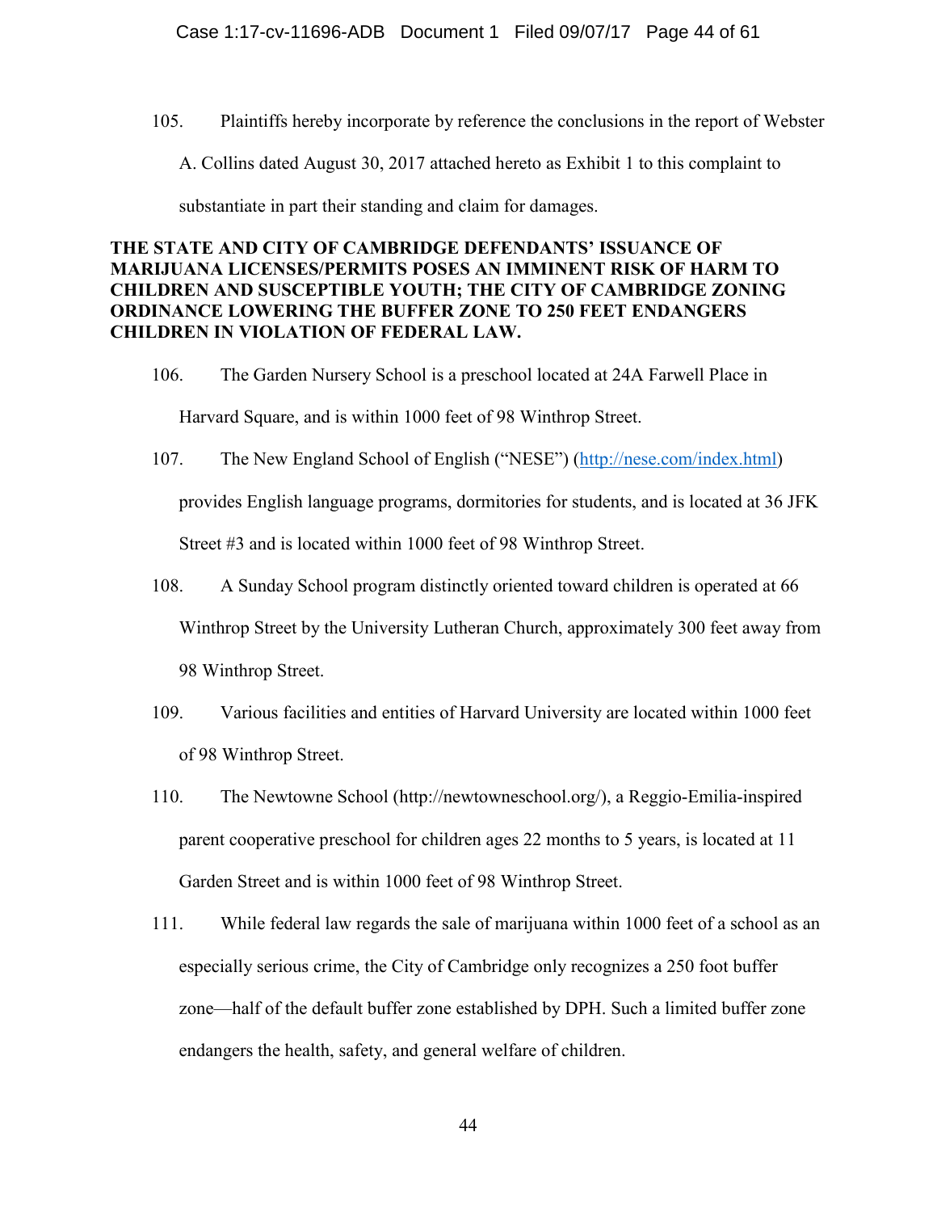105. Plaintiffs hereby incorporate by reference the conclusions in the report of Webster A. Collins dated August 30, 2017 attached hereto as Exhibit 1 to this complaint to substantiate in part their standing and claim for damages.

**THE STATE AND CITY OF CAMBRIDGE DEFENDANTS' ISSUANCE OF MARIJUANA LICENSES/PERMITS POSES AN IMMINENT RISK OF HARM TO CHILDREN AND SUSCEPTIBLE YOUTH; THE CITY OF CAMBRIDGE ZONING ORDINANCE LOWERING THE BUFFER ZONE TO 250 FEET ENDANGERS CHILDREN IN VIOLATION OF FEDERAL LAW.**

106. The Garden Nursery School is a preschool located at 24A Farwell Place in Harvard Square, and is within 1000 feet of 98 Winthrop Street.

107. The New England School of English ("NESE") (http://nese.com/index.html) provides English language programs, dormitories for students, and is located at 36 JFK Street #3 and is located within 1000 feet of 98 Winthrop Street.

108. A Sunday School program distinctly oriented toward children is operated at 66 Winthrop Street by the University Lutheran Church, approximately 300 feet away from 98 Winthrop Street.

109. Various facilities and entities of Harvard University are located within 1000 feet of 98 Winthrop Street.

110. The Newtowne School (http://newtowneschool.org/), a Reggio-Emilia-inspired parent cooperative preschool for children ages 22 months to 5 years, is located at 11 Garden Street and is within 1000 feet of 98 Winthrop Street.

111. While federal law regards the sale of marijuana within 1000 feet of a school as an especially serious crime, the City of Cambridge only recognizes a 250 foot buffer zone—half of the default buffer zone established by DPH. Such a limited buffer zone endangers the health, safety, and general welfare of children.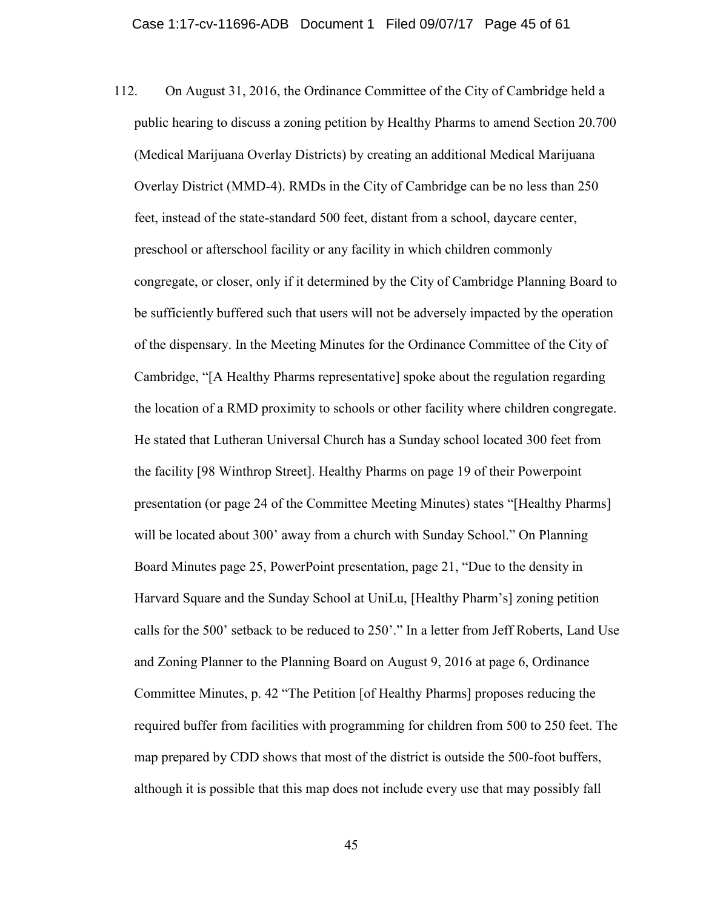112. On August 31, 2016, the Ordinance Committee of the City of Cambridge held a public hearing to discuss a zoning petition by Healthy Pharms to amend Section 20.700 (Medical Marijuana Overlay Districts) by creating an additional Medical Marijuana Overlay District (MMD-4). RMDs in the City of Cambridge can be no less than 250 feet, instead of the state-standard 500 feet, distant from a school, daycare center, preschool or afterschool facility or any facility in which children commonly congregate, or closer, only if it determined by the City of Cambridge Planning Board to be sufficiently buffered such that users will not be adversely impacted by the operation of the dispensary. In the Meeting Minutes for the Ordinance Committee of the City of Cambridge, "[A Healthy Pharms representative] spoke about the regulation regarding the location of a RMD proximity to schools or other facility where children congregate. He stated that Lutheran Universal Church has a Sunday school located 300 feet from the facility [98 Winthrop Street]. Healthy Pharms on page 19 of their Powerpoint presentation (or page 24 of the Committee Meeting Minutes) states "[Healthy Pharms] will be located about 300' away from a church with Sunday School." On Planning Board Minutes page 25, PowerPoint presentation, page 21, "Due to the density in Harvard Square and the Sunday School at UniLu, [Healthy Pharm's] zoning petition calls for the 500' setback to be reduced to 250'." In a letter from Jeff Roberts, Land Use and Zoning Planner to the Planning Board on August 9, 2016 at page 6, Ordinance Committee Minutes, p. 42 "The Petition [of Healthy Pharms] proposes reducing the required buffer from facilities with programming for children from 500 to 250 feet. The map prepared by CDD shows that most of the district is outside the 500-foot buffers, although it is possible that this map does not include every use that may possibly fall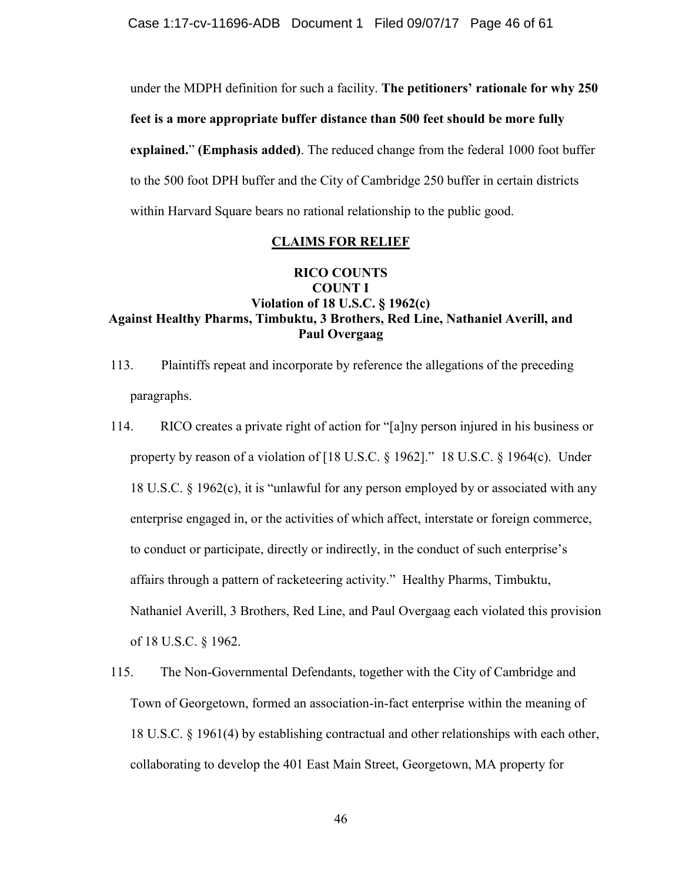under the MDPH definition for such a facility. **The petitioners' rationale for why 250 feet is a more appropriate buffer distance than 500 feet should be more fully explained.**" **(Emphasis added)**. The reduced change from the federal 1000 foot buffer to the 500 foot DPH buffer and the City of Cambridge 250 buffer in certain districts within Harvard Square bears no rational relationship to the public good.

## CLAIMS FOR RELIEF

### RICO COUNTS
### COUNT I
### Violation of 18 U.S.C. § 1962(c)
### Against Healthy Pharms, Timbuktu, 3 Brothers, Red Line, Nathaniel Averill, and Paul Overgaag

113. Plaintiffs repeat and incorporate by reference the allegations of the preceding paragraphs.

114. RICO creates a private right of action for "[a]ny person injured in his business or property by reason of a violation of [18 U.S.C. § 1962]." 18 U.S.C. § 1964(c). Under 18 U.S.C. § 1962(c), it is "unlawful for any person employed by or associated with any enterprise engaged in, or the activities of which affect, interstate or foreign commerce, to conduct or participate, directly or indirectly, in the conduct of such enterprise's affairs through a pattern of racketeering activity." Healthy Pharms, Timbuktu, Nathaniel Averill, 3 Brothers, Red Line, and Paul Overgaag each violated this provision of 18 U.S.C. § 1962.

115. The Non-Governmental Defendants, together with the City of Cambridge and Town of Georgetown, formed an association-in-fact enterprise within the meaning of 18 U.S.C. § 1961(4) by establishing contractual and other relationships with each other, collaborating to develop the 401 East Main Street, Georgetown, MA property for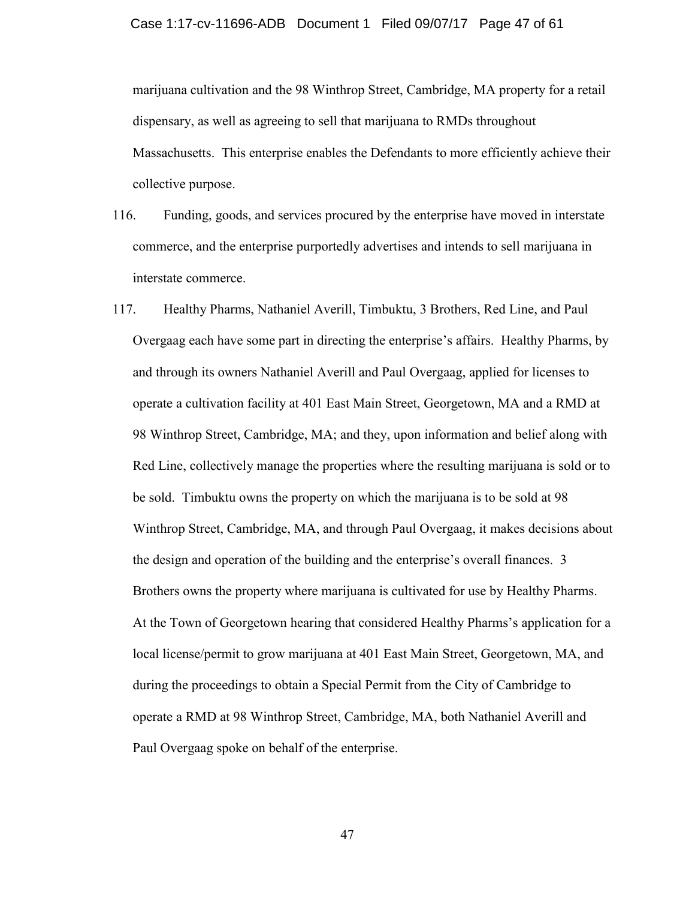marijuana cultivation and the 98 Winthrop Street, Cambridge, MA property for a retail dispensary, as well as agreeing to sell that marijuana to RMDs throughout Massachusetts. This enterprise enables the Defendants to more efficiently achieve their collective purpose.

116. Funding, goods, and services procured by the enterprise have moved in interstate commerce, and the enterprise purportedly advertises and intends to sell marijuana in interstate commerce.

117. Healthy Pharms, Nathaniel Averill, Timbuktu, 3 Brothers, Red Line, and Paul Overgaag each have some part in directing the enterprise's affairs. Healthy Pharms, by and through its owners Nathaniel Averill and Paul Overgaag, applied for licenses to operate a cultivation facility at 401 East Main Street, Georgetown, MA and a RMD at 98 Winthrop Street, Cambridge, MA; and they, upon information and belief along with Red Line, collectively manage the properties where the resulting marijuana is sold or to be sold. Timbuktu owns the property on which the marijuana is to be sold at 98 Winthrop Street, Cambridge, MA, and through Paul Overgaag, it makes decisions about the design and operation of the building and the enterprise's overall finances. 3 Brothers owns the property where marijuana is cultivated for use by Healthy Pharms. At the Town of Georgetown hearing that considered Healthy Pharms's application for a local license/permit to grow marijuana at 401 East Main Street, Georgetown, MA, and during the proceedings to obtain a Special Permit from the City of Cambridge to operate a RMD at 98 Winthrop Street, Cambridge, MA, both Nathaniel Averill and Paul Overgaag spoke on behalf of the enterprise.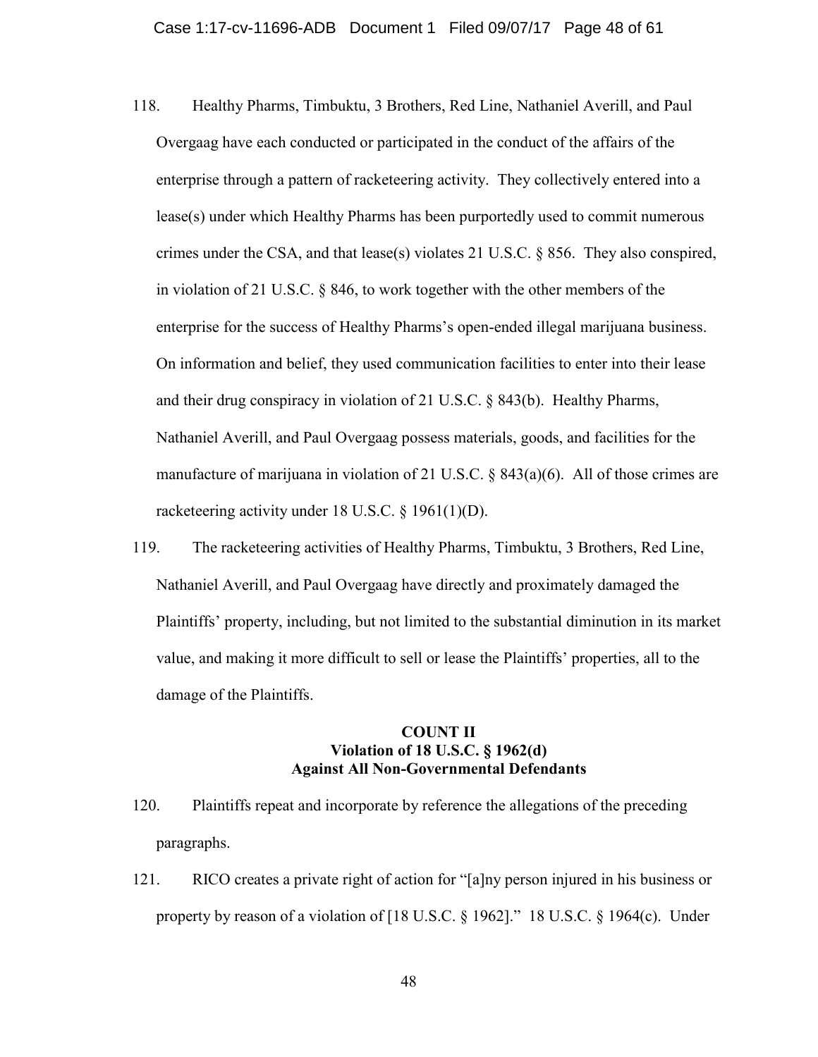118. Healthy Pharms, Timbuktu, 3 Brothers, Red Line, Nathaniel Averill, and Paul Overgaag have each conducted or participated in the conduct of the affairs of the enterprise through a pattern of racketeering activity. They collectively entered into a lease(s) under which Healthy Pharms has been purportedly used to commit numerous crimes under the CSA, and that lease(s) violates 21 U.S.C. § 856. They also conspired, in violation of 21 U.S.C. § 846, to work together with the other members of the enterprise for the success of Healthy Pharms's open-ended illegal marijuana business. On information and belief, they used communication facilities to enter into their lease and their drug conspiracy in violation of 21 U.S.C. § 843(b). Healthy Pharms, Nathaniel Averill, and Paul Overgaag possess materials, goods, and facilities for the manufacture of marijuana in violation of 21 U.S.C. § 843(a)(6). All of those crimes are racketeering activity under 18 U.S.C. § 1961(1)(D).

119. The racketeering activities of Healthy Pharms, Timbuktu, 3 Brothers, Red Line, Nathaniel Averill, and Paul Overgaag have directly and proximately damaged the Plaintiffs' property, including, but not limited to the substantial diminution in its market value, and making it more difficult to sell or lease the Plaintiffs' properties, all to the damage of the Plaintiffs.

## COUNT II
## Violation of 18 U.S.C. § 1962(d)
## Against All Non-Governmental Defendants

120. Plaintiffs repeat and incorporate by reference the allegations of the preceding paragraphs.

121. RICO creates a private right of action for "[a]ny person injured in his business or property by reason of a violation of [18 U.S.C. § 1962]." 18 U.S.C. § 1964(c). Under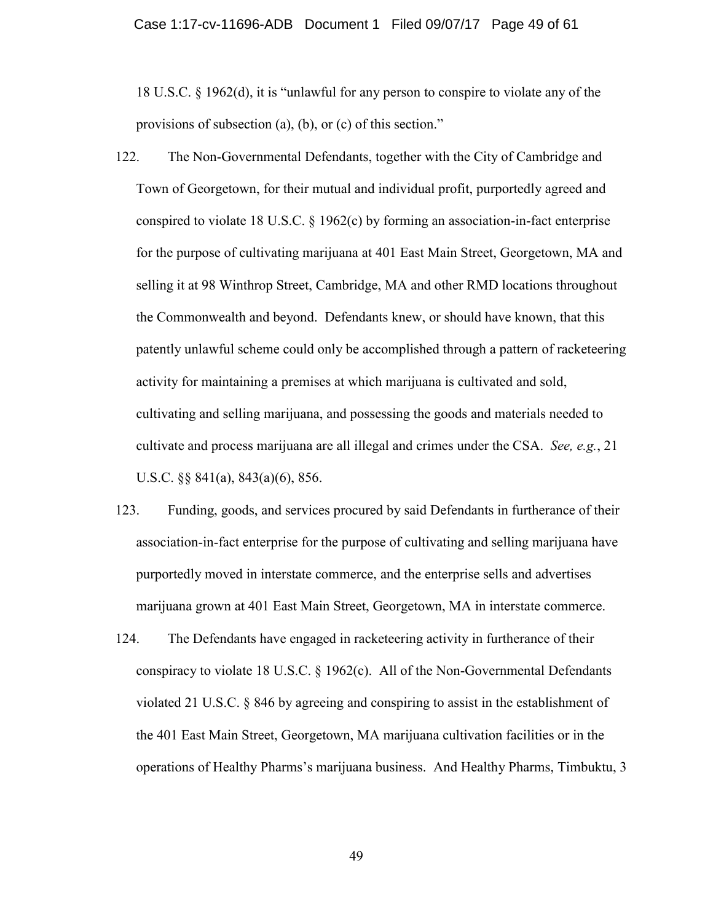18 U.S.C. § 1962(d), it is "unlawful for any person to conspire to violate any of the provisions of subsection (a), (b), or (c) of this section."

122. The Non-Governmental Defendants, together with the City of Cambridge and Town of Georgetown, for their mutual and individual profit, purportedly agreed and conspired to violate 18 U.S.C. § 1962(c) by forming an association-in-fact enterprise for the purpose of cultivating marijuana at 401 East Main Street, Georgetown, MA and selling it at 98 Winthrop Street, Cambridge, MA and other RMD locations throughout the Commonwealth and beyond. Defendants knew, or should have known, that this patently unlawful scheme could only be accomplished through a pattern of racketeering activity for maintaining a premises at which marijuana is cultivated and sold, cultivating and selling marijuana, and possessing the goods and materials needed to cultivate and process marijuana are all illegal and crimes under the CSA. *See, e.g.*, 21 U.S.C. §§ 841(a), 843(a)(6), 856.

123. Funding, goods, and services procured by said Defendants in furtherance of their association-in-fact enterprise for the purpose of cultivating and selling marijuana have purportedly moved in interstate commerce, and the enterprise sells and advertises marijuana grown at 401 East Main Street, Georgetown, MA in interstate commerce.

124. The Defendants have engaged in racketeering activity in furtherance of their conspiracy to violate 18 U.S.C. § 1962(c). All of the Non-Governmental Defendants violated 21 U.S.C. § 846 by agreeing and conspiring to assist in the establishment of the 401 East Main Street, Georgetown, MA marijuana cultivation facilities or in the operations of Healthy Pharms's marijuana business. And Healthy Pharms, Timbuktu, 3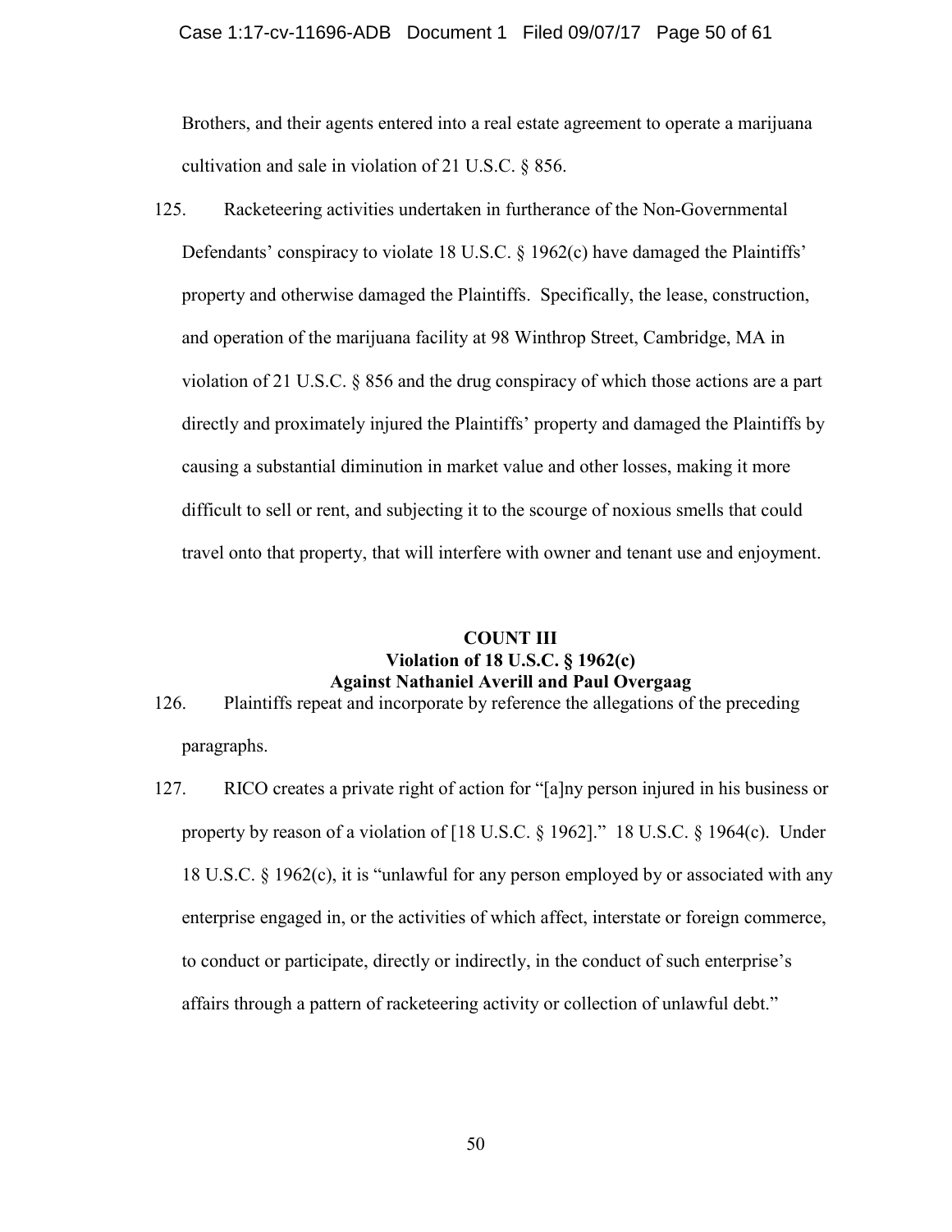Brothers, and their agents entered into a real estate agreement to operate a marijuana cultivation and sale in violation of 21 U.S.C. § 856.

125. Racketeering activities undertaken in furtherance of the Non-Governmental Defendants' conspiracy to violate 18 U.S.C. § 1962(c) have damaged the Plaintiffs' property and otherwise damaged the Plaintiffs. Specifically, the lease, construction, and operation of the marijuana facility at 98 Winthrop Street, Cambridge, MA in violation of 21 U.S.C. § 856 and the drug conspiracy of which those actions are a part directly and proximately injured the Plaintiffs' property and damaged the Plaintiffs by causing a substantial diminution in market value and other losses, making it more difficult to sell or rent, and subjecting it to the scourge of noxious smells that could travel onto that property, that will interfere with owner and tenant use and enjoyment.

## COUNT III
## Violation of 18 U.S.C. § 1962(c)
## Against Nathaniel Averill and Paul Overgaag

126. Plaintiffs repeat and incorporate by reference the allegations of the preceding paragraphs.

127. RICO creates a private right of action for "[a]ny person injured in his business or property by reason of a violation of [18 U.S.C. § 1962]." 18 U.S.C. § 1964(c). Under 18 U.S.C. § 1962(c), it is "unlawful for any person employed by or associated with any enterprise engaged in, or the activities of which affect, interstate or foreign commerce, to conduct or participate, directly or indirectly, in the conduct of such enterprise's affairs through a pattern of racketeering activity or collection of unlawful debt."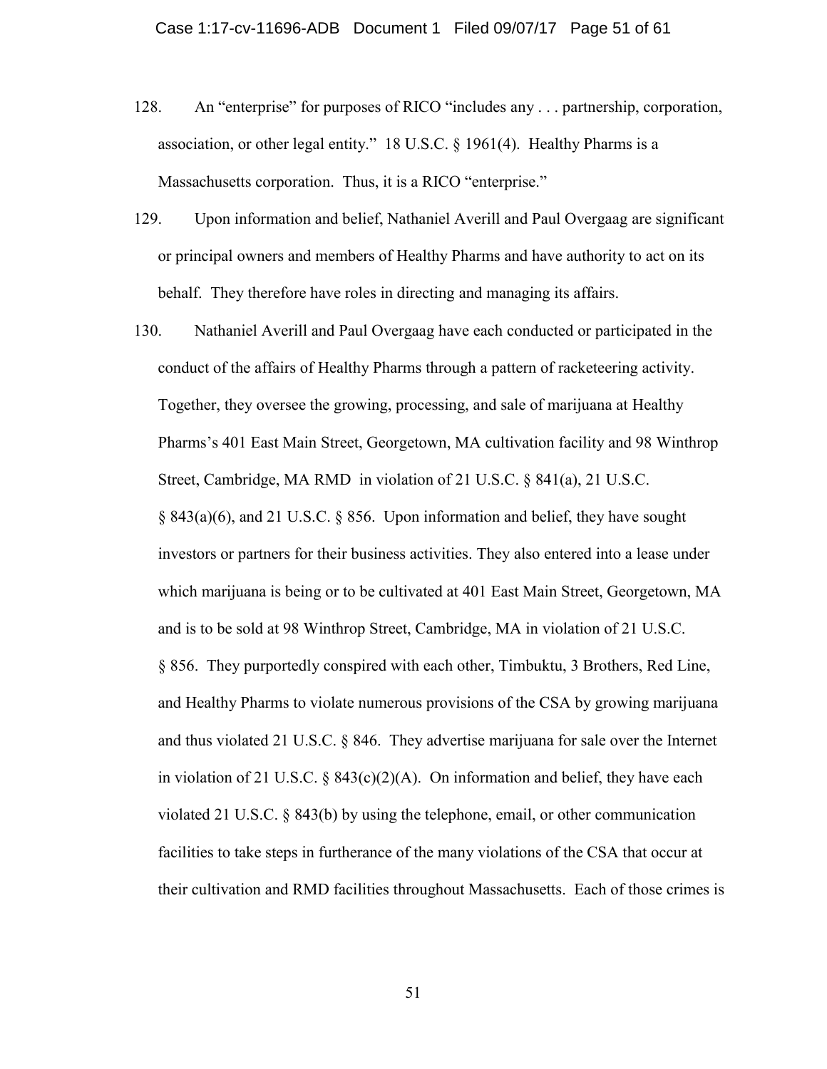128. An "enterprise" for purposes of RICO "includes any . . . partnership, corporation, association, or other legal entity." 18 U.S.C. § 1961(4). Healthy Pharms is a Massachusetts corporation. Thus, it is a RICO "enterprise."

129. Upon information and belief, Nathaniel Averill and Paul Overgaag are significant or principal owners and members of Healthy Pharms and have authority to act on its behalf. They therefore have roles in directing and managing its affairs.

130. Nathaniel Averill and Paul Overgaag have each conducted or participated in the conduct of the affairs of Healthy Pharms through a pattern of racketeering activity. Together, they oversee the growing, processing, and sale of marijuana at Healthy Pharms's 401 East Main Street, Georgetown, MA cultivation facility and 98 Winthrop Street, Cambridge, MA RMD in violation of 21 U.S.C. § 841(a), 21 U.S.C. § 843(a)(6), and 21 U.S.C. § 856. Upon information and belief, they have sought investors or partners for their business activities. They also entered into a lease under which marijuana is being or to be cultivated at 401 East Main Street, Georgetown, MA and is to be sold at 98 Winthrop Street, Cambridge, MA in violation of 21 U.S.C. § 856. They purportedly conspired with each other, Timbuktu, 3 Brothers, Red Line, and Healthy Pharms to violate numerous provisions of the CSA by growing marijuana and thus violated 21 U.S.C. § 846. They advertise marijuana for sale over the Internet in violation of 21 U.S.C. § 843(c)(2)(A). On information and belief, they have each violated 21 U.S.C. § 843(b) by using the telephone, email, or other communication facilities to take steps in furtherance of the many violations of the CSA that occur at their cultivation and RMD facilities throughout Massachusetts. Each of those crimes is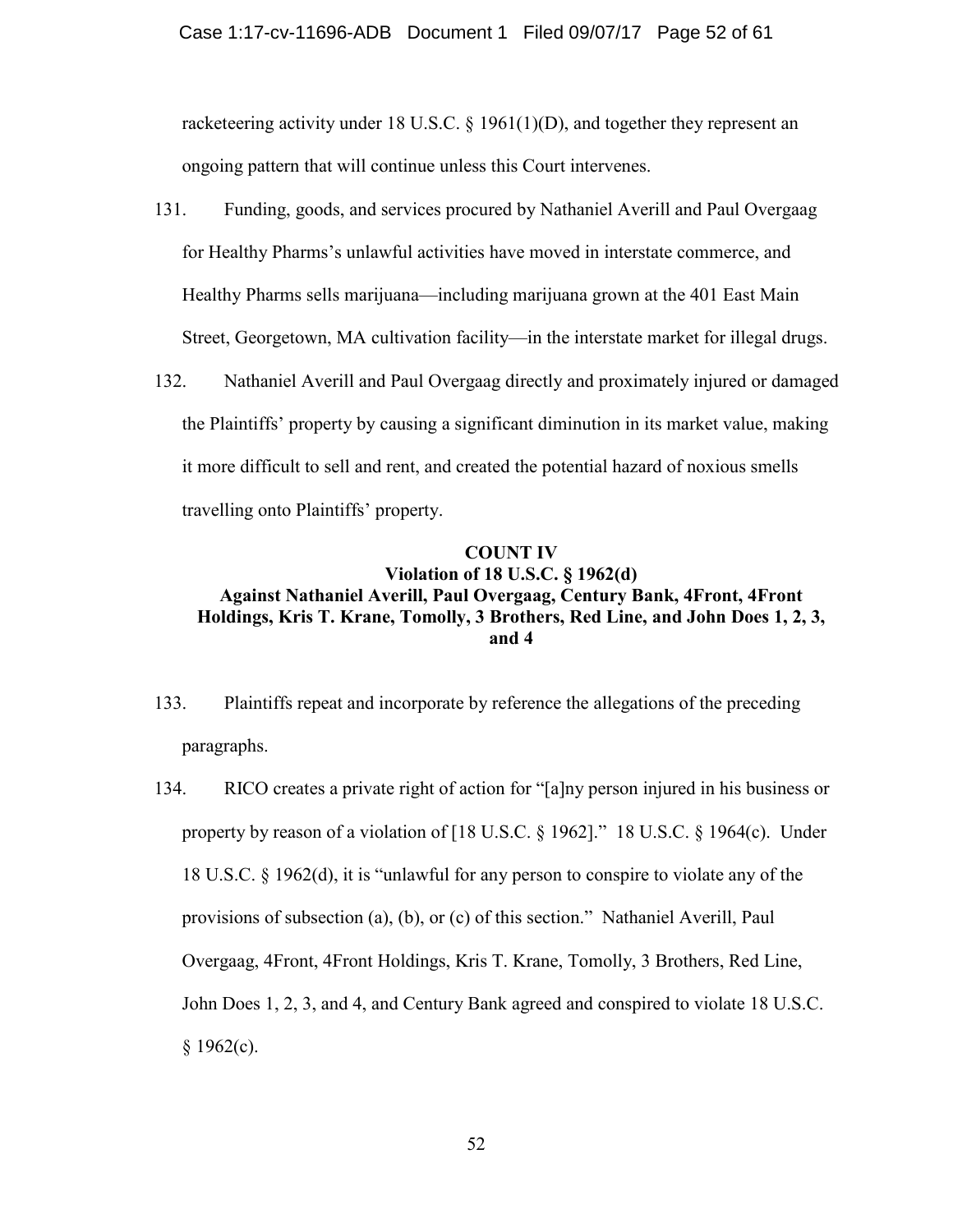racketeering activity under 18 U.S.C. § 1961(1)(D), and together they represent an ongoing pattern that will continue unless this Court intervenes.

131. Funding, goods, and services procured by Nathaniel Averill and Paul Overgaag for Healthy Pharms's unlawful activities have moved in interstate commerce, and Healthy Pharms sells marijuana—including marijuana grown at the 401 East Main Street, Georgetown, MA cultivation facility—in the interstate market for illegal drugs.

132. Nathaniel Averill and Paul Overgaag directly and proximately injured or damaged the Plaintiffs' property by causing a significant diminution in its market value, making it more difficult to sell and rent, and created the potential hazard of noxious smells travelling onto Plaintiffs' property.

**COUNT IV**
**Violation of 18 U.S.C. § 1962(d)**
**Against Nathaniel Averill, Paul Overgaag, Century Bank, 4Front, 4Front Holdings, Kris T. Krane, Tomolly, 3 Brothers, Red Line, and John Does 1, 2, 3, and 4**

133. Plaintiffs repeat and incorporate by reference the allegations of the preceding paragraphs.

134. RICO creates a private right of action for "[a]ny person injured in his business or property by reason of a violation of [18 U.S.C. § 1962]." 18 U.S.C. § 1964(c). Under 18 U.S.C. § 1962(d), it is "unlawful for any person to conspire to violate any of the provisions of subsection (a), (b), or (c) of this section." Nathaniel Averill, Paul Overgaag, 4Front, 4Front Holdings, Kris T. Krane, Tomolly, 3 Brothers, Red Line, John Does 1, 2, 3, and 4, and Century Bank agreed and conspired to violate 18 U.S.C. § 1962(c).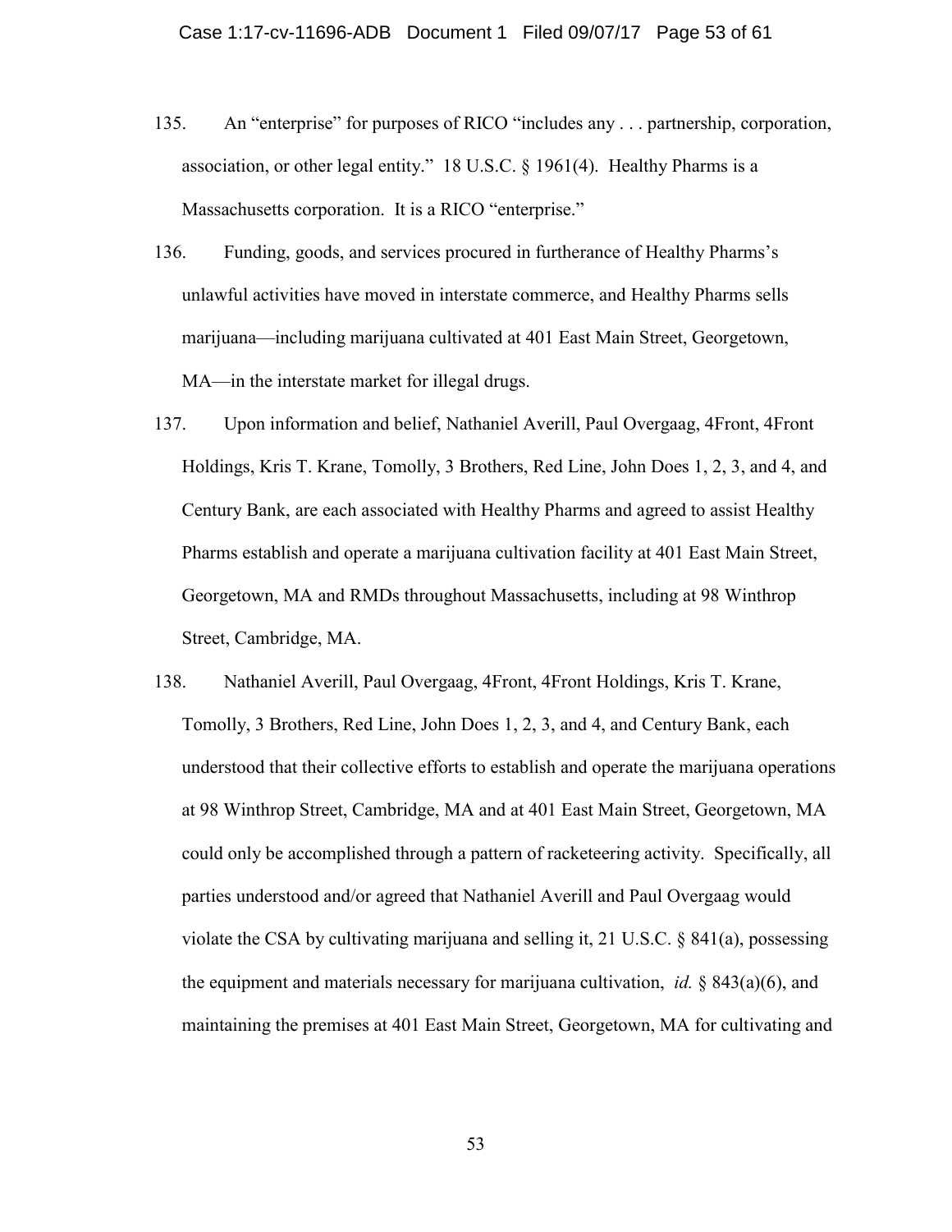135. An "enterprise" for purposes of RICO "includes any . . . partnership, corporation, association, or other legal entity." 18 U.S.C. § 1961(4). Healthy Pharms is a Massachusetts corporation. It is a RICO "enterprise."

136. Funding, goods, and services procured in furtherance of Healthy Pharms's unlawful activities have moved in interstate commerce, and Healthy Pharms sells marijuana—including marijuana cultivated at 401 East Main Street, Georgetown, MA—in the interstate market for illegal drugs.

137. Upon information and belief, Nathaniel Averill, Paul Overgaag, 4Front, 4Front Holdings, Kris T. Krane, Tomolly, 3 Brothers, Red Line, John Does 1, 2, 3, and 4, and Century Bank, are each associated with Healthy Pharms and agreed to assist Healthy Pharms establish and operate a marijuana cultivation facility at 401 East Main Street, Georgetown, MA and RMDs throughout Massachusetts, including at 98 Winthrop Street, Cambridge, MA.

138. Nathaniel Averill, Paul Overgaag, 4Front, 4Front Holdings, Kris T. Krane, Tomolly, 3 Brothers, Red Line, John Does 1, 2, 3, and 4, and Century Bank, each understood that their collective efforts to establish and operate the marijuana operations at 98 Winthrop Street, Cambridge, MA and at 401 East Main Street, Georgetown, MA could only be accomplished through a pattern of racketeering activity. Specifically, all parties understood and/or agreed that Nathaniel Averill and Paul Overgaag would violate the CSA by cultivating marijuana and selling it, 21 U.S.C. § 841(a), possessing the equipment and materials necessary for marijuana cultivation, *id.* § 843(a)(6), and maintaining the premises at 401 East Main Street, Georgetown, MA for cultivating and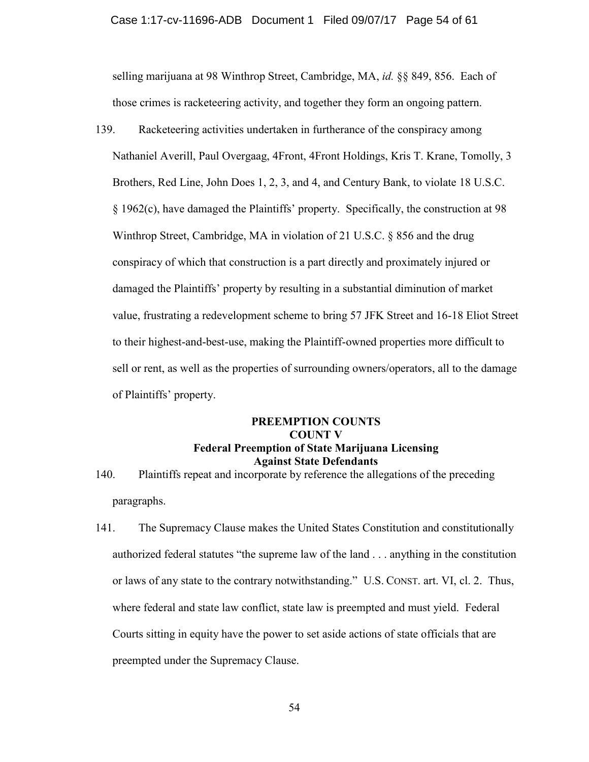selling marijuana at 98 Winthrop Street, Cambridge, MA, *id.* §§ 849, 856. Each of those crimes is racketeering activity, and together they form an ongoing pattern.

139. Racketeering activities undertaken in furtherance of the conspiracy among Nathaniel Averill, Paul Overgaag, 4Front, 4Front Holdings, Kris T. Krane, Tomolly, 3 Brothers, Red Line, John Does 1, 2, 3, and 4, and Century Bank, to violate 18 U.S.C. § 1962(c), have damaged the Plaintiffs' property. Specifically, the construction at 98 Winthrop Street, Cambridge, MA in violation of 21 U.S.C. § 856 and the drug conspiracy of which that construction is a part directly and proximately injured or damaged the Plaintiffs' property by resulting in a substantial diminution of market value, frustrating a redevelopment scheme to bring 57 JFK Street and 16-18 Eliot Street to their highest-and-best-use, making the Plaintiff-owned properties more difficult to sell or rent, as well as the properties of surrounding owners/operators, all to the damage of Plaintiffs' property.

**PREEMPTION COUNTS**
**COUNT V**
**Federal Preemption of State Marijuana Licensing**
**Against State Defendants**

140. Plaintiffs repeat and incorporate by reference the allegations of the preceding paragraphs.

141. The Supremacy Clause makes the United States Constitution and constitutionally authorized federal statutes "the supreme law of the land . . . anything in the constitution or laws of any state to the contrary notwithstanding." U.S. CONST. art. VI, cl. 2. Thus, where federal and state law conflict, state law is preempted and must yield. Federal Courts sitting in equity have the power to set aside actions of state officials that are preempted under the Supremacy Clause.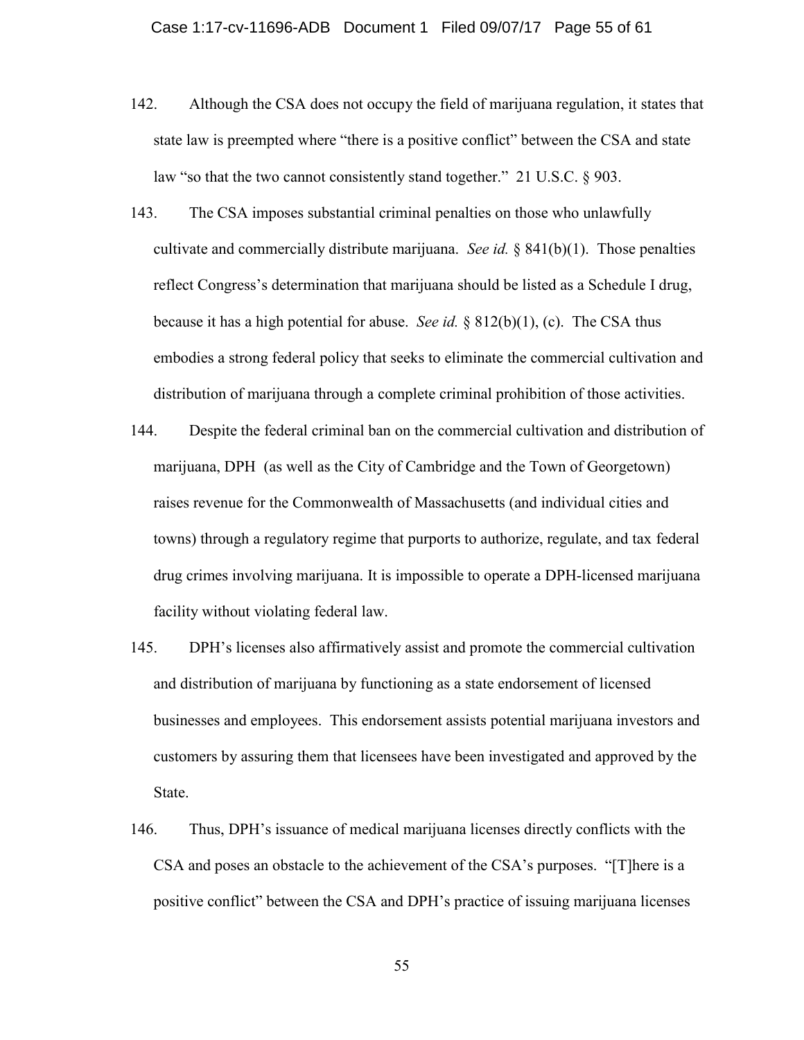142. Although the CSA does not occupy the field of marijuana regulation, it states that state law is preempted where "there is a positive conflict" between the CSA and state law "so that the two cannot consistently stand together." 21 U.S.C. § 903.

143. The CSA imposes substantial criminal penalties on those who unlawfully cultivate and commercially distribute marijuana. *See id.* § 841(b)(1). Those penalties reflect Congress's determination that marijuana should be listed as a Schedule I drug, because it has a high potential for abuse. *See id.* § 812(b)(1), (c). The CSA thus embodies a strong federal policy that seeks to eliminate the commercial cultivation and distribution of marijuana through a complete criminal prohibition of those activities.

144. Despite the federal criminal ban on the commercial cultivation and distribution of marijuana, DPH (as well as the City of Cambridge and the Town of Georgetown) raises revenue for the Commonwealth of Massachusetts (and individual cities and towns) through a regulatory regime that purports to authorize, regulate, and tax federal drug crimes involving marijuana. It is impossible to operate a DPH-licensed marijuana facility without violating federal law.

145. DPH's licenses also affirmatively assist and promote the commercial cultivation and distribution of marijuana by functioning as a state endorsement of licensed businesses and employees. This endorsement assists potential marijuana investors and customers by assuring them that licensees have been investigated and approved by the State.

146. Thus, DPH's issuance of medical marijuana licenses directly conflicts with the CSA and poses an obstacle to the achievement of the CSA's purposes. "[T]here is a positive conflict" between the CSA and DPH's practice of issuing marijuana licenses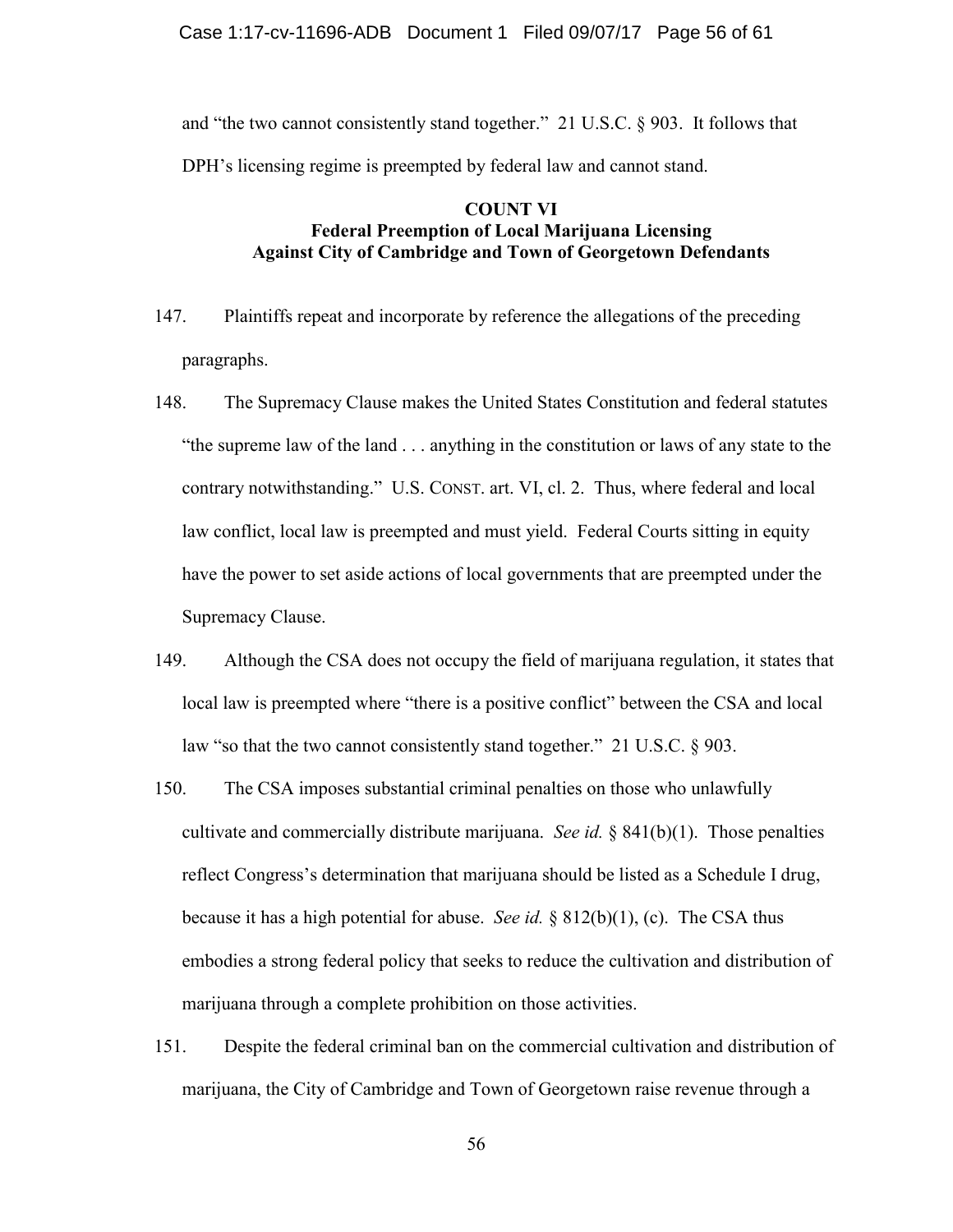and "the two cannot consistently stand together." 21 U.S.C. § 903. It follows that DPH's licensing regime is preempted by federal law and cannot stand.

**COUNT VI**
**Federal Preemption of Local Marijuana Licensing**
**Against City of Cambridge and Town of Georgetown Defendants**

147. Plaintiffs repeat and incorporate by reference the allegations of the preceding paragraphs.

148. The Supremacy Clause makes the United States Constitution and federal statutes "the supreme law of the land . . . anything in the constitution or laws of any state to the contrary notwithstanding." U.S. CONST. art. VI, cl. 2. Thus, where federal and local law conflict, local law is preempted and must yield. Federal Courts sitting in equity have the power to set aside actions of local governments that are preempted under the Supremacy Clause.

149. Although the CSA does not occupy the field of marijuana regulation, it states that local law is preempted where "there is a positive conflict" between the CSA and local law "so that the two cannot consistently stand together." 21 U.S.C. § 903.

150. The CSA imposes substantial criminal penalties on those who unlawfully cultivate and commercially distribute marijuana. *See id.* § 841(b)(1). Those penalties reflect Congress's determination that marijuana should be listed as a Schedule I drug, because it has a high potential for abuse. *See id.* § 812(b)(1), (c). The CSA thus embodies a strong federal policy that seeks to reduce the cultivation and distribution of marijuana through a complete prohibition on those activities.

151. Despite the federal criminal ban on the commercial cultivation and distribution of marijuana, the City of Cambridge and Town of Georgetown raise revenue through a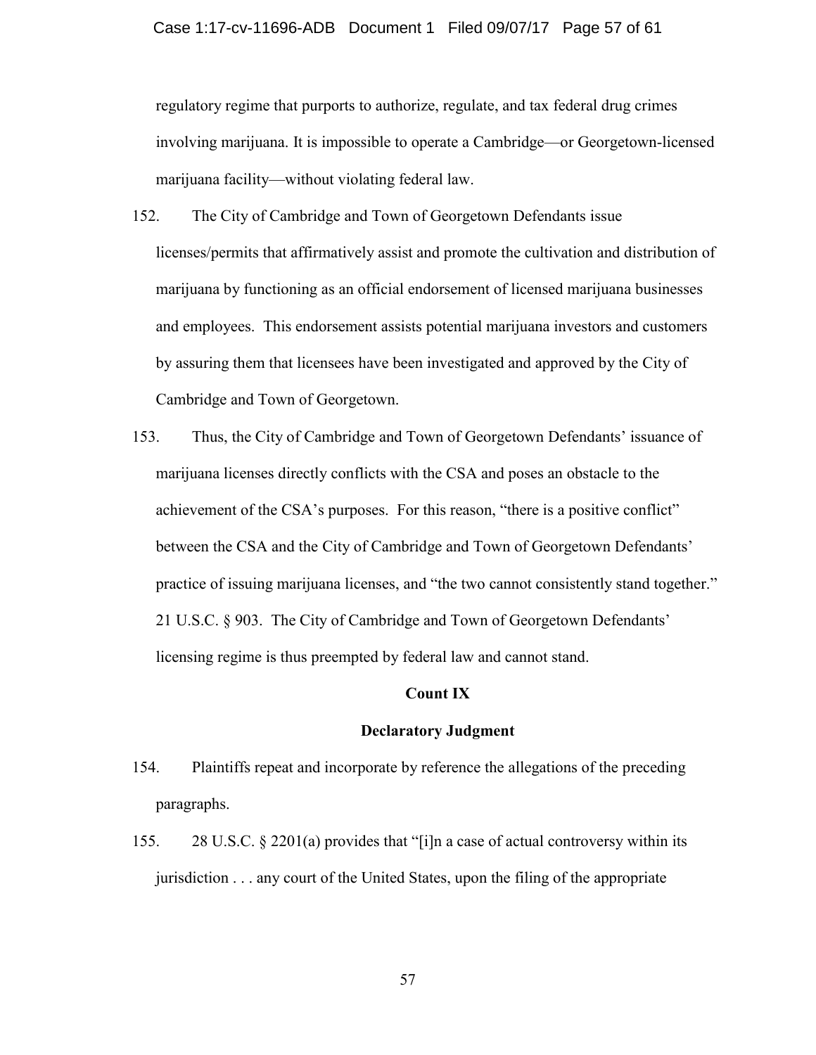regulatory regime that purports to authorize, regulate, and tax federal drug crimes involving marijuana. It is impossible to operate a Cambridge—or Georgetown-licensed marijuana facility—without violating federal law.

152. The City of Cambridge and Town of Georgetown Defendants issue licenses/permits that affirmatively assist and promote the cultivation and distribution of marijuana by functioning as an official endorsement of licensed marijuana businesses and employees. This endorsement assists potential marijuana investors and customers by assuring them that licensees have been investigated and approved by the City of Cambridge and Town of Georgetown.

153. Thus, the City of Cambridge and Town of Georgetown Defendants' issuance of marijuana licenses directly conflicts with the CSA and poses an obstacle to the achievement of the CSA's purposes. For this reason, "there is a positive conflict" between the CSA and the City of Cambridge and Town of Georgetown Defendants' practice of issuing marijuana licenses, and "the two cannot consistently stand together." 21 U.S.C. § 903. The City of Cambridge and Town of Georgetown Defendants' licensing regime is thus preempted by federal law and cannot stand.

## Count IX

## Declaratory Judgment

154. Plaintiffs repeat and incorporate by reference the allegations of the preceding paragraphs.

155. 28 U.S.C. § 2201(a) provides that "[i]n a case of actual controversy within its jurisdiction . . . any court of the United States, upon the filing of the appropriate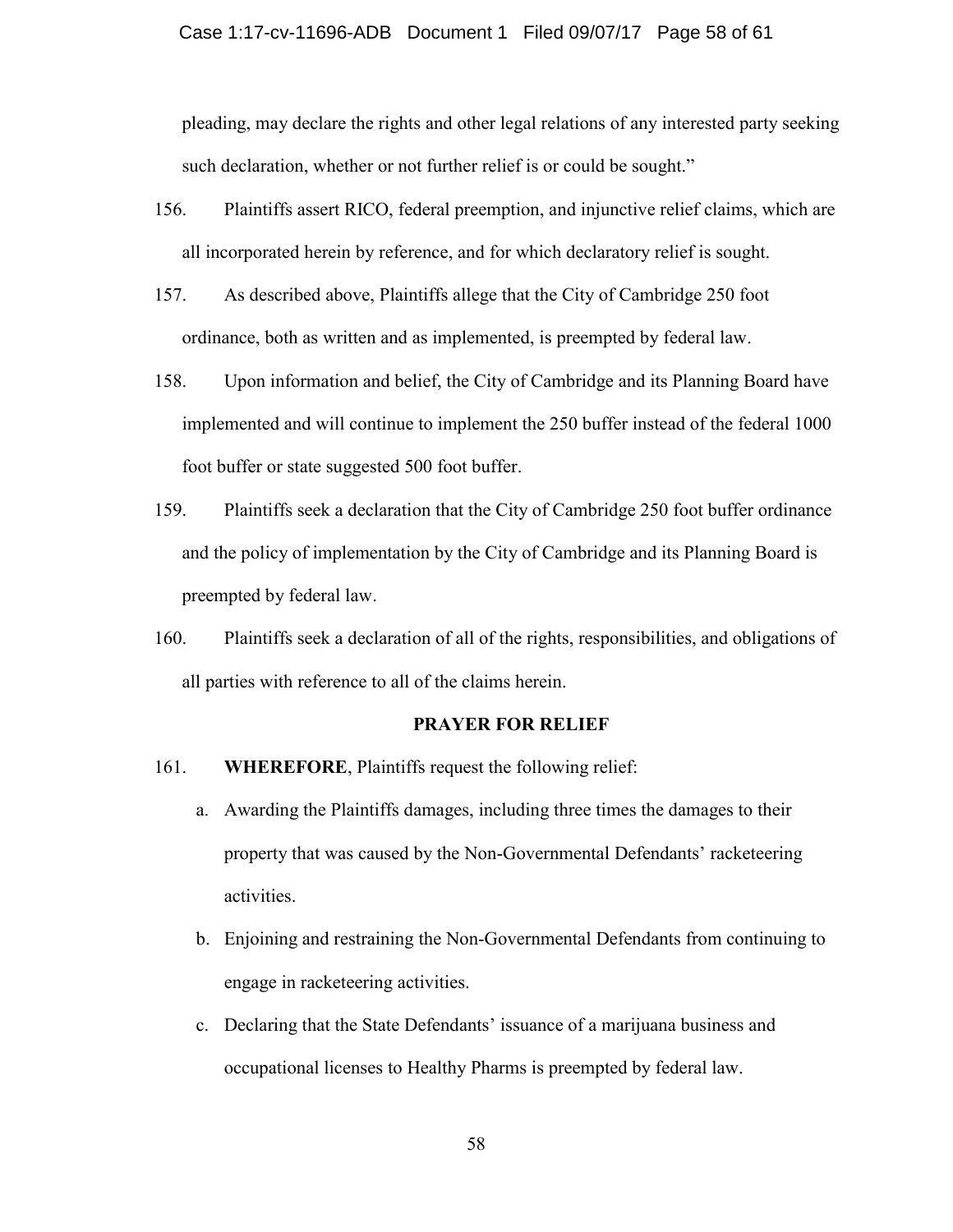pleading, may declare the rights and other legal relations of any interested party seeking such declaration, whether or not further relief is or could be sought."

156. Plaintiffs assert RICO, federal preemption, and injunctive relief claims, which are all incorporated herein by reference, and for which declaratory relief is sought.

157. As described above, Plaintiffs allege that the City of Cambridge 250 foot ordinance, both as written and as implemented, is preempted by federal law.

158. Upon information and belief, the City of Cambridge and its Planning Board have implemented and will continue to implement the 250 buffer instead of the federal 1000 foot buffer or state suggested 500 foot buffer.

159. Plaintiffs seek a declaration that the City of Cambridge 250 foot buffer ordinance and the policy of implementation by the City of Cambridge and its Planning Board is preempted by federal law.

160. Plaintiffs seek a declaration of all of the rights, responsibilities, and obligations of all parties with reference to all of the claims herein.

## PRAYER FOR RELIEF

161. **WHEREFORE**, Plaintiffs request the following relief:

a. Awarding the Plaintiffs damages, including three times the damages to their property that was caused by the Non-Governmental Defendants' racketeering activities.

b. Enjoining and restraining the Non-Governmental Defendants from continuing to engage in racketeering activities.

c. Declaring that the State Defendants' issuance of a marijuana business and occupational licenses to Healthy Pharms is preempted by federal law.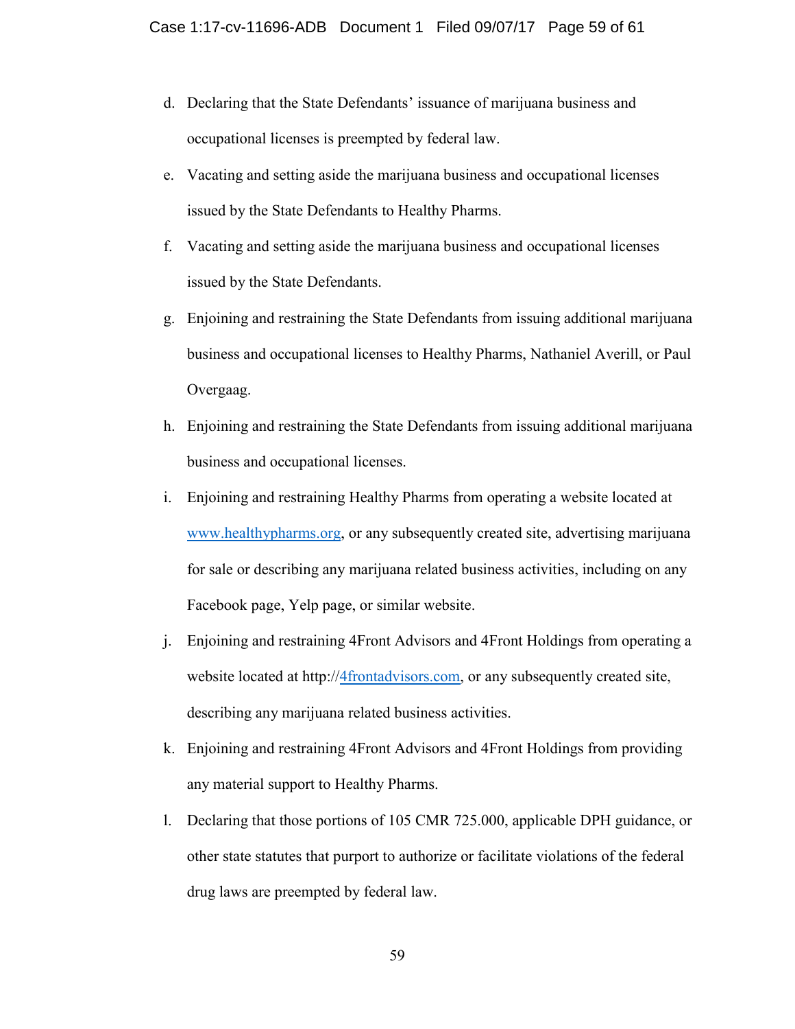d. Declaring that the State Defendants' issuance of marijuana business and occupational licenses is preempted by federal law.

e. Vacating and setting aside the marijuana business and occupational licenses issued by the State Defendants to Healthy Pharms.

f. Vacating and setting aside the marijuana business and occupational licenses issued by the State Defendants.

g. Enjoining and restraining the State Defendants from issuing additional marijuana business and occupational licenses to Healthy Pharms, Nathaniel Averill, or Paul Overgaag.

h. Enjoining and restraining the State Defendants from issuing additional marijuana business and occupational licenses.

i. Enjoining and restraining Healthy Pharms from operating a website located at www.healthypharms.org, or any subsequently created site, advertising marijuana for sale or describing any marijuana related business activities, including on any Facebook page, Yelp page, or similar website.

j. Enjoining and restraining 4Front Advisors and 4Front Holdings from operating a website located at http://4frontadvisors.com, or any subsequently created site, describing any marijuana related business activities.

k. Enjoining and restraining 4Front Advisors and 4Front Holdings from providing any material support to Healthy Pharms.

l. Declaring that those portions of 105 CMR 725.000, applicable DPH guidance, or other state statutes that purport to authorize or facilitate violations of the federal drug laws are preempted by federal law.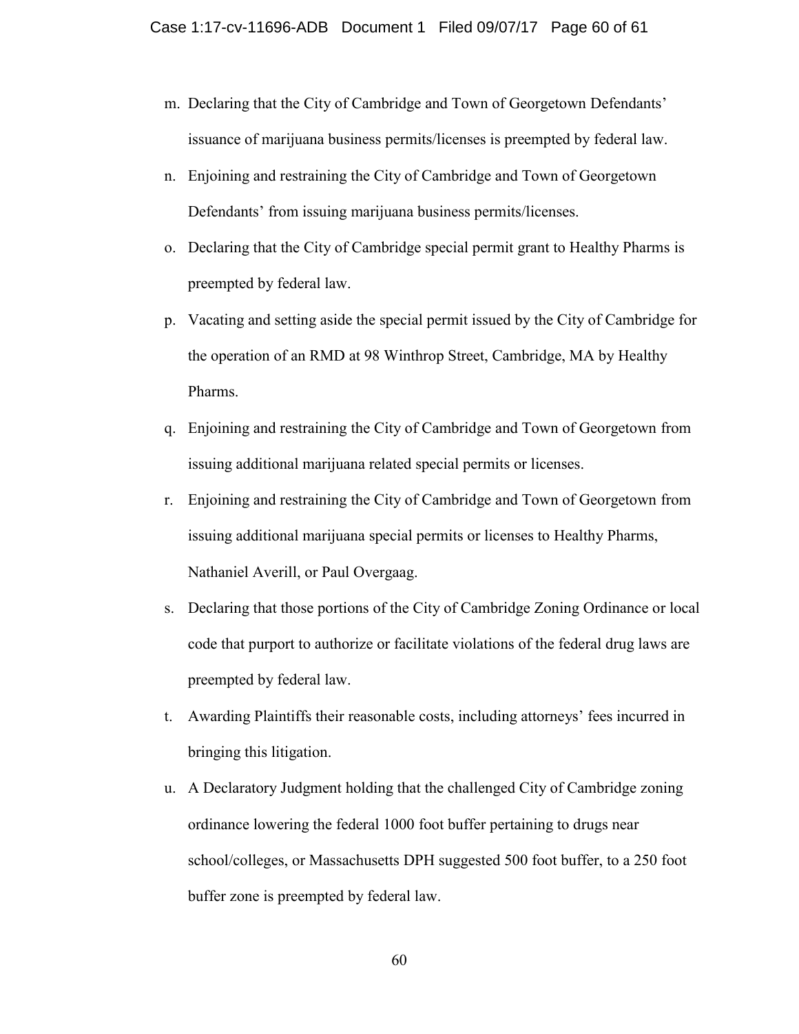m. Declaring that the City of Cambridge and Town of Georgetown Defendants' issuance of marijuana business permits/licenses is preempted by federal law.

n. Enjoining and restraining the City of Cambridge and Town of Georgetown Defendants' from issuing marijuana business permits/licenses.

o. Declaring that the City of Cambridge special permit grant to Healthy Pharms is preempted by federal law.

p. Vacating and setting aside the special permit issued by the City of Cambridge for the operation of an RMD at 98 Winthrop Street, Cambridge, MA by Healthy Pharms.

q. Enjoining and restraining the City of Cambridge and Town of Georgetown from issuing additional marijuana related special permits or licenses.

r. Enjoining and restraining the City of Cambridge and Town of Georgetown from issuing additional marijuana special permits or licenses to Healthy Pharms, Nathaniel Averill, or Paul Overgaag.

s. Declaring that those portions of the City of Cambridge Zoning Ordinance or local code that purport to authorize or facilitate violations of the federal drug laws are preempted by federal law.

t. Awarding Plaintiffs their reasonable costs, including attorneys' fees incurred in bringing this litigation.

u. A Declaratory Judgment holding that the challenged City of Cambridge zoning ordinance lowering the federal 1000 foot buffer pertaining to drugs near school/colleges, or Massachusetts DPH suggested 500 foot buffer, to a 250 foot buffer zone is preempted by federal law.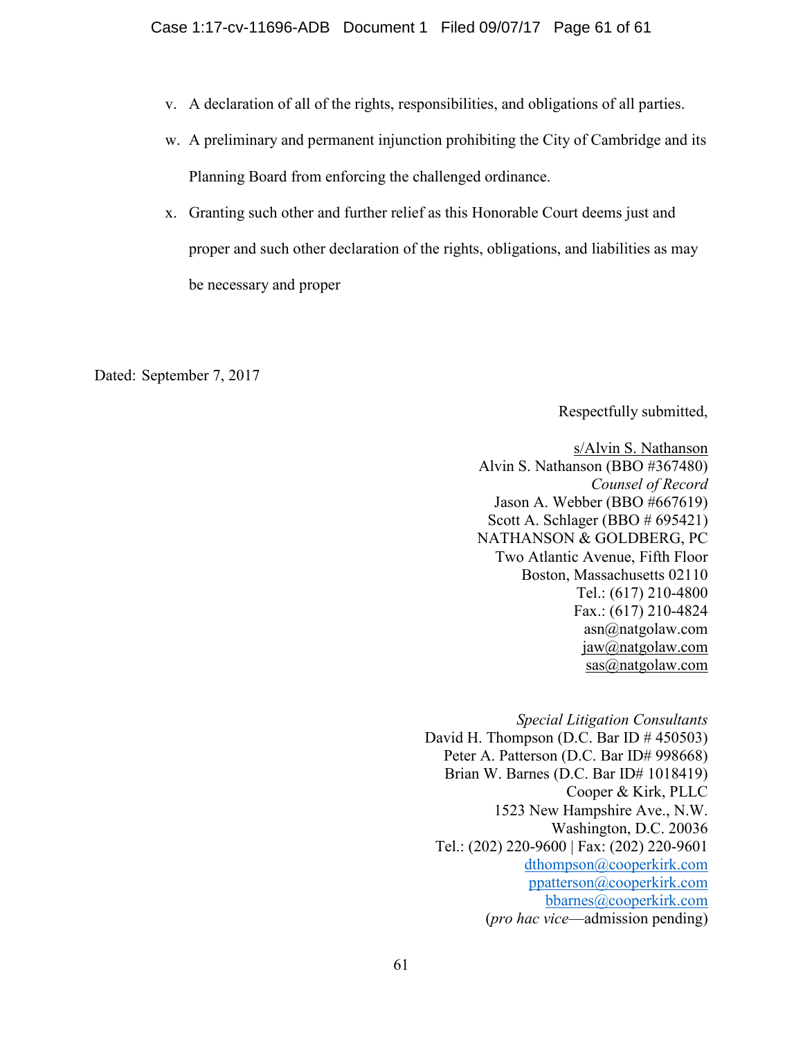v. A declaration of all of the rights, responsibilities, and obligations of all parties.

w. A preliminary and permanent injunction prohibiting the City of Cambridge and its Planning Board from enforcing the challenged ordinance.

x. Granting such other and further relief as this Honorable Court deems just and proper and such other declaration of the rights, obligations, and liabilities as may be necessary and proper

Dated: September 7, 2017

Respectfully submitted,

s/Alvin S. Nathanson
Alvin S. Nathanson (BBO #367480)
*Counsel of Record*
Jason A. Webber (BBO #667619)
Scott A. Schlager (BBO # 695421)
NATHANSON & GOLDBERG, PC
Two Atlantic Avenue, Fifth Floor
Boston, Massachusetts 02110
Tel.: (617) 210-4800
Fax.: (617) 210-4824
asn@natgolaw.com
jaw@natgolaw.com
sas@natgolaw.com

*Special Litigation Consultants*
David H. Thompson (D.C. Bar ID # 450503)
Peter A. Patterson (D.C. Bar ID# 998668)
Brian W. Barnes (D.C. Bar ID# 1018419)
Cooper & Kirk, PLLC
1523 New Hampshire Ave., N.W.
Washington, D.C. 20036
Tel.: (202) 220-9600 | Fax: (202) 220-9601
dthompson@cooperkirk.com
ppatterson@cooperkirk.com
bbarnes@cooperkirk.com
(*pro hac vice*—admission pending)